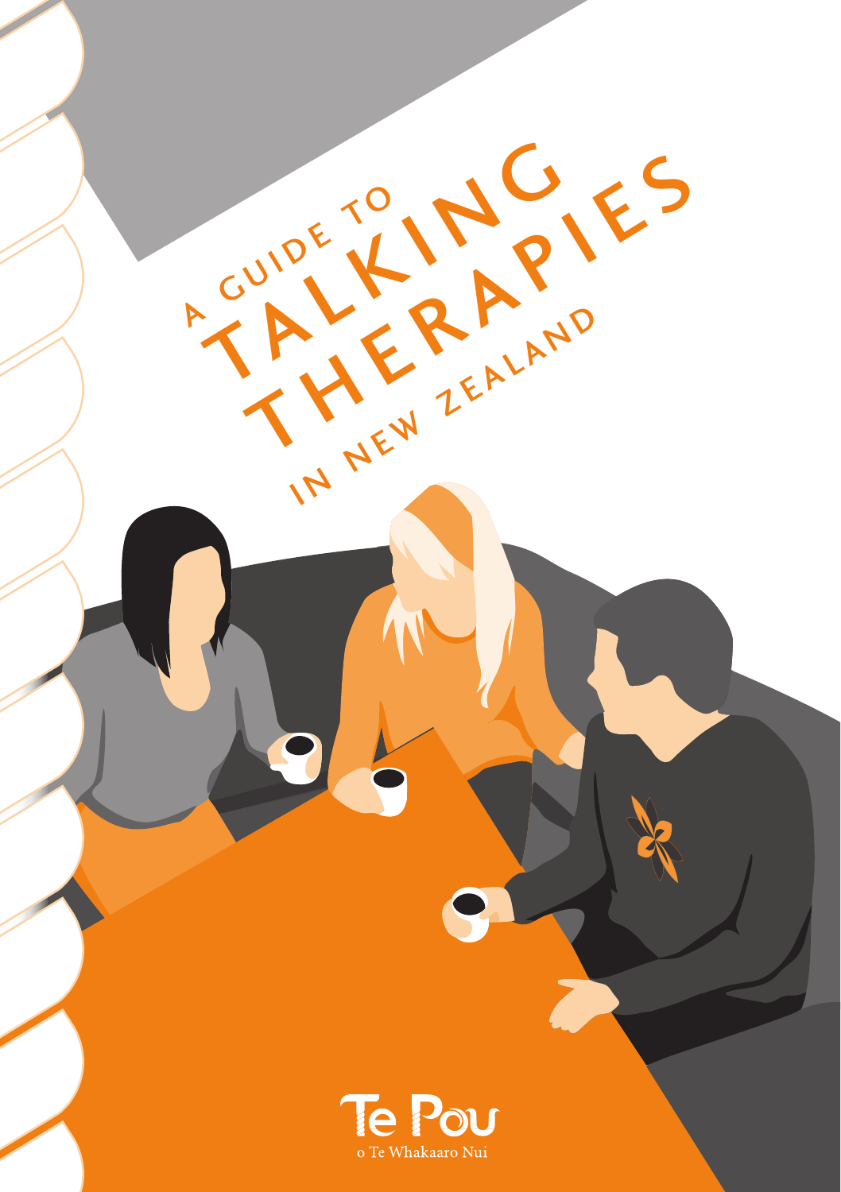# A GUIDE TO TALKING THERAPIES IN NEW ZEALAND

Te Pou o Te Whakaaro Nui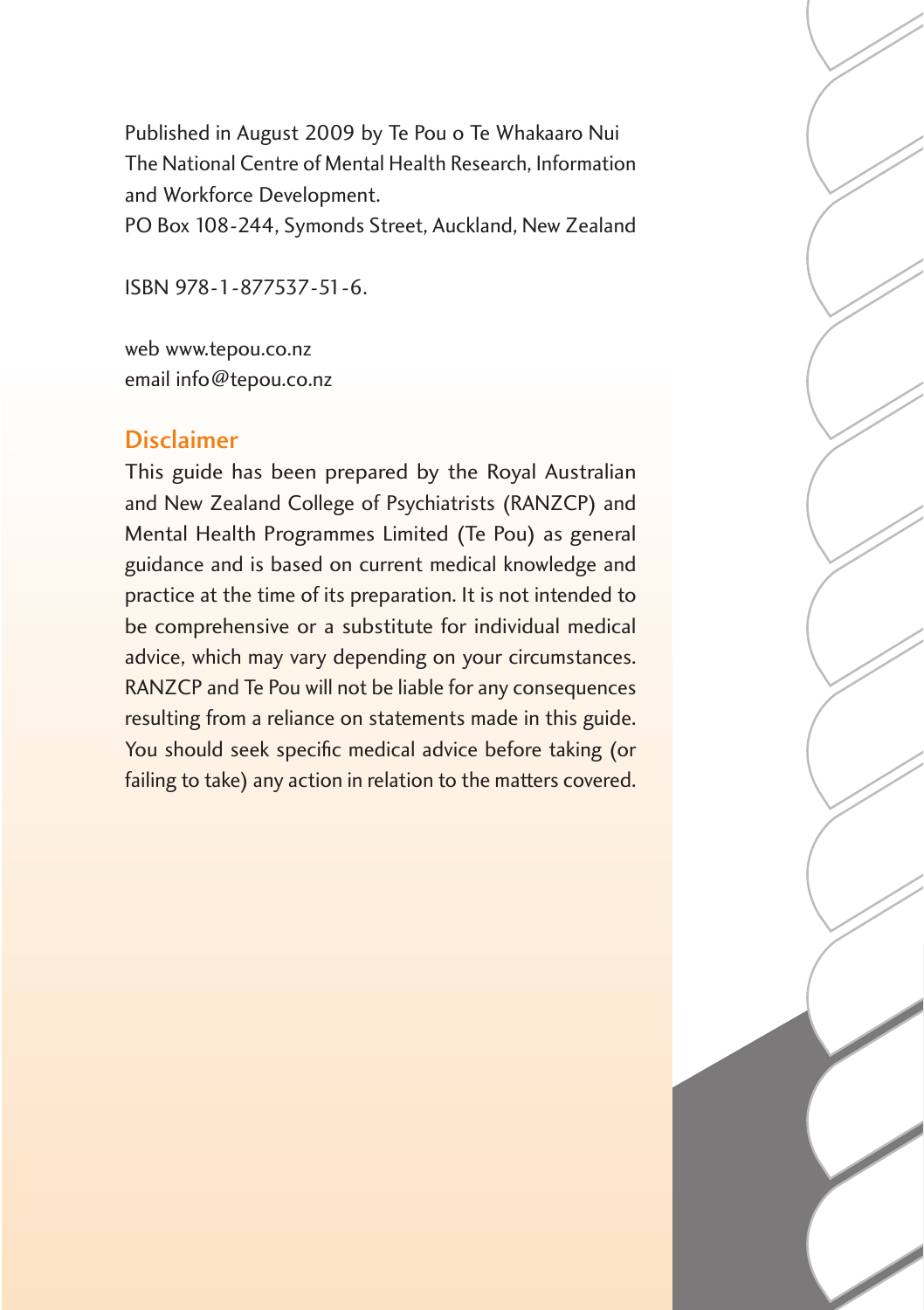Published in August 2009 by Te Pou o Te Whakaaro Nui
The National Centre of Mental Health Research, Information and Workforce Development.
PO Box 108-244, Symonds Street, Auckland, New Zealand

ISBN 978-1-877537-51-6.

web www.tepou.co.nz
email info@tepou.co.nz

## Disclaimer

This guide has been prepared by the Royal Australian and New Zealand College of Psychiatrists (RANZCP) and Mental Health Programmes Limited (Te Pou) as general guidance and is based on current medical knowledge and practice at the time of its preparation. It is not intended to be comprehensive or a substitute for individual medical advice, which may vary depending on your circumstances. RANZCP and Te Pou will not be liable for any consequences resulting from a reliance on statements made in this guide. You should seek specific medical advice before taking (or failing to take) any action in relation to the matters covered.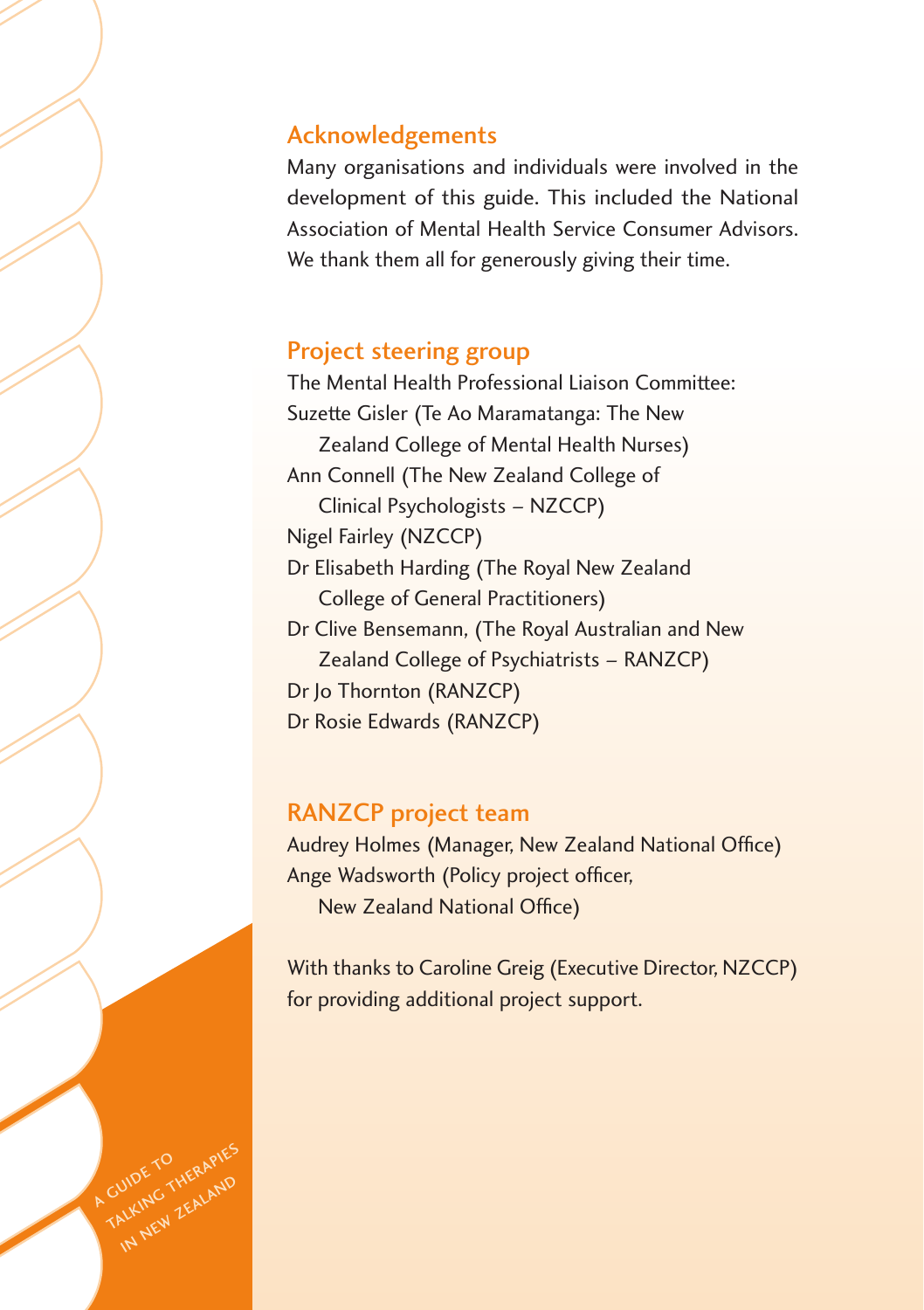## Acknowledgements

Many organisations and individuals were involved in the development of this guide. This included the National Association of Mental Health Service Consumer Advisors. We thank them all for generously giving their time.

## Project steering group

The Mental Health Professional Liaison Committee:

Suzette Gisler (Te Ao Maramatanga: The New Zealand College of Mental Health Nurses)

Ann Connell (The New Zealand College of Clinical Psychologists – NZCCP)

Nigel Fairley (NZCCP)

Dr Elisabeth Harding (The Royal New Zealand College of General Practitioners)

Dr Clive Bensemann, (The Royal Australian and New Zealand College of Psychiatrists – RANZCP)

Dr Jo Thornton (RANZCP)

Dr Rosie Edwards (RANZCP)

## RANZCP project team

Audrey Holmes (Manager, New Zealand National Office)

Ange Wadsworth (Policy project officer, New Zealand National Office)

With thanks to Caroline Greig (Executive Director, NZCCP) for providing additional project support.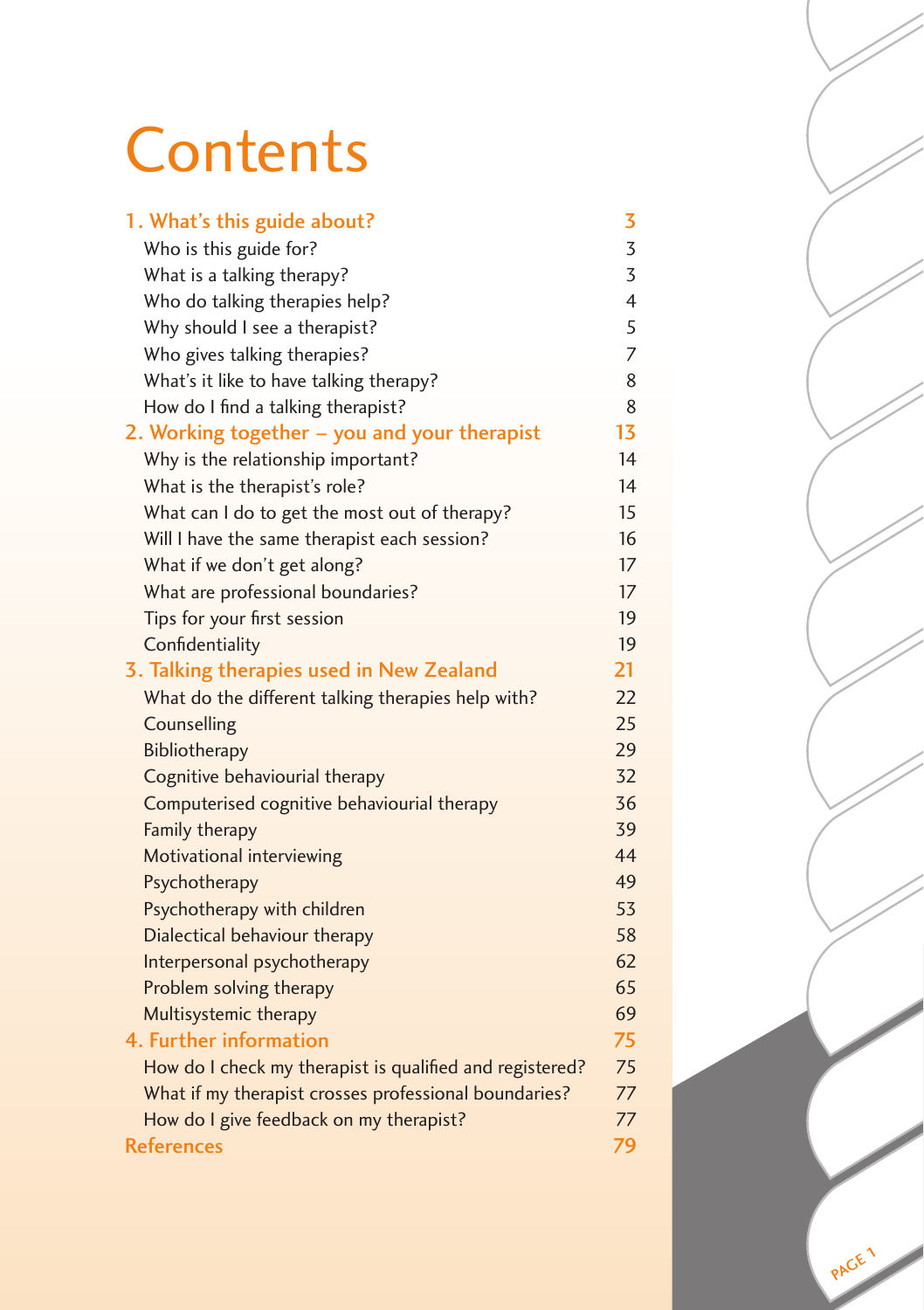# Contents

| | |
|---|---|
| **1. What's this guide about?** | **3** |
| Who is this guide for? | 3 |
| What is a talking therapy? | 3 |
| Who do talking therapies help? | 4 |
| Why should I see a therapist? | 5 |
| Who gives talking therapies? | 7 |
| What's it like to have talking therapy? | 8 |
| How do I find a talking therapist? | 8 |
| **2. Working together – you and your therapist** | **13** |
| Why is the relationship important? | 14 |
| What is the therapist's role? | 14 |
| What can I do to get the most out of therapy? | 15 |
| Will I have the same therapist each session? | 16 |
| What if we don't get along? | 17 |
| What are professional boundaries? | 17 |
| Tips for your first session | 19 |
| Confidentiality | 19 |
| **3. Talking therapies used in New Zealand** | **21** |
| What do the different talking therapies help with? | 22 |
| Counselling | 25 |
| Bibliotherapy | 29 |
| Cognitive behavioural therapy | 32 |
| Computerised cognitive behavioural therapy | 36 |
| Family therapy | 39 |
| Motivational interviewing | 44 |
| Psychotherapy | 49 |
| Psychotherapy with children | 53 |
| Dialectical behaviour therapy | 58 |
| Interpersonal psychotherapy | 62 |
| Problem solving therapy | 65 |
| Multisystemic therapy | 69 |
| **4. Further information** | **75** |
| How do I check my therapist is qualified and registered? | 75 |
| What if my therapist crosses professional boundaries? | 77 |
| How do I give feedback on my therapist? | 77 |
| **References** | **79** |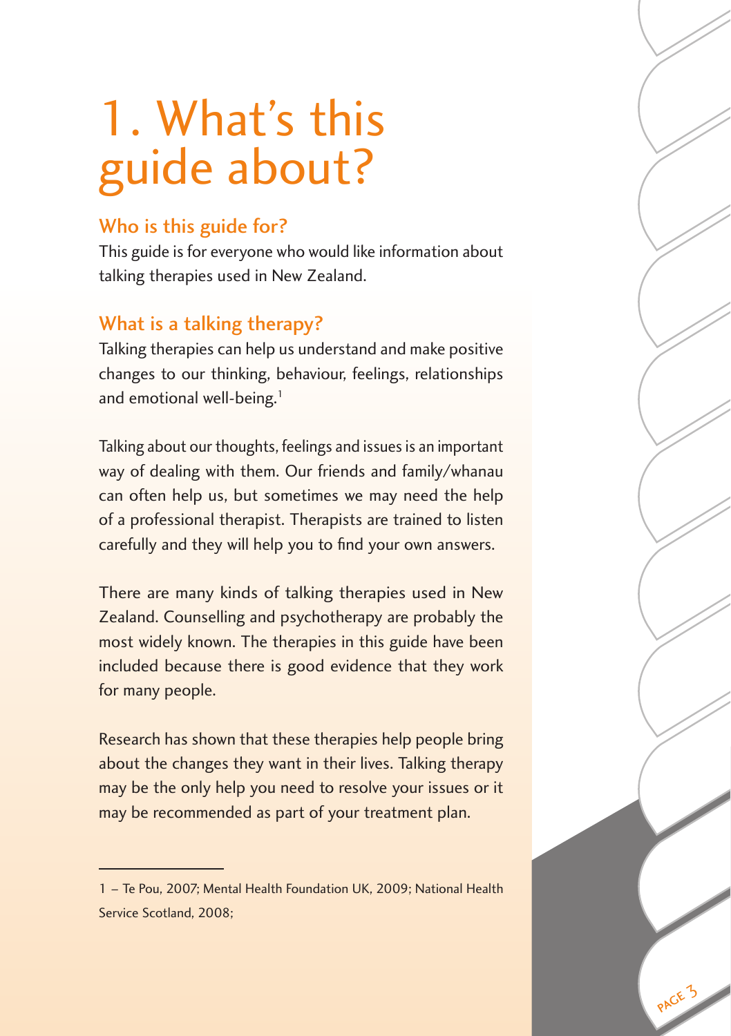# 1. What's this guide about?

## Who is this guide for?

This guide is for everyone who would like information about talking therapies used in New Zealand.

## What is a talking therapy?

Talking therapies can help us understand and make positive changes to our thinking, behaviour, feelings, relationships and emotional well-being.[1]

Talking about our thoughts, feelings and issues is an important way of dealing with them. Our friends and family/whanau can often help us, but sometimes we may need the help of a professional therapist. Therapists are trained to listen carefully and they will help you to find your own answers.

There are many kinds of talking therapies used in New Zealand. Counselling and psychotherapy are probably the most widely known. The therapies in this guide have been included because there is good evidence that they work for many people.

Research has shown that these therapies help people bring about the changes they want in their lives. Talking therapy may be the only help you need to resolve your issues or it may be recommended as part of your treatment plan.

---

1 – Te Pou, 2007; Mental Health Foundation UK, 2009; National Health Service Scotland, 2008;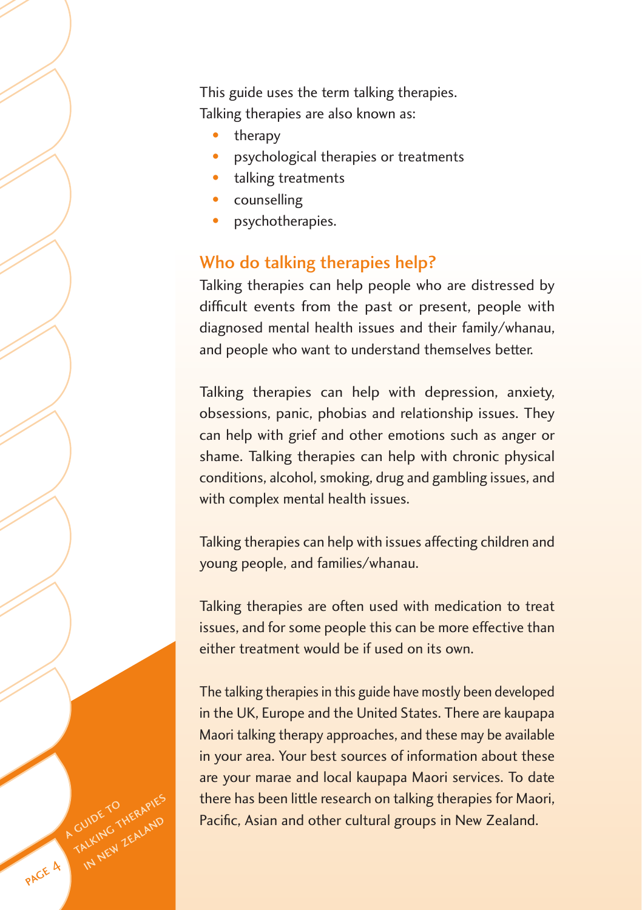This guide uses the term talking therapies.
Talking therapies are also known as:

- therapy
- psychological therapies or treatments
- talking treatments
- counselling
- psychotherapies.

## Who do talking therapies help?

Talking therapies can help people who are distressed by difficult events from the past or present, people with diagnosed mental health issues and their family/whanau, and people who want to understand themselves better.

Talking therapies can help with depression, anxiety, obsessions, panic, phobias and relationship issues. They can help with grief and other emotions such as anger or shame. Talking therapies can help with chronic physical conditions, alcohol, smoking, drug and gambling issues, and with complex mental health issues.

Talking therapies can help with issues affecting children and young people, and families/whanau.

Talking therapies are often used with medication to treat issues, and for some people this can be more effective than either treatment would be if used on its own.

The talking therapies in this guide have mostly been developed in the UK, Europe and the United States. There are kaupapa Maori talking therapy approaches, and these may be available in your area. Your best sources of information about these are your marae and local kaupapa Maori services. To date there has been little research on talking therapies for Maori, Pacific, Asian and other cultural groups in New Zealand.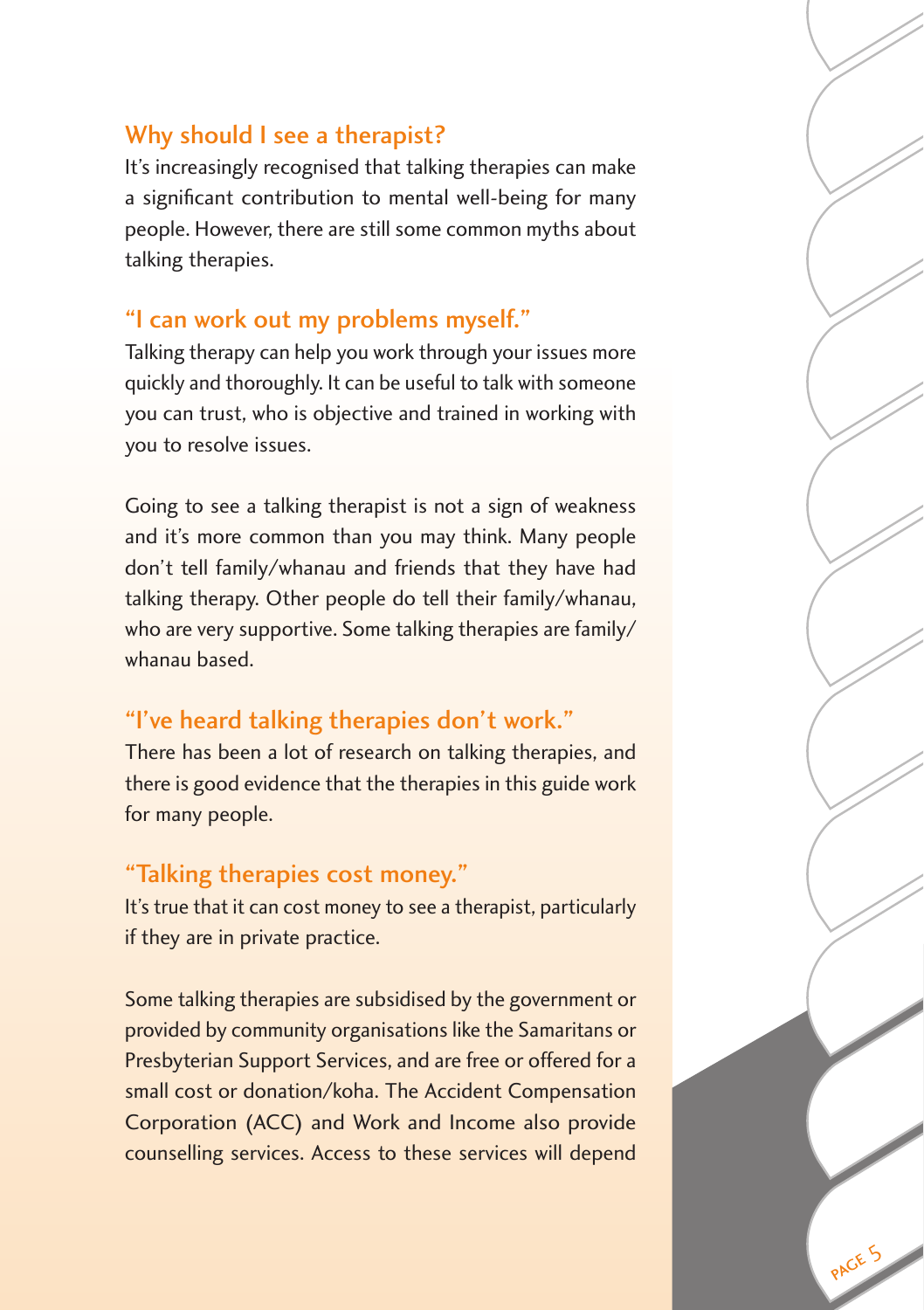## Why should I see a therapist?

It's increasingly recognised that talking therapies can make a significant contribution to mental well-being for many people. However, there are still some common myths about talking therapies.

### "I can work out my problems myself."

Talking therapy can help you work through your issues more quickly and thoroughly. It can be useful to talk with someone you can trust, who is objective and trained in working with you to resolve issues.

Going to see a talking therapist is not a sign of weakness and it's more common than you may think. Many people don't tell family/whanau and friends that they have had talking therapy. Other people do tell their family/whanau, who are very supportive. Some talking therapies are family/whanau based.

### "I've heard talking therapies don't work."

There has been a lot of research on talking therapies, and there is good evidence that the therapies in this guide work for many people.

### "Talking therapies cost money."

It's true that it can cost money to see a therapist, particularly if they are in private practice.

Some talking therapies are subsidised by the government or provided by community organisations like the Samaritans or Presbyterian Support Services, and are free or offered for a small cost or donation/koha. The Accident Compensation Corporation (ACC) and Work and Income also provide counselling services. Access to these services will depend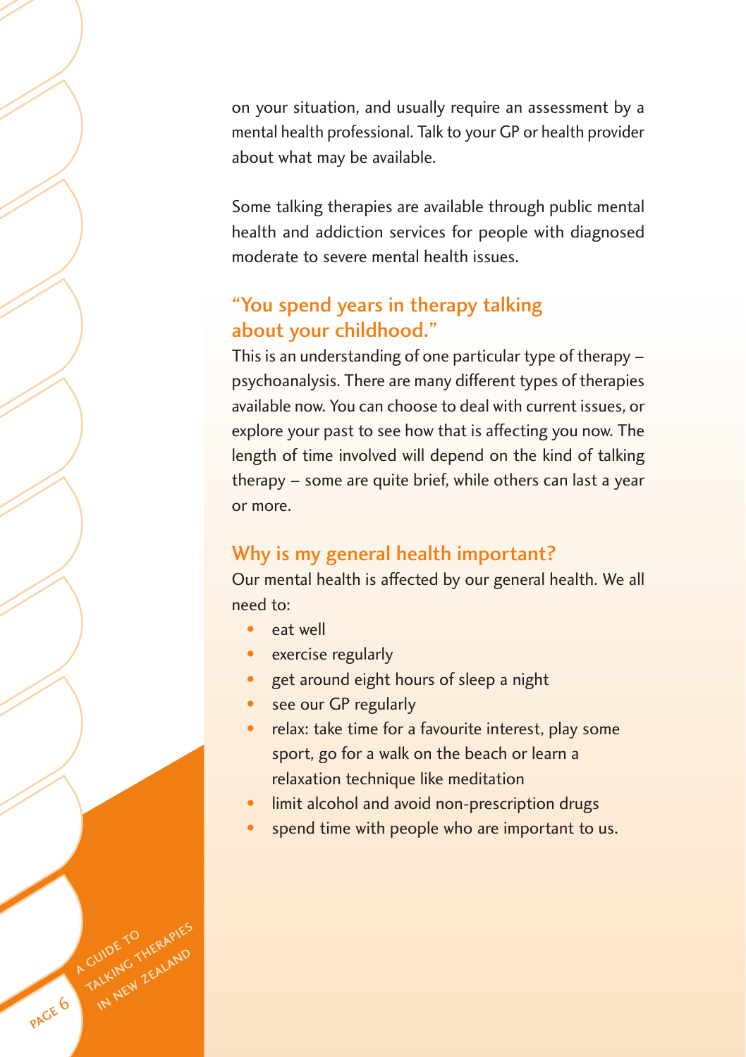on your situation, and usually require an assessment by a mental health professional. Talk to your GP or health provider about what may be available.

Some talking therapies are available through public mental health and addiction services for people with diagnosed moderate to severe mental health issues.

### "You spend years in therapy talking about your childhood."

This is an understanding of one particular type of therapy – psychoanalysis. There are many different types of therapies available now. You can choose to deal with current issues, or explore your past to see how that is affecting you now. The length of time involved will depend on the kind of talking therapy – some are quite brief, while others can last a year or more.

### Why is my general health important?

Our mental health is affected by our general health. We all need to:

- eat well
- exercise regularly
- get around eight hours of sleep a night
- see our GP regularly
- relax: take time for a favourite interest, play some sport, go for a walk on the beach or learn a relaxation technique like meditation
- limit alcohol and avoid non-prescription drugs
- spend time with people who are important to us.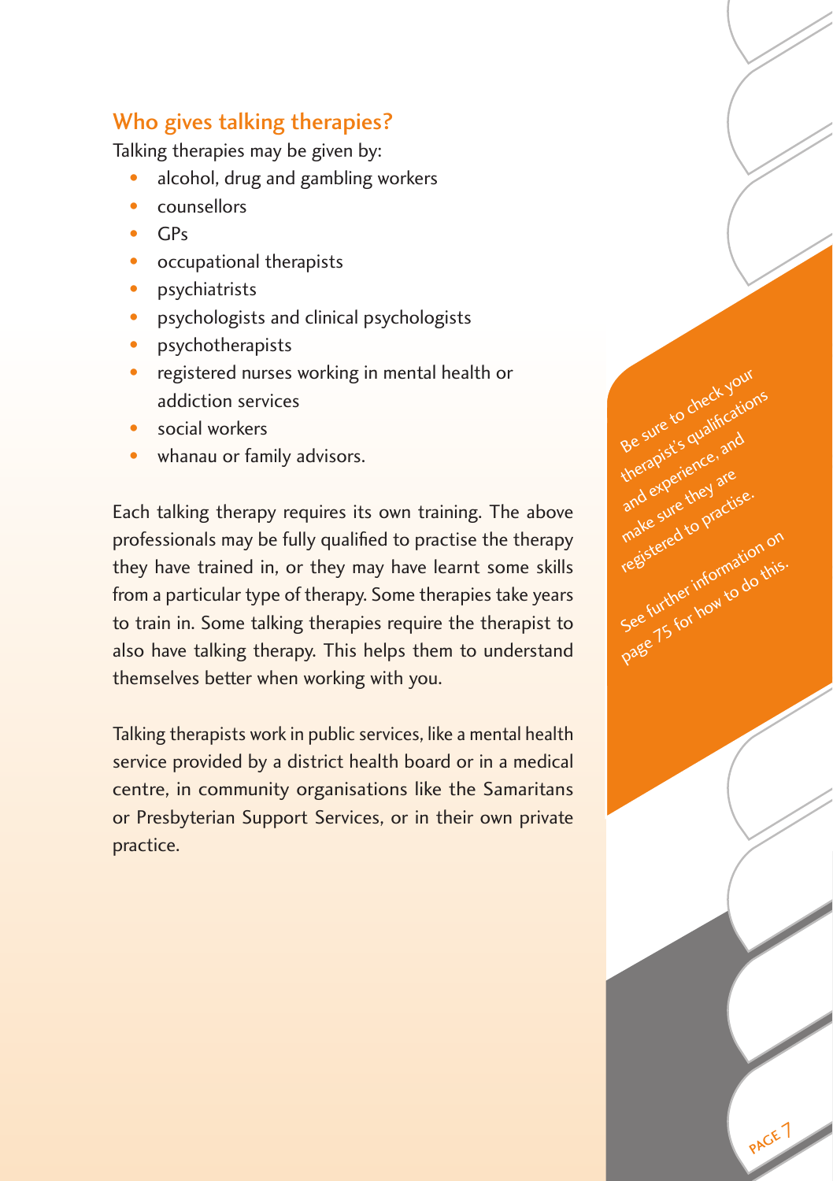## Who gives talking therapies?

Talking therapies may be given by:

- alcohol, drug and gambling workers
- counsellors
- GPs
- occupational therapists
- psychiatrists
- psychologists and clinical psychologists
- psychotherapists
- registered nurses working in mental health or addiction services
- social workers
- whanau or family advisors.

Each talking therapy requires its own training. The above professionals may be fully qualified to practise the therapy they have trained in, or they may have learnt some skills from a particular type of therapy. Some therapies take years to train in. Some talking therapies require the therapist to also have talking therapy. This helps them to understand themselves better when working with you.

Talking therapists work in public services, like a mental health service provided by a district health board or in a medical centre, in community organisations like the Samaritans or Presbyterian Support Services, or in their own private practice.

Be sure to check your therapist's qualifications and experience, and make sure they are registered to practise.

See further information on page 75 for how to do this.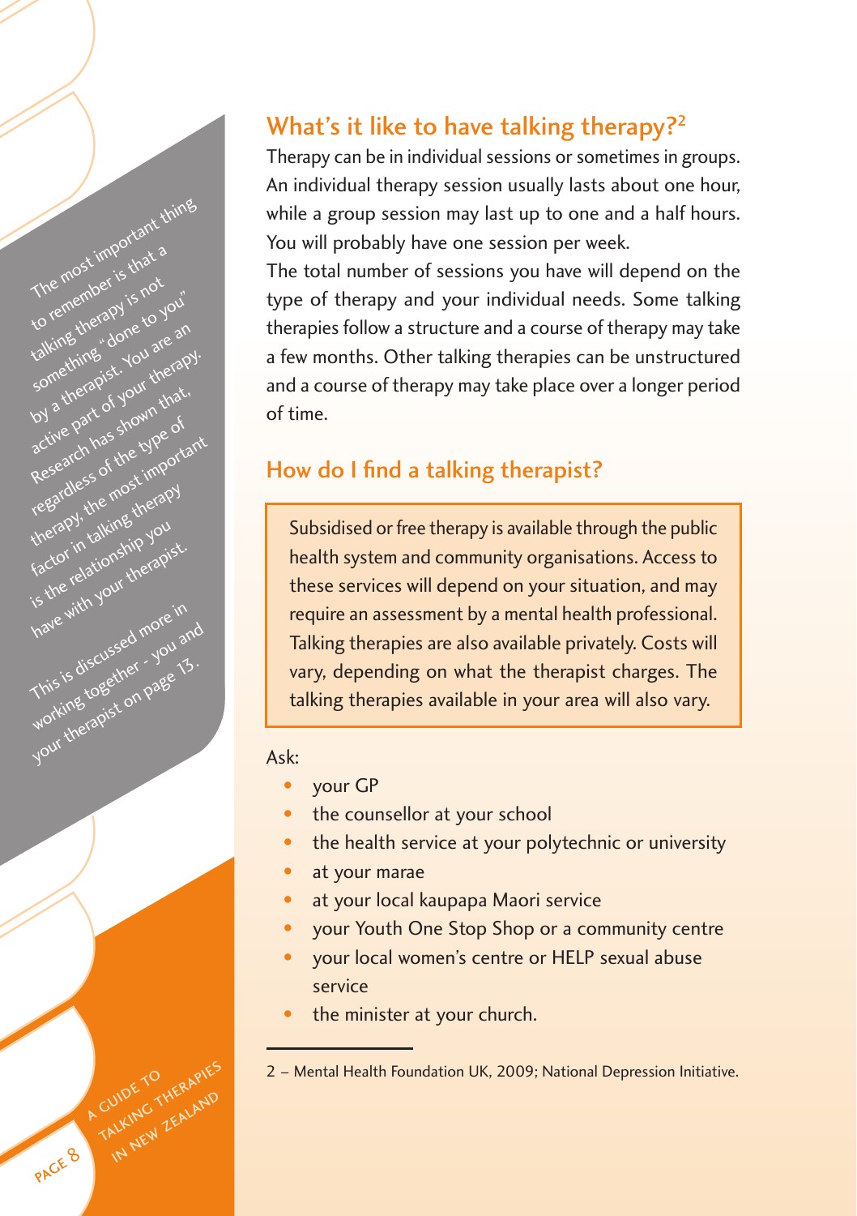The most important thing to remember is that a talking therapy is not something "done to you" by a therapist. You are an active part of your therapy. Research has shown that, regardless of the type of therapy, the most important factor in talking therapy is the relationship you have with your therapist.

This is discussed more in working together - you and your therapist on page 13.

## What's it like to have talking therapy?[2]

Therapy can be in individual sessions or sometimes in groups. An individual therapy session usually lasts about one hour, while a group session may last up to one and a half hours. You will probably have one session per week.

The total number of sessions you have will depend on the type of therapy and your individual needs. Some talking therapies follow a structure and a course of therapy may take a few months. Other talking therapies can be unstructured and a course of therapy may take place over a longer period of time.

## How do I find a talking therapist?

Subsidised or free therapy is available through the public health system and community organisations. Access to these services will depend on your situation, and may require an assessment by a mental health professional. Talking therapies are also available privately. Costs will vary, depending on what the therapist charges. The talking therapies available in your area will also vary.

Ask:

- your GP
- the counsellor at your school
- the health service at your polytechnic or university
- at your marae
- at your local kaupapa Maori service
- your Youth One Stop Shop or a community centre
- your local women's centre or HELP sexual abuse service
- the minister at your church.

---

2 – Mental Health Foundation UK, 2009; National Depression Initiative.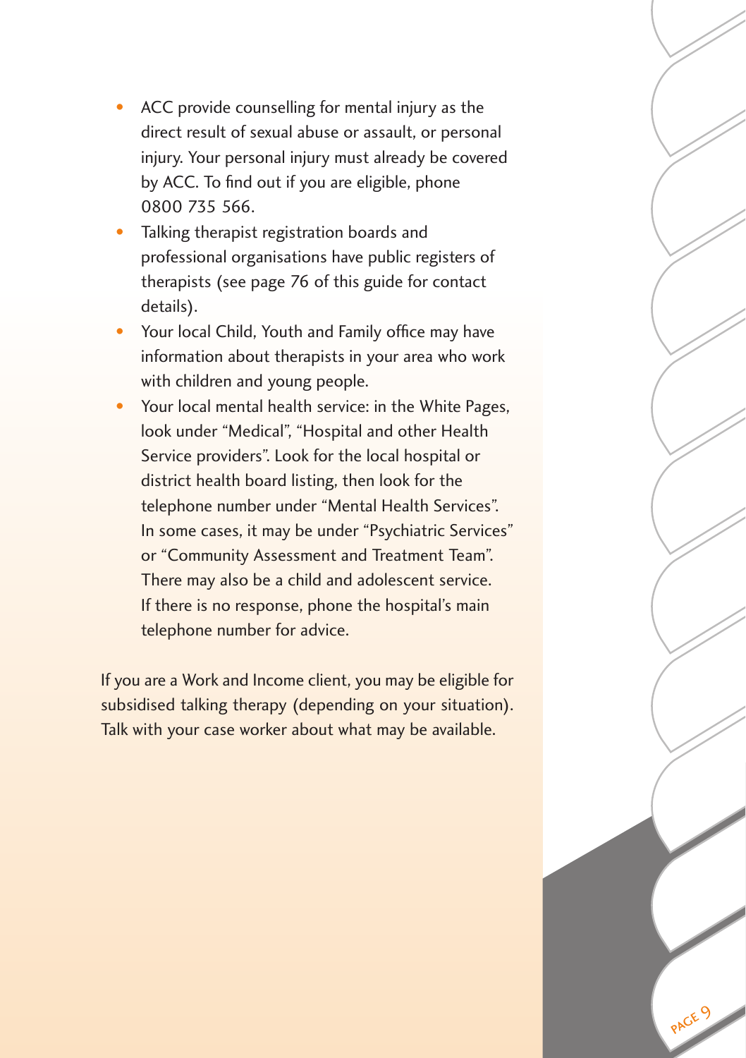- ACC provide counselling for mental injury as the direct result of sexual abuse or assault, or personal injury. Your personal injury must already be covered by ACC. To find out if you are eligible, phone 0800 735 566.
- Talking therapist registration boards and professional organisations have public registers of therapists (see page 76 of this guide for contact details).
- Your local Child, Youth and Family office may have information about therapists in your area who work with children and young people.
- Your local mental health service: in the White Pages, look under "Medical", "Hospital and other Health Service providers". Look for the local hospital or district health board listing, then look for the telephone number under "Mental Health Services". In some cases, it may be under "Psychiatric Services" or "Community Assessment and Treatment Team". There may also be a child and adolescent service. If there is no response, phone the hospital's main telephone number for advice.

If you are a Work and Income client, you may be eligible for subsidised talking therapy (depending on your situation). Talk with your case worker about what may be available.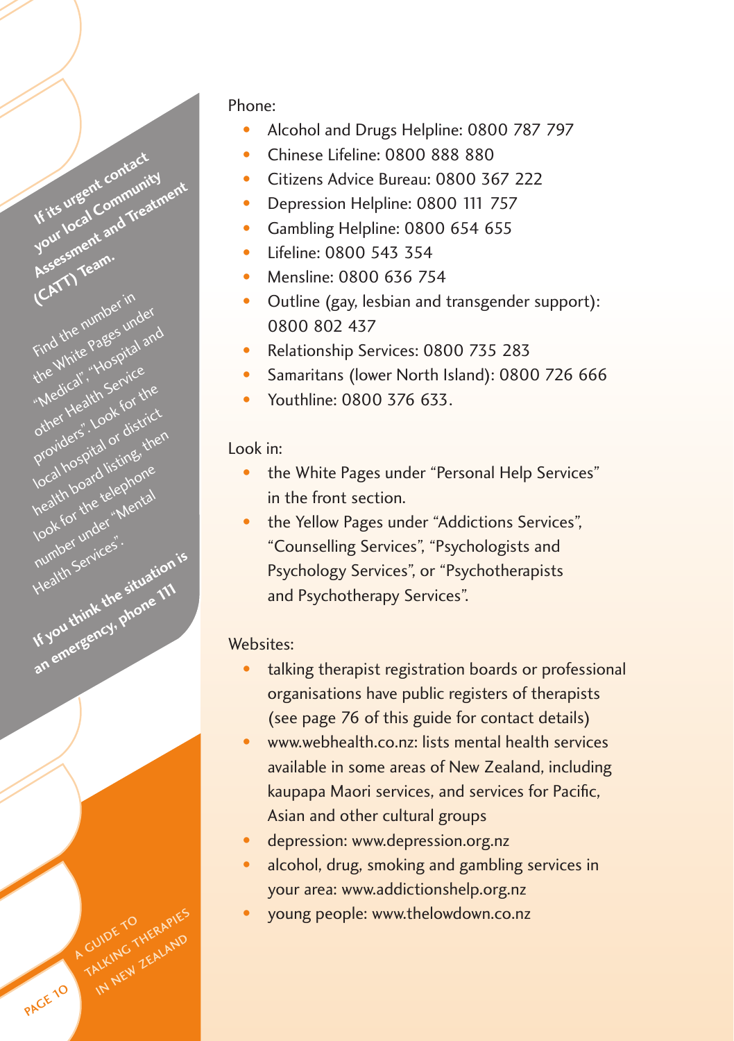**If its urgent contact your local Community Assessment and Treatment (CATT) Team.**

Find the number in the White Pages under "Medical", "Hospital and other Health Service providers". Look for the local hospital or district health board listing, then look for the telephone number under "Mental Health Services".

**If you think the situation is an emergency, phone 111**

Phone:

- Alcohol and Drugs Helpline: 0800 787 797
- Chinese Lifeline: 0800 888 880
- Citizens Advice Bureau: 0800 367 222
- Depression Helpline: 0800 111 757
- Gambling Helpline: 0800 654 655
- Lifeline: 0800 543 354
- Mensline: 0800 636 754
- Outline (gay, lesbian and transgender support): 0800 802 437
- Relationship Services: 0800 735 283
- Samaritans (lower North Island): 0800 726 666
- Youthline: 0800 376 633.

Look in:

- the White Pages under "Personal Help Services" in the front section.
- the Yellow Pages under "Addictions Services", "Counselling Services", "Psychologists and Psychology Services", or "Psychotherapists and Psychotherapy Services".

Websites:

- talking therapist registration boards or professional organisations have public registers of therapists (see page 76 of this guide for contact details)
- www.webhealth.co.nz: lists mental health services available in some areas of New Zealand, including kaupapa Maori services, and services for Pacific, Asian and other cultural groups
- depression: www.depression.org.nz
- alcohol, drug, smoking and gambling services in your area: www.addictionshelp.org.nz
- young people: www.thelowdown.co.nz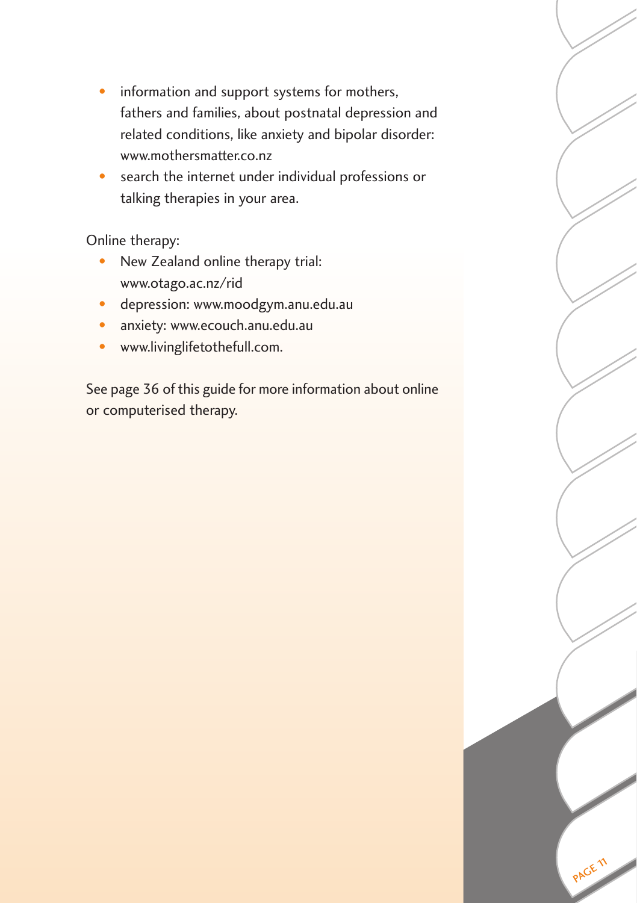- information and support systems for mothers, fathers and families, about postnatal depression and related conditions, like anxiety and bipolar disorder: www.mothersmatter.co.nz
- search the internet under individual professions or talking therapies in your area.

Online therapy:

- New Zealand online therapy trial: www.otago.ac.nz/rid
- depression: www.moodgym.anu.edu.au
- anxiety: www.ecouch.anu.edu.au
- www.livinglifetothefull.com.

See page 36 of this guide for more information about online or computerised therapy.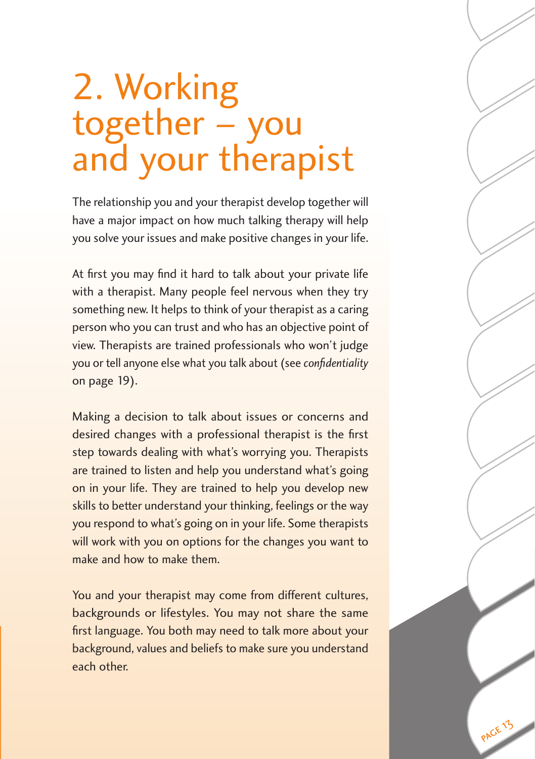# 2. Working together – you and your therapist

The relationship you and your therapist develop together will have a major impact on how much talking therapy will help you solve your issues and make positive changes in your life.

At first you may find it hard to talk about your private life with a therapist. Many people feel nervous when they try something new. It helps to think of your therapist as a caring person who you can trust and who has an objective point of view. Therapists are trained professionals who won't judge you or tell anyone else what you talk about (see *confidentiality* on page 19).

Making a decision to talk about issues or concerns and desired changes with a professional therapist is the first step towards dealing with what's worrying you. Therapists are trained to listen and help you understand what's going on in your life. They are trained to help you develop new skills to better understand your thinking, feelings or the way you respond to what's going on in your life. Some therapists will work with you on options for the changes you want to make and how to make them.

You and your therapist may come from different cultures, backgrounds or lifestyles. You may not share the same first language. You both may need to talk more about your background, values and beliefs to make sure you understand each other.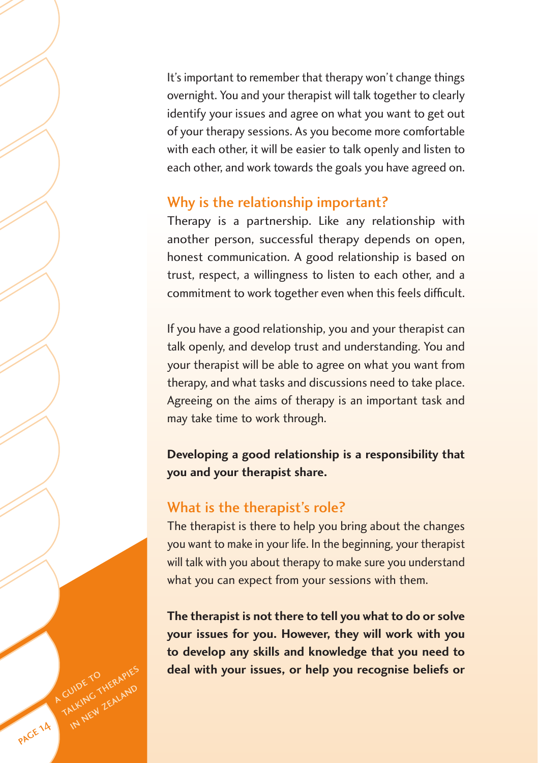It's important to remember that therapy won't change things overnight. You and your therapist will talk together to clearly identify your issues and agree on what you want to get out of your therapy sessions. As you become more comfortable with each other, it will be easier to talk openly and listen to each other, and work towards the goals you have agreed on.

## Why is the relationship important?

Therapy is a partnership. Like any relationship with another person, successful therapy depends on open, honest communication. A good relationship is based on trust, respect, a willingness to listen to each other, and a commitment to work together even when this feels difficult.

If you have a good relationship, you and your therapist can talk openly, and develop trust and understanding. You and your therapist will be able to agree on what you want from therapy, and what tasks and discussions need to take place. Agreeing on the aims of therapy is an important task and may take time to work through.

**Developing a good relationship is a responsibility that you and your therapist share.**

## What is the therapist's role?

The therapist is there to help you bring about the changes you want to make in your life. In the beginning, your therapist will talk with you about therapy to make sure you understand what you can expect from your sessions with them.

**The therapist is not there to tell you what to do or solve your issues for you. However, they will work with you to develop any skills and knowledge that you need to deal with your issues, or help you recognise beliefs or**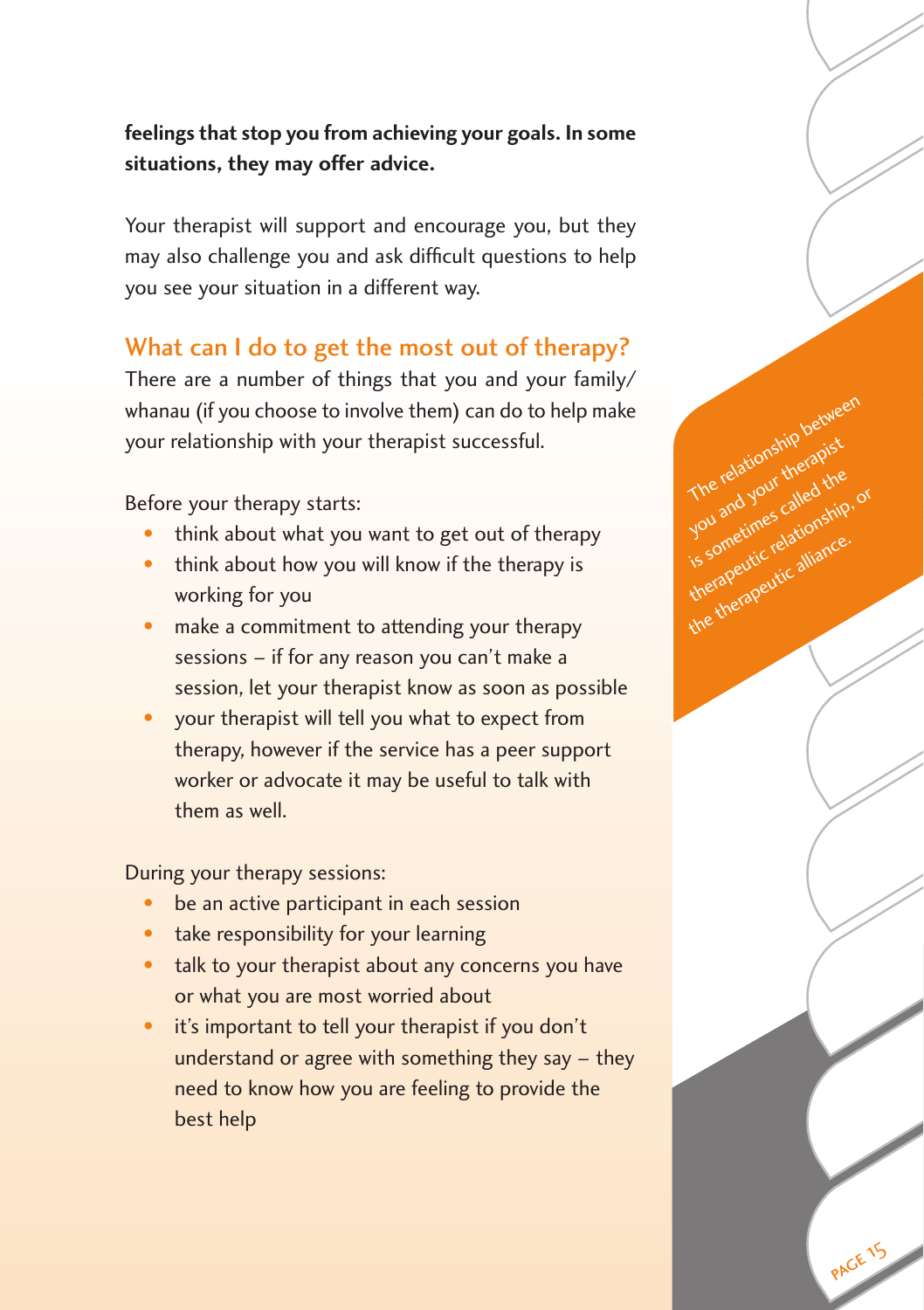**feelings that stop you from achieving your goals. In some situations, they may offer advice.**

Your therapist will support and encourage you, but they may also challenge you and ask difficult questions to help you see your situation in a different way.

## What can I do to get the most out of therapy?

There are a number of things that you and your family/whanau (if you choose to involve them) can do to help make your relationship with your therapist successful.

Before your therapy starts:

- think about what you want to get out of therapy
- think about how you will know if the therapy is working for you
- make a commitment to attending your therapy sessions – if for any reason you can't make a session, let your therapist know as soon as possible
- your therapist will tell you what to expect from therapy, however if the service has a peer support worker or advocate it may be useful to talk with them as well.

During your therapy sessions:

- be an active participant in each session
- take responsibility for your learning
- talk to your therapist about any concerns you have or what you are most worried about
- it's important to tell your therapist if you don't understand or agree with something they say – they need to know how you are feeling to provide the best help

The relationship between you and your therapist is sometimes called the therapeutic relationship, or the therapeutic alliance.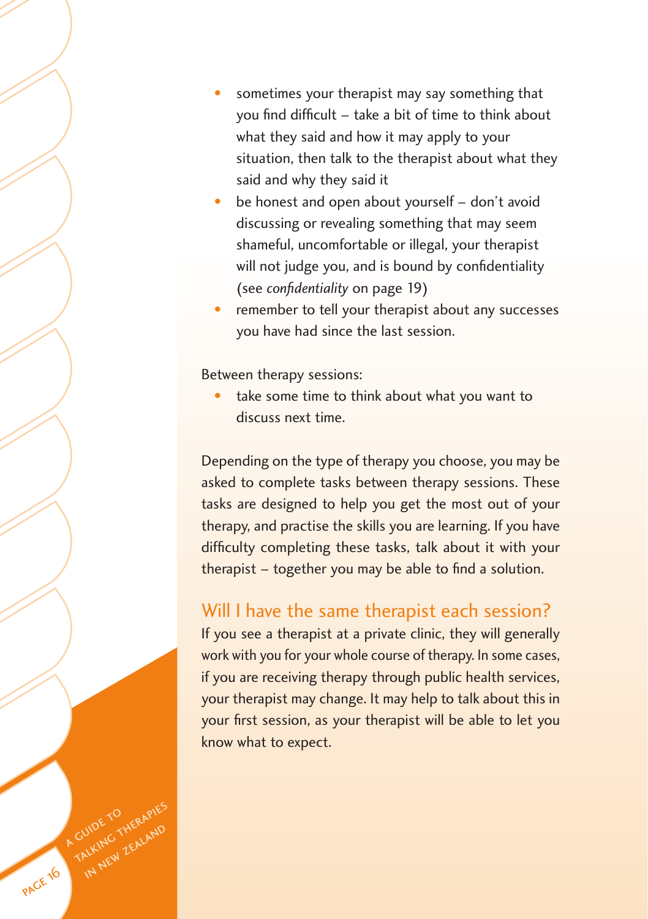- sometimes your therapist may say something that you find difficult – take a bit of time to think about what they said and how it may apply to your situation, then talk to the therapist about what they said and why they said it
- be honest and open about yourself – don't avoid discussing or revealing something that may seem shameful, uncomfortable or illegal, your therapist will not judge you, and is bound by confidentiality (see *confidentiality* on page 19)
- remember to tell your therapist about any successes you have had since the last session.

Between therapy sessions:

- take some time to think about what you want to discuss next time.

Depending on the type of therapy you choose, you may be asked to complete tasks between therapy sessions. These tasks are designed to help you get the most out of your therapy, and practise the skills you are learning. If you have difficulty completing these tasks, talk about it with your therapist – together you may be able to find a solution.

## Will I have the same therapist each session?

If you see a therapist at a private clinic, they will generally work with you for your whole course of therapy. In some cases, if you are receiving therapy through public health services, your therapist may change. It may help to talk about this in your first session, as your therapist will be able to let you know what to expect.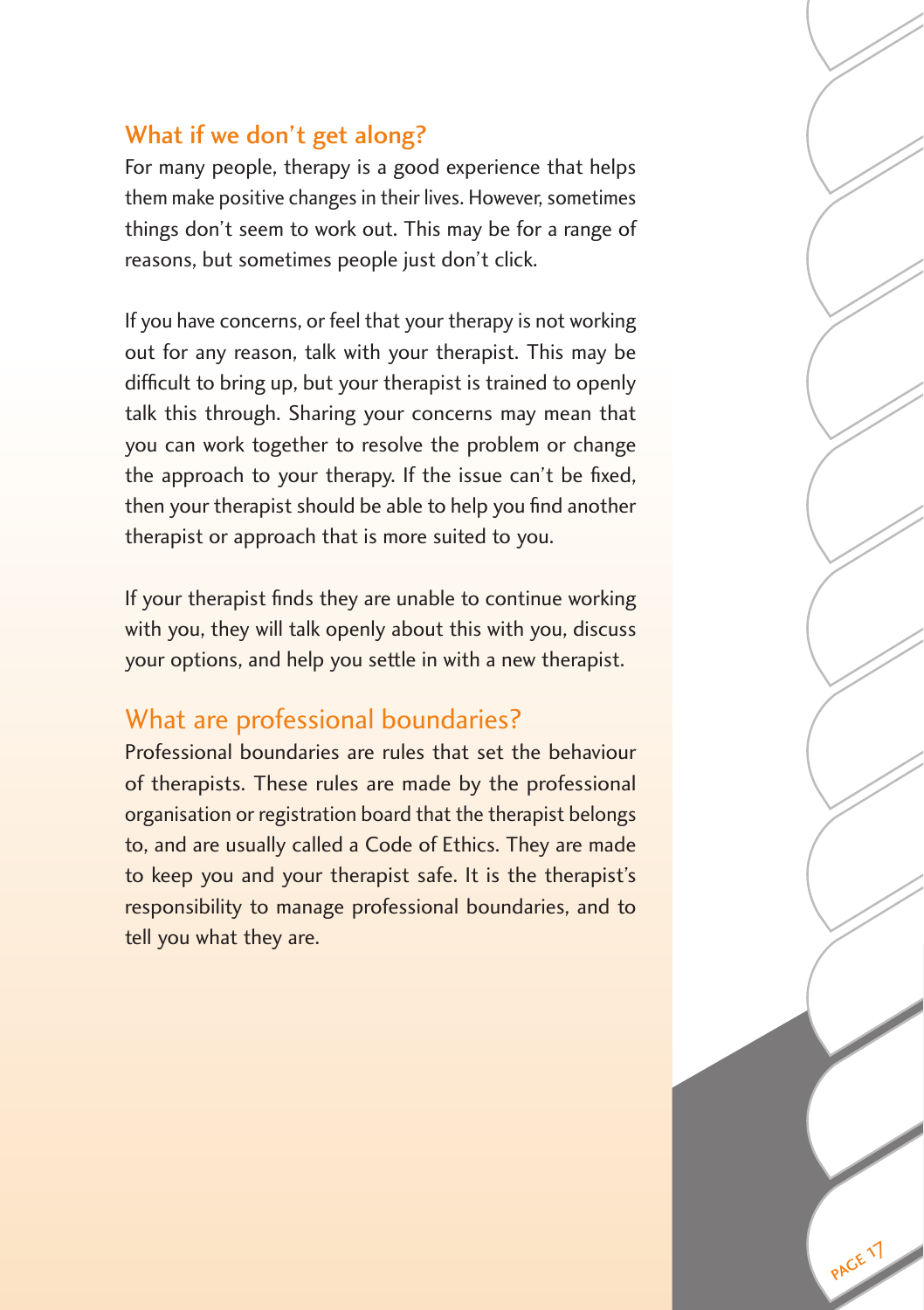## What if we don't get along?

For many people, therapy is a good experience that helps them make positive changes in their lives. However, sometimes things don't seem to work out. This may be for a range of reasons, but sometimes people just don't click.

If you have concerns, or feel that your therapy is not working out for any reason, talk with your therapist. This may be difficult to bring up, but your therapist is trained to openly talk this through. Sharing your concerns may mean that you can work together to resolve the problem or change the approach to your therapy. If the issue can't be fixed, then your therapist should be able to help you find another therapist or approach that is more suited to you.

If your therapist finds they are unable to continue working with you, they will talk openly about this with you, discuss your options, and help you settle in with a new therapist.

## What are professional boundaries?

Professional boundaries are rules that set the behaviour of therapists. These rules are made by the professional organisation or registration board that the therapist belongs to, and are usually called a Code of Ethics. They are made to keep you and your therapist safe. It is the therapist's responsibility to manage professional boundaries, and to tell you what they are.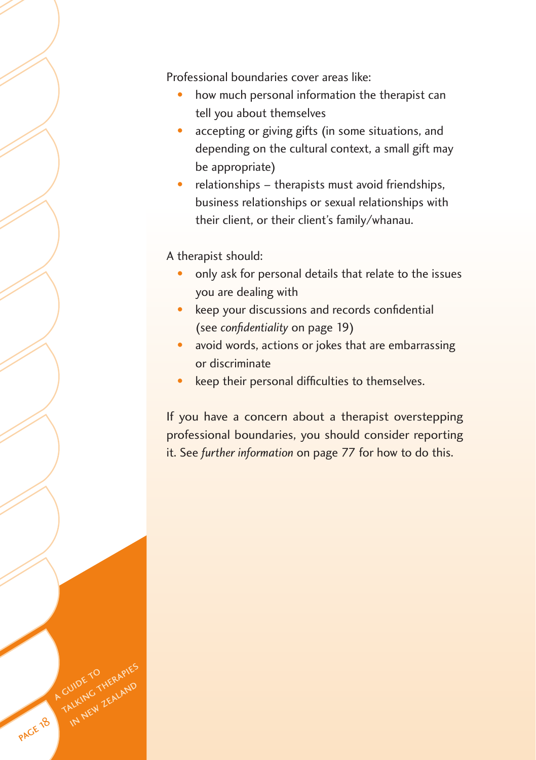Professional boundaries cover areas like:

- how much personal information the therapist can tell you about themselves
- accepting or giving gifts (in some situations, and depending on the cultural context, a small gift may be appropriate)
- relationships – therapists must avoid friendships, business relationships or sexual relationships with their client, or their client's family/whanau.

A therapist should:

- only ask for personal details that relate to the issues you are dealing with
- keep your discussions and records confidential (see *confidentiality* on page 19)
- avoid words, actions or jokes that are embarrassing or discriminate
- keep their personal difficulties to themselves.

If you have a concern about a therapist overstepping professional boundaries, you should consider reporting it. See *further information* on page 77 for how to do this.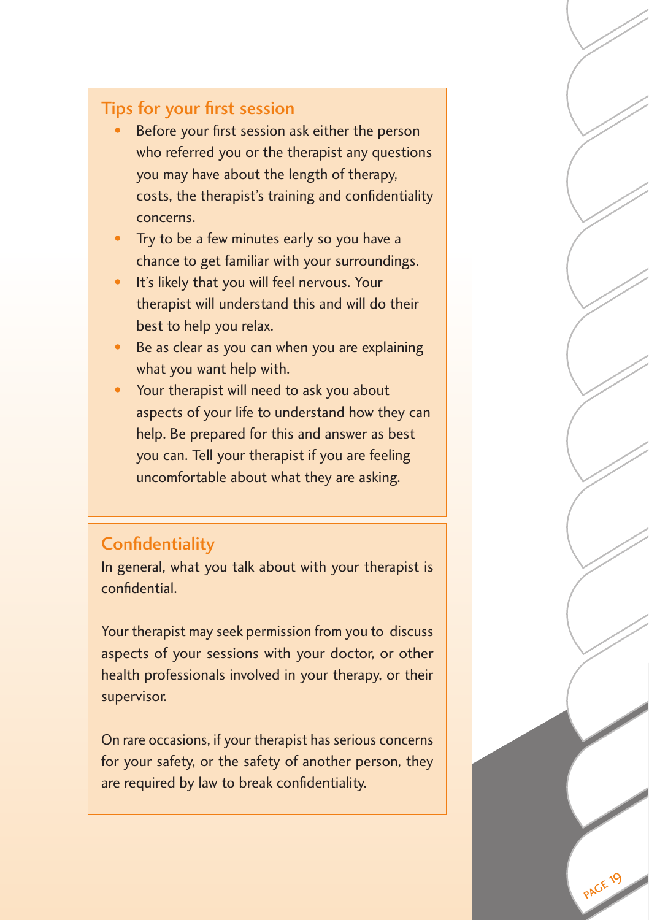## Tips for your first session

- Before your first session ask either the person who referred you or the therapist any questions you may have about the length of therapy, costs, the therapist's training and confidentiality concerns.
- Try to be a few minutes early so you have a chance to get familiar with your surroundings.
- It's likely that you will feel nervous. Your therapist will understand this and will do their best to help you relax.
- Be as clear as you can when you are explaining what you want help with.
- Your therapist will need to ask you about aspects of your life to understand how they can help. Be prepared for this and answer as best you can. Tell your therapist if you are feeling uncomfortable about what they are asking.

## Confidentiality

In general, what you talk about with your therapist is confidential.

Your therapist may seek permission from you to discuss aspects of your sessions with your doctor, or other health professionals involved in your therapy, or their supervisor.

On rare occasions, if your therapist has serious concerns for your safety, or the safety of another person, they are required by law to break confidentiality.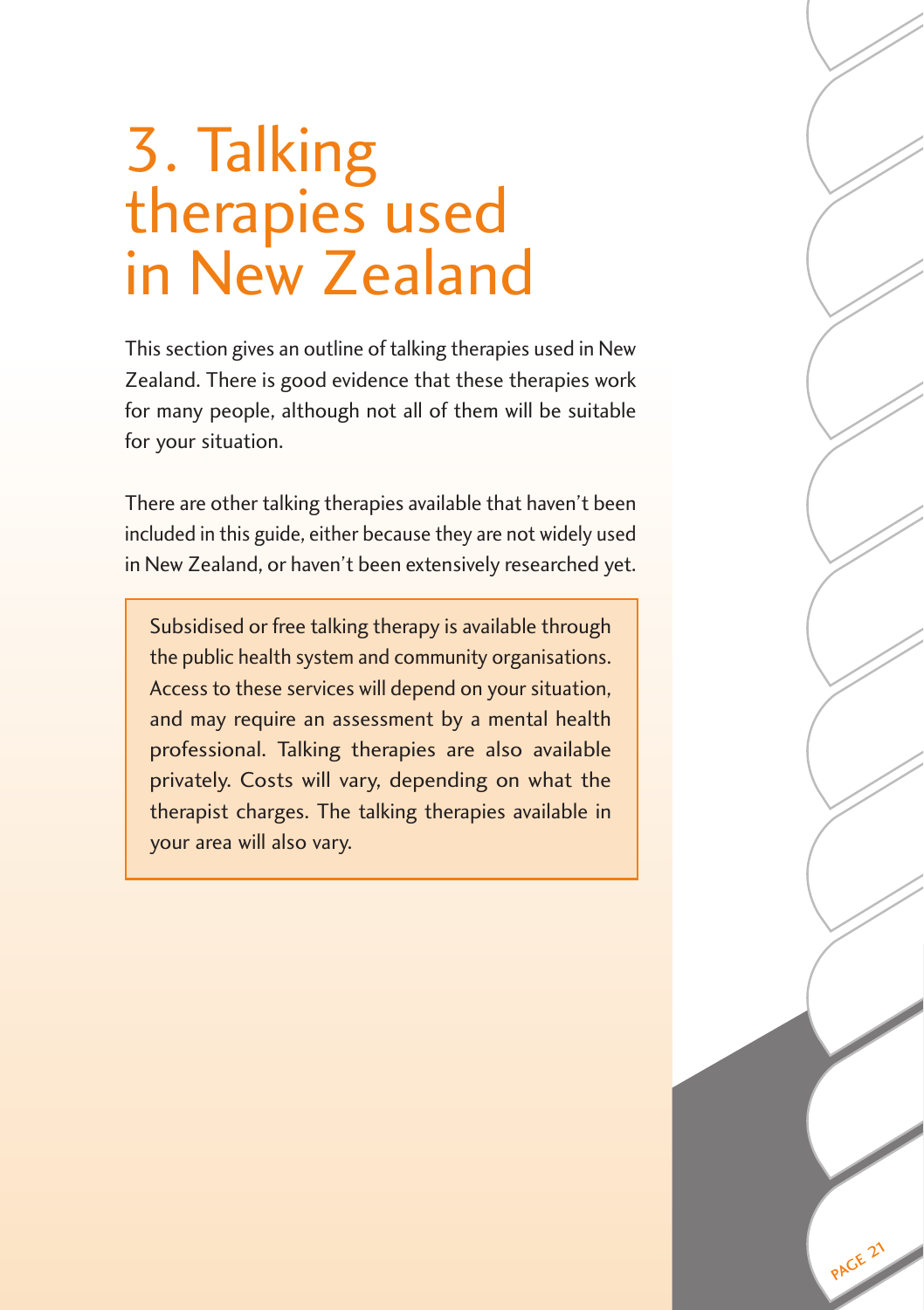# 3. Talking therapies used in New Zealand

This section gives an outline of talking therapies used in New Zealand. There is good evidence that these therapies work for many people, although not all of them will be suitable for your situation.

There are other talking therapies available that haven't been included in this guide, either because they are not widely used in New Zealand, or haven't been extensively researched yet.

> Subsidised or free talking therapy is available through the public health system and community organisations. Access to these services will depend on your situation, and may require an assessment by a mental health professional. Talking therapies are also available privately. Costs will vary, depending on what the therapist charges. The talking therapies available in your area will also vary.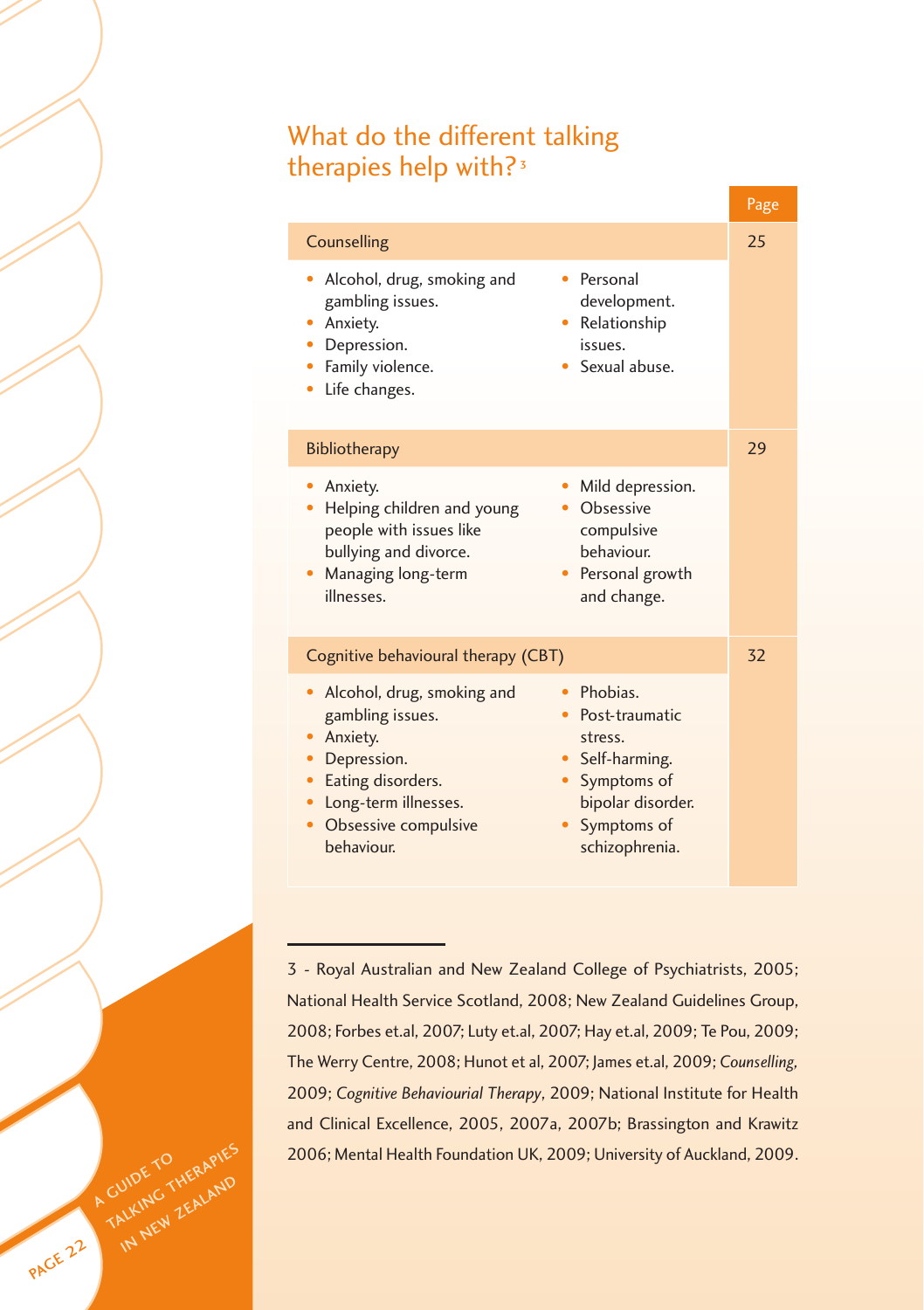## What do the different talking therapies help with?[3]

| | Page |
|---|---|
| **Counselling** | 25 |
| • Alcohol, drug, smoking and gambling issues.<br>• Anxiety.<br>• Depression.<br>• Family violence.<br>• Life changes.<br>• Personal development.<br>• Relationship issues.<br>• Sexual abuse. | |
| **Bibliotherapy** | 29 |
| • Anxiety.<br>• Helping children and young people with issues like bullying and divorce.<br>• Managing long-term illnesses.<br>• Mild depression.<br>• Obsessive compulsive behaviour.<br>• Personal growth and change. | |
| **Cognitive behavioural therapy (CBT)** | 32 |
| • Alcohol, drug, smoking and gambling issues.<br>• Anxiety.<br>• Depression.<br>• Eating disorders.<br>• Long-term illnesses.<br>• Obsessive compulsive behaviour.<br>• Phobias.<br>• Post-traumatic stress.<br>• Self-harming.<br>• Symptoms of bipolar disorder.<br>• Symptoms of schizophrenia. | |

---

3 - Royal Australian and New Zealand College of Psychiatrists, 2005; National Health Service Scotland, 2008; New Zealand Guidelines Group, 2008; Forbes et.al, 2007; Luty et.al, 2007; Hay et.al, 2009; Te Pou, 2009; The Werry Centre, 2008; Hunot et al, 2007; James et.al, 2009; *Counselling*, 2009; *Cognitive Behaviourial Therapy*, 2009; National Institute for Health and Clinical Excellence, 2005, 2007a, 2007b; Brassington and Krawitz 2006; Mental Health Foundation UK, 2009; University of Auckland, 2009.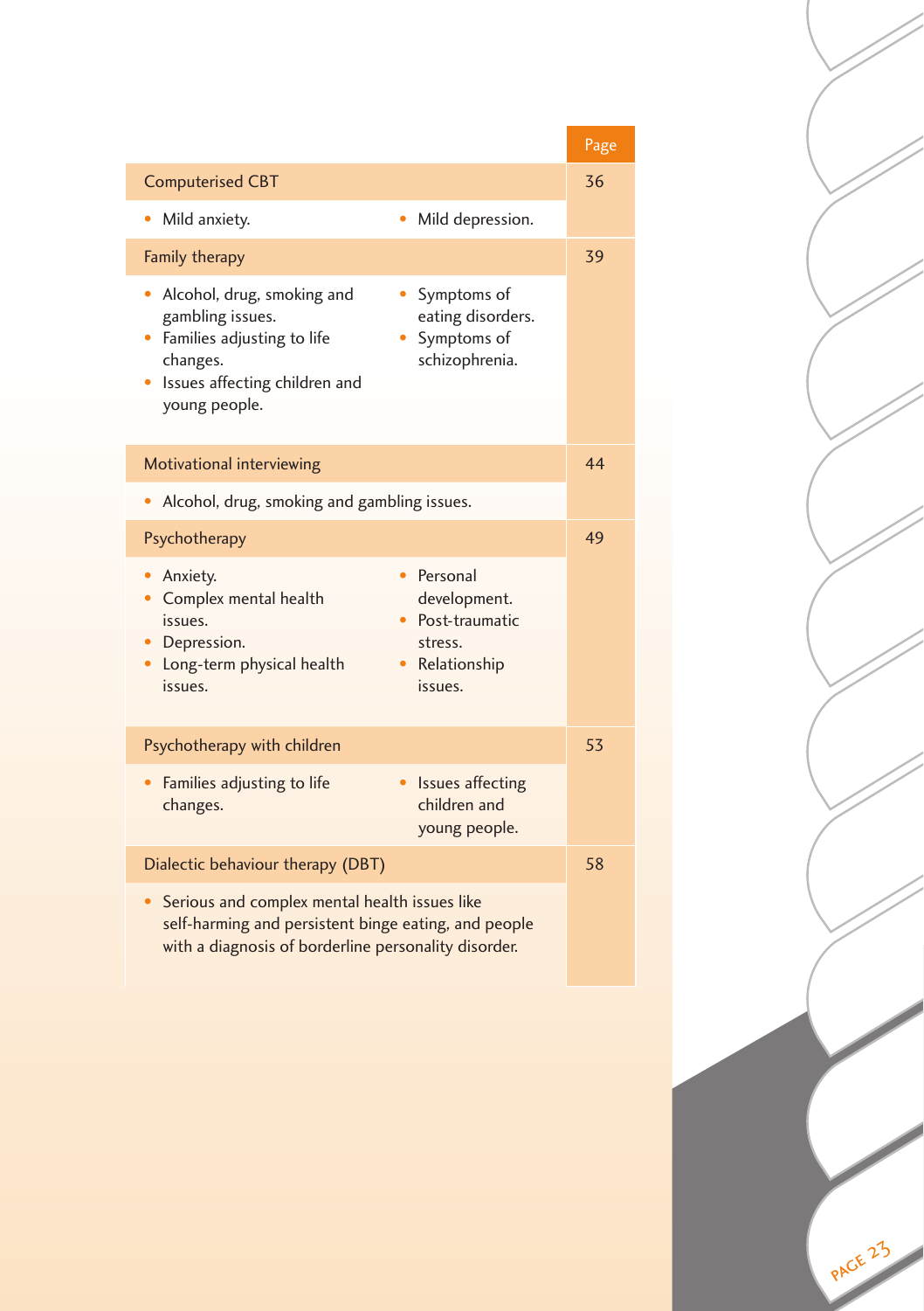| Therapy | Page |
| --- | --- |
| **Computerised CBT** | 36 |
| • Mild anxiety.<br>• Mild depression. | |
| **Family therapy** | 39 |
| • Alcohol, drug, smoking and gambling issues.<br>• Families adjusting to life changes.<br>• Issues affecting children and young people.<br>• Symptoms of eating disorders.<br>• Symptoms of schizophrenia. | |
| **Motivational interviewing** | 44 |
| • Alcohol, drug, smoking and gambling issues. | |
| **Psychotherapy** | 49 |
| • Anxiety.<br>• Complex mental health issues.<br>• Depression.<br>• Long-term physical health issues.<br>• Personal development.<br>• Post-traumatic stress.<br>• Relationship issues. | |
| **Psychotherapy with children** | 53 |
| • Families adjusting to life changes.<br>• Issues affecting children and young people. | |
| **Dialectic behaviour therapy (DBT)** | 58 |
| • Serious and complex mental health issues like self-harming and persistent binge eating, and people with a diagnosis of borderline personality disorder. | |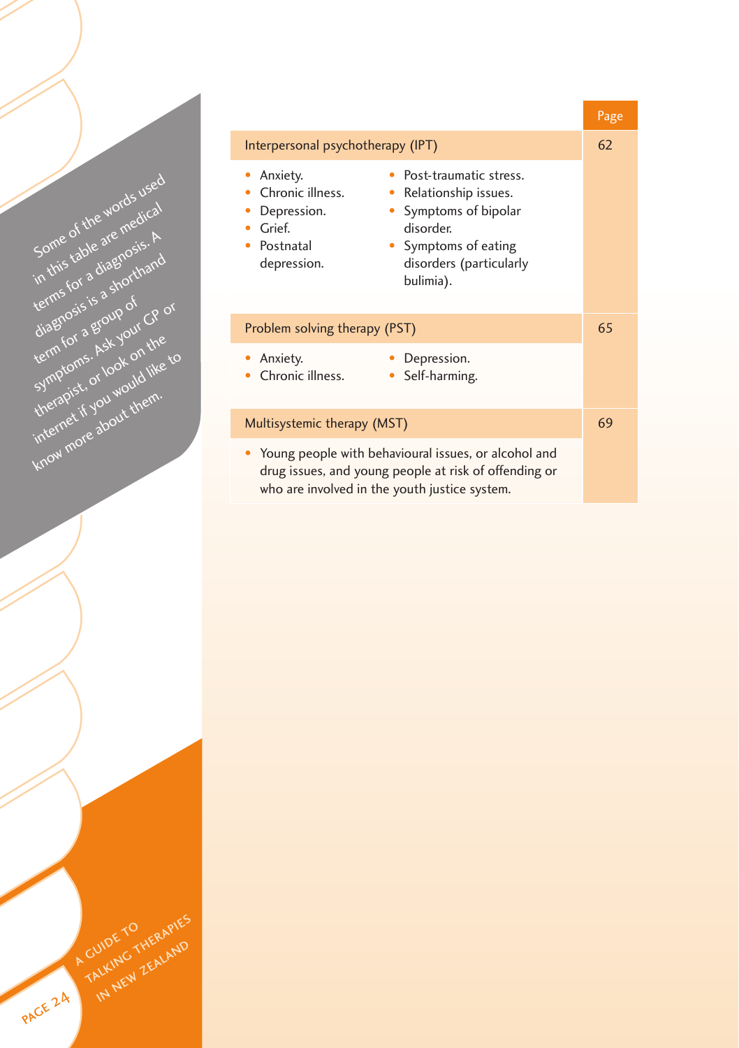Some of the words used in this table are medical terms for a diagnosis. A diagnosis is a shorthand term for a group of symptoms. Ask your GP or therapist, or look on the internet if you would like to know more about them.

| | Page |
|---|---|
| **Interpersonal psychotherapy (IPT)** | 62 |
| • Anxiety.<br>• Chronic illness.<br>• Depression.<br>• Grief.<br>• Postnatal depression.<br>• Post-traumatic stress.<br>• Relationship issues.<br>• Symptoms of bipolar disorder.<br>• Symptoms of eating disorders (particularly bulimia). | |
| **Problem solving therapy (PST)** | 65 |
| • Anxiety.<br>• Chronic illness.<br>• Depression.<br>• Self-harming. | |
| **Multisystemic therapy (MST)** | 69 |
| • Young people with behavioural issues, or alcohol and drug issues, and young people at risk of offending or who are involved in the youth justice system. | |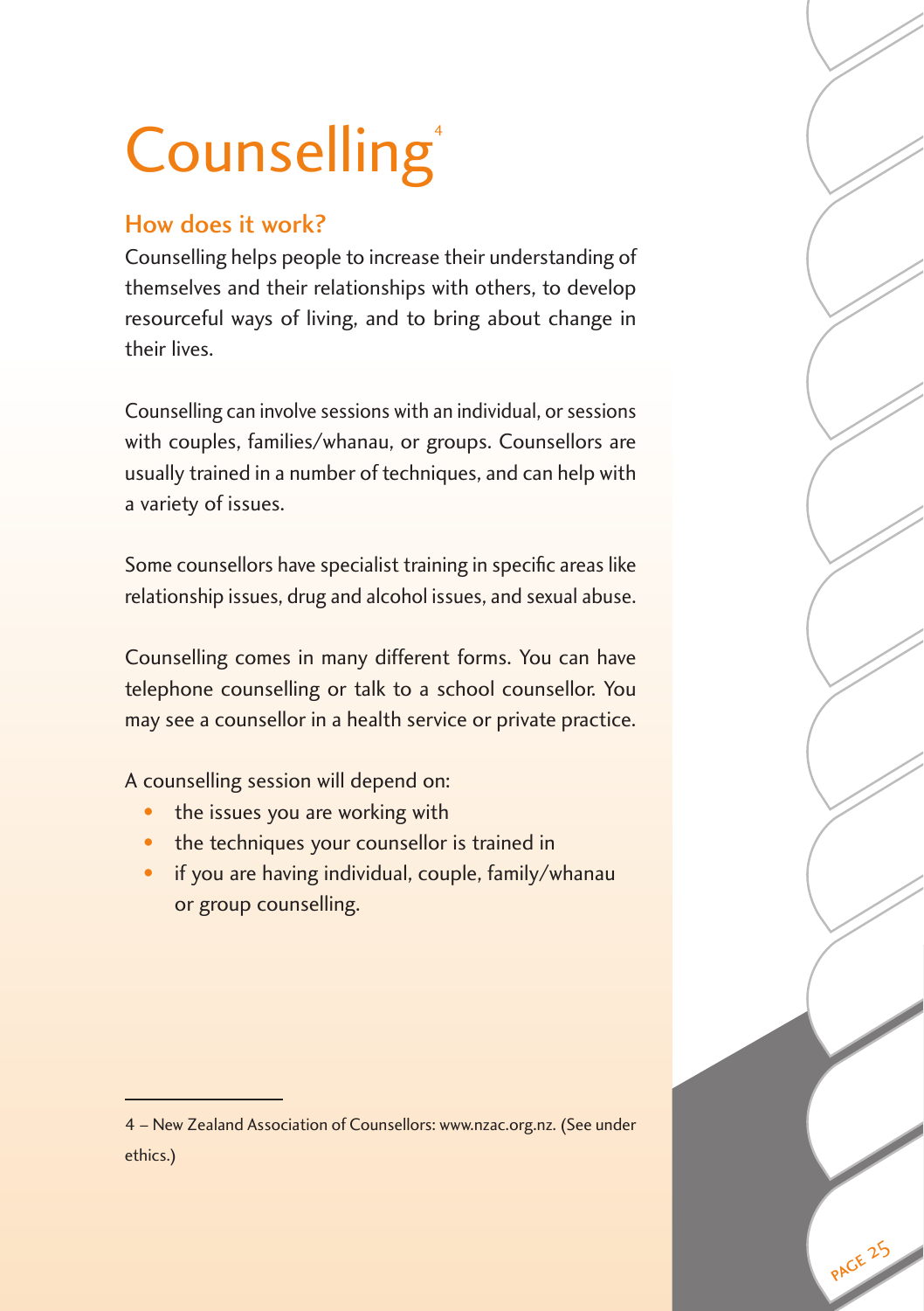# Counselling[4]

## How does it work?

Counselling helps people to increase their understanding of themselves and their relationships with others, to develop resourceful ways of living, and to bring about change in their lives.

Counselling can involve sessions with an individual, or sessions with couples, families/whanau, or groups. Counsellors are usually trained in a number of techniques, and can help with a variety of issues.

Some counsellors have specialist training in specific areas like relationship issues, drug and alcohol issues, and sexual abuse.

Counselling comes in many different forms. You can have telephone counselling or talk to a school counsellor. You may see a counsellor in a health service or private practice.

A counselling session will depend on:

- the issues you are working with
- the techniques your counsellor is trained in
- if you are having individual, couple, family/whanau or group counselling.

---

4 – New Zealand Association of Counsellors: www.nzac.org.nz. (See under ethics.)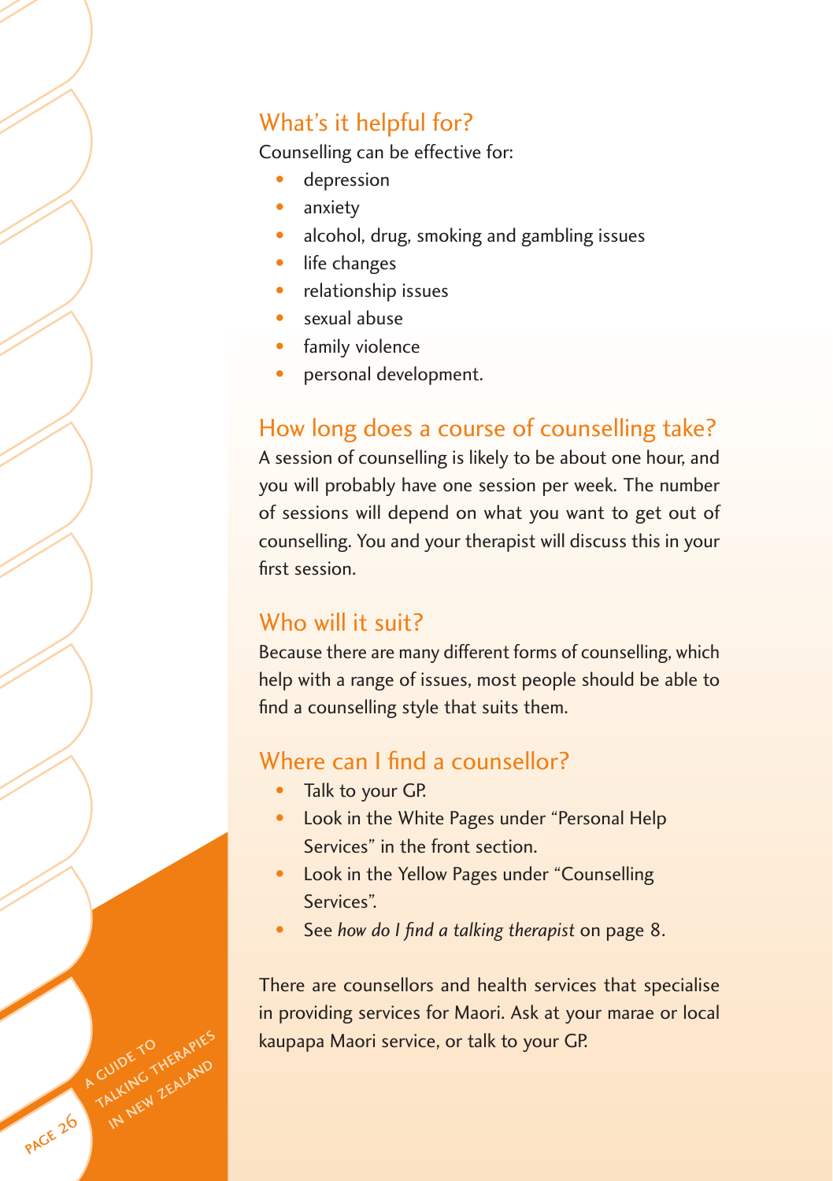## What's it helpful for?

Counselling can be effective for:

- depression
- anxiety
- alcohol, drug, smoking and gambling issues
- life changes
- relationship issues
- sexual abuse
- family violence
- personal development.

## How long does a course of counselling take?

A session of counselling is likely to be about one hour, and you will probably have one session per week. The number of sessions will depend on what you want to get out of counselling. You and your therapist will discuss this in your first session.

## Who will it suit?

Because there are many different forms of counselling, which help with a range of issues, most people should be able to find a counselling style that suits them.

## Where can I find a counsellor?

- Talk to your GP.
- Look in the White Pages under "Personal Help Services" in the front section.
- Look in the Yellow Pages under "Counselling Services".
- See *how do I find a talking therapist* on page 8.

There are counsellors and health services that specialise in providing services for Maori. Ask at your marae or local kaupapa Maori service, or talk to your GP.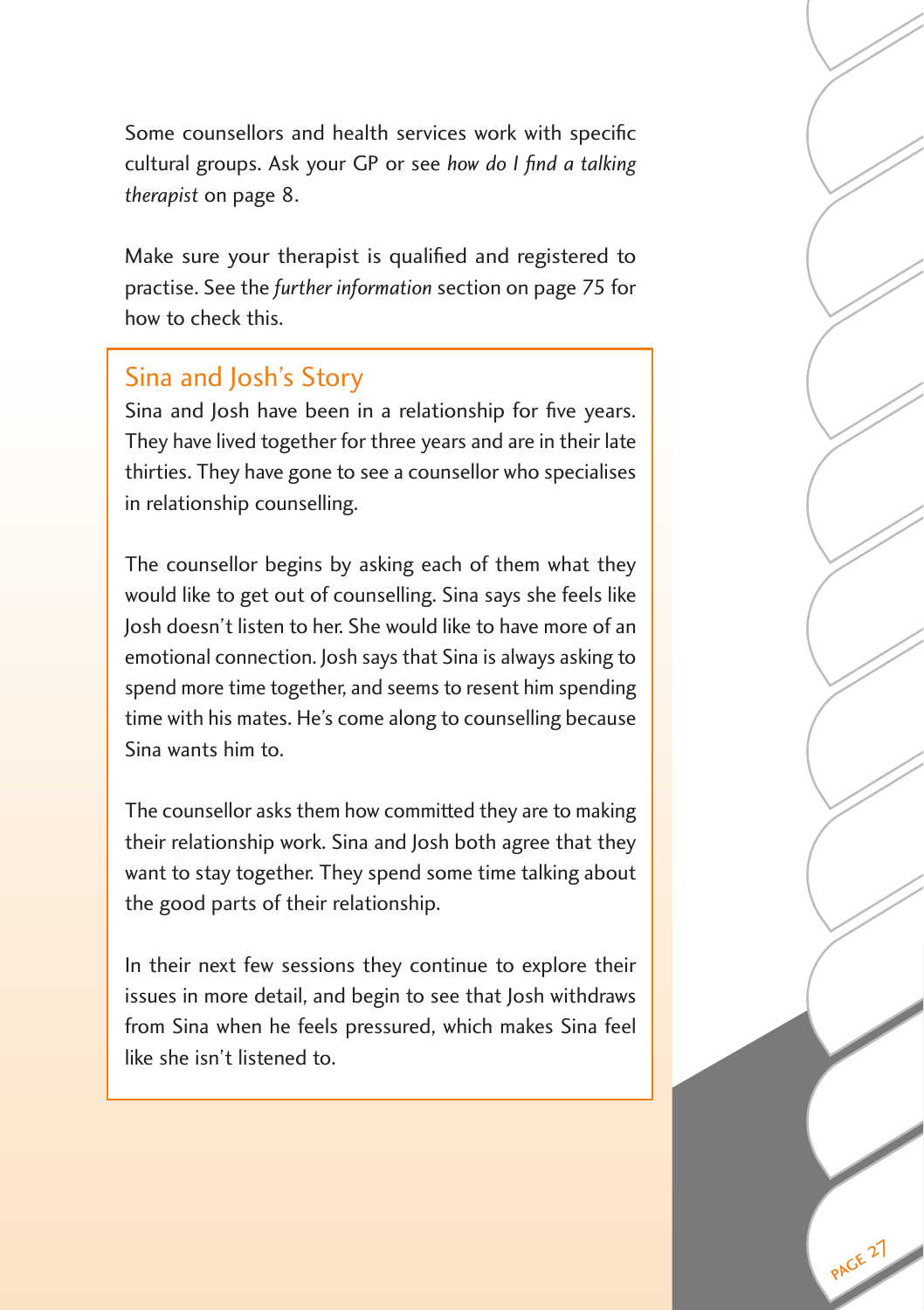Some counsellors and health services work with specific cultural groups. Ask your GP or see *how do I find a talking therapist* on page 8.

Make sure your therapist is qualified and registered to practise. See the *further information* section on page 75 for how to check this.

## Sina and Josh's Story

Sina and Josh have been in a relationship for five years. They have lived together for three years and are in their late thirties. They have gone to see a counsellor who specialises in relationship counselling.

The counsellor begins by asking each of them what they would like to get out of counselling. Sina says she feels like Josh doesn't listen to her. She would like to have more of an emotional connection. Josh says that Sina is always asking to spend more time together, and seems to resent him spending time with his mates. He's come along to counselling because Sina wants him to.

The counsellor asks them how committed they are to making their relationship work. Sina and Josh both agree that they want to stay together. They spend some time talking about the good parts of their relationship.

In their next few sessions they continue to explore their issues in more detail, and begin to see that Josh withdraws from Sina when he feels pressured, which makes Sina feel like she isn't listened to.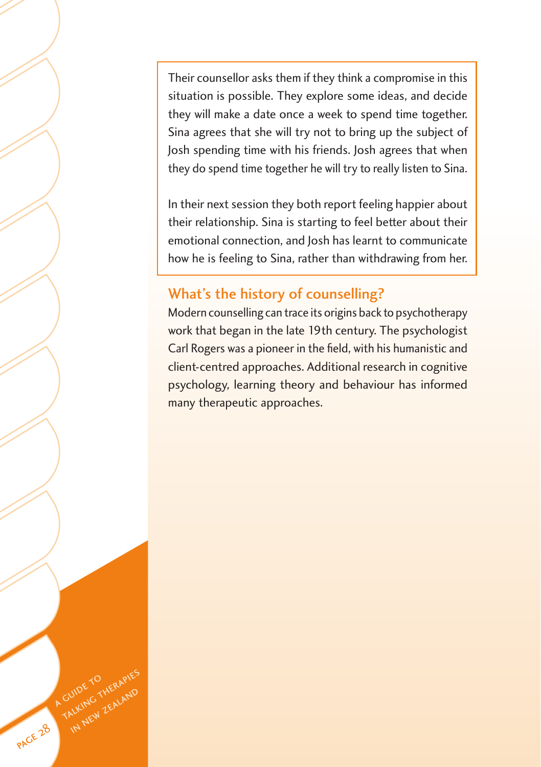Their counsellor asks them if they think a compromise in this situation is possible. They explore some ideas, and decide they will make a date once a week to spend time together. Sina agrees that she will try not to bring up the subject of Josh spending time with his friends. Josh agrees that when they do spend time together he will try to really listen to Sina.

In their next session they both report feeling happier about their relationship. Sina is starting to feel better about their emotional connection, and Josh has learnt to communicate how he is feeling to Sina, rather than withdrawing from her.

## What's the history of counselling?

Modern counselling can trace its origins back to psychotherapy work that began in the late 19th century. The psychologist Carl Rogers was a pioneer in the field, with his humanistic and client-centred approaches. Additional research in cognitive psychology, learning theory and behaviour has informed many therapeutic approaches.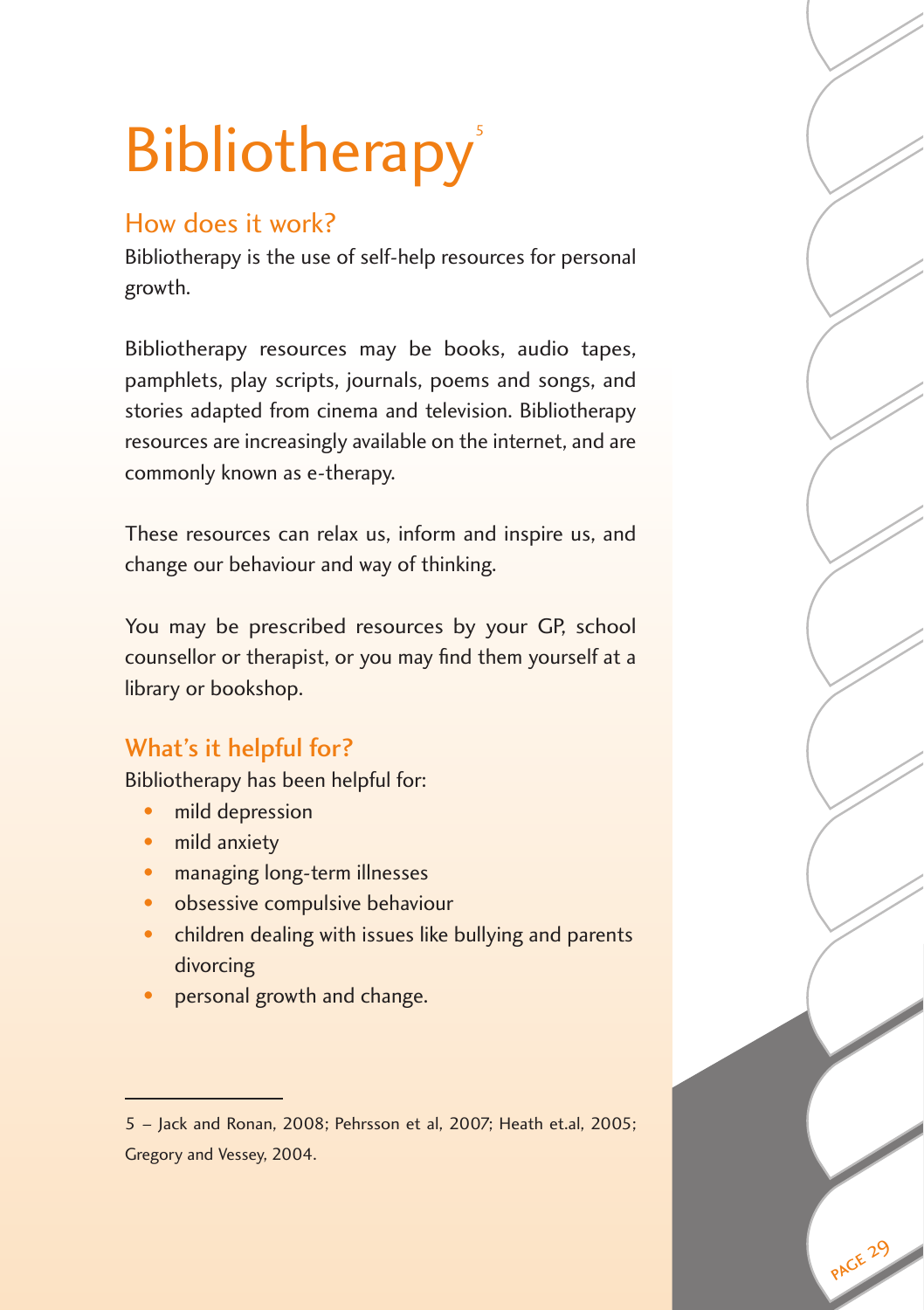# Bibliotherapy[5]

## How does it work?

Bibliotherapy is the use of self-help resources for personal growth.

Bibliotherapy resources may be books, audio tapes, pamphlets, play scripts, journals, poems and songs, and stories adapted from cinema and television. Bibliotherapy resources are increasingly available on the internet, and are commonly known as e-therapy.

These resources can relax us, inform and inspire us, and change our behaviour and way of thinking.

You may be prescribed resources by your GP, school counsellor or therapist, or you may find them yourself at a library or bookshop.

## What's it helpful for?

Bibliotherapy has been helpful for:

- mild depression
- mild anxiety
- managing long-term illnesses
- obsessive compulsive behaviour
- children dealing with issues like bullying and parents divorcing
- personal growth and change.

---

5 – Jack and Ronan, 2008; Pehrsson et al, 2007; Heath et.al, 2005; Gregory and Vessey, 2004.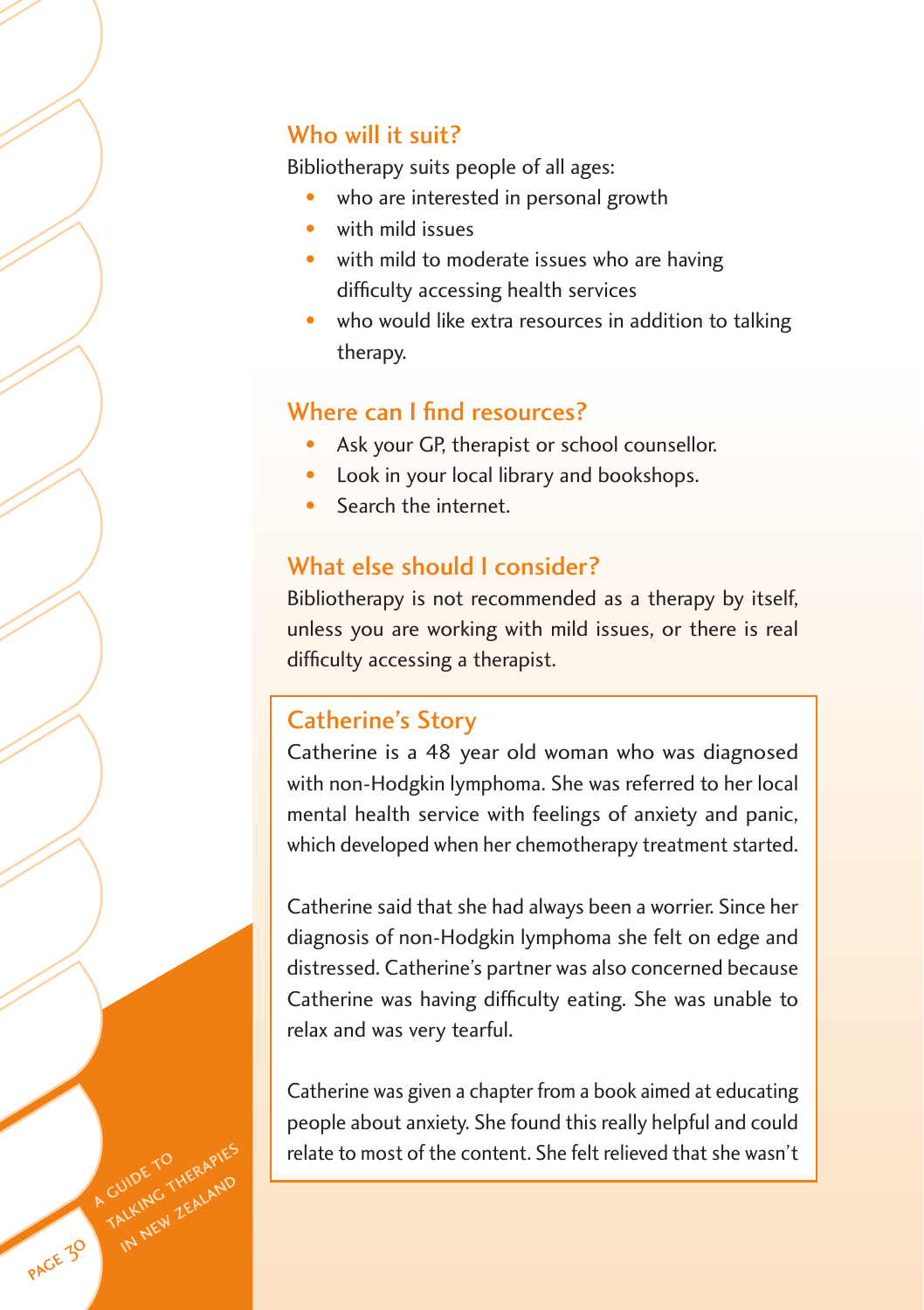## Who will it suit?

Bibliotherapy suits people of all ages:

- who are interested in personal growth
- with mild issues
- with mild to moderate issues who are having difficulty accessing health services
- who would like extra resources in addition to talking therapy.

## Where can I find resources?

- Ask your GP, therapist or school counsellor.
- Look in your local library and bookshops.
- Search the internet.

## What else should I consider?

Bibliotherapy is not recommended as a therapy by itself, unless you are working with mild issues, or there is real difficulty accessing a therapist.

### Catherine's Story

Catherine is a 48 year old woman who was diagnosed with non-Hodgkin lymphoma. She was referred to her local mental health service with feelings of anxiety and panic, which developed when her chemotherapy treatment started.

Catherine said that she had always been a worrier. Since her diagnosis of non-Hodgkin lymphoma she felt on edge and distressed. Catherine's partner was also concerned because Catherine was having difficulty eating. She was unable to relax and was very tearful.

Catherine was given a chapter from a book aimed at educating people about anxiety. She found this really helpful and could relate to most of the content. She felt relieved that she wasn't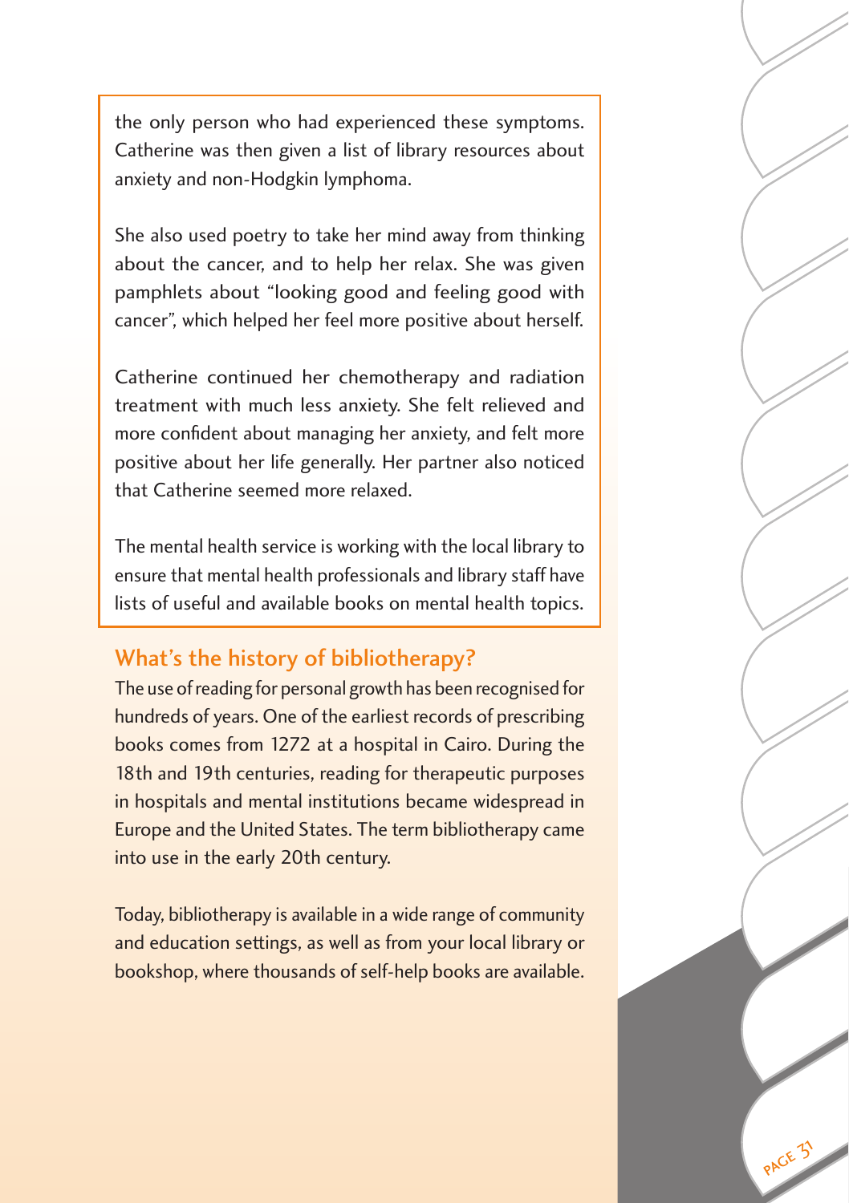the only person who had experienced these symptoms. Catherine was then given a list of library resources about anxiety and non-Hodgkin lymphoma.

She also used poetry to take her mind away from thinking about the cancer, and to help her relax. She was given pamphlets about "looking good and feeling good with cancer", which helped her feel more positive about herself.

Catherine continued her chemotherapy and radiation treatment with much less anxiety. She felt relieved and more confident about managing her anxiety, and felt more positive about her life generally. Her partner also noticed that Catherine seemed more relaxed.

The mental health service is working with the local library to ensure that mental health professionals and library staff have lists of useful and available books on mental health topics.

## What's the history of bibliotherapy?

The use of reading for personal growth has been recognised for hundreds of years. One of the earliest records of prescribing books comes from 1272 at a hospital in Cairo. During the 18th and 19th centuries, reading for therapeutic purposes in hospitals and mental institutions became widespread in Europe and the United States. The term bibliotherapy came into use in the early 20th century.

Today, bibliotherapy is available in a wide range of community and education settings, as well as from your local library or bookshop, where thousands of self-help books are available.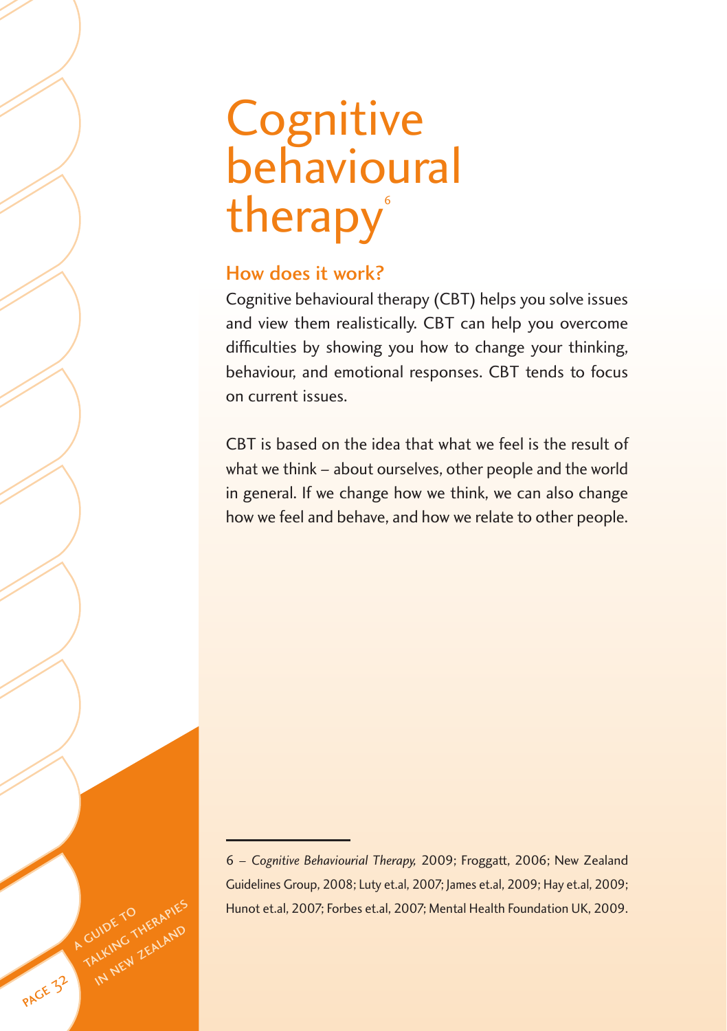# Cognitive behavioural therapy[6]

## How does it work?

Cognitive behavioural therapy (CBT) helps you solve issues and view them realistically. CBT can help you overcome difficulties by showing you how to change your thinking, behaviour, and emotional responses. CBT tends to focus on current issues.

CBT is based on the idea that what we feel is the result of what we think – about ourselves, other people and the world in general. If we change how we think, we can also change how we feel and behave, and how we relate to other people.

---

6 – *Cognitive Behaviourial Therapy,* 2009; Froggatt, 2006; New Zealand Guidelines Group, 2008; Luty et.al, 2007; James et.al, 2009; Hay et.al, 2009; Hunot et.al, 2007; Forbes et.al, 2007; Mental Health Foundation UK, 2009.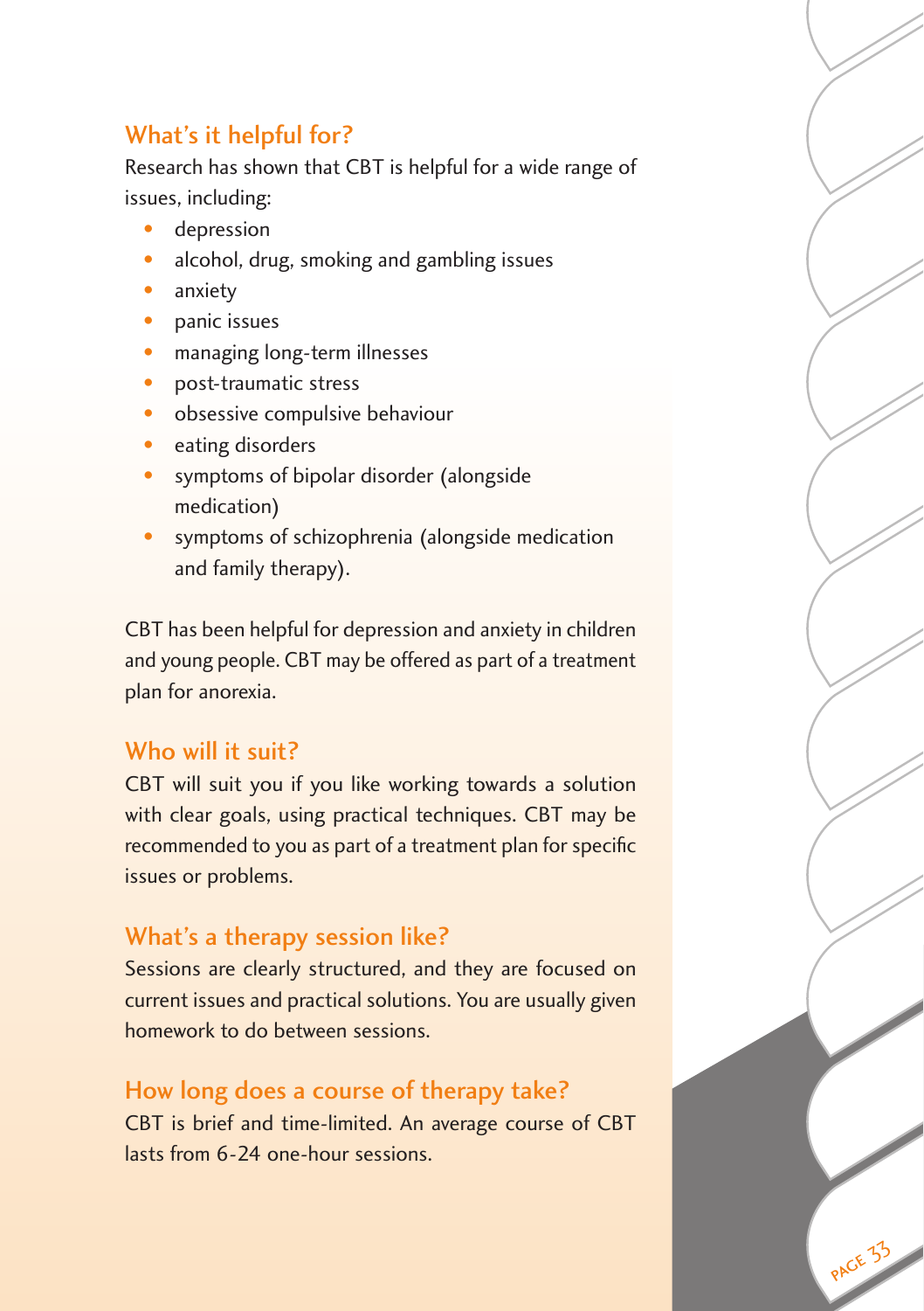## What's it helpful for?

Research has shown that CBT is helpful for a wide range of issues, including:

- depression
- alcohol, drug, smoking and gambling issues
- anxiety
- panic issues
- managing long-term illnesses
- post-traumatic stress
- obsessive compulsive behaviour
- eating disorders
- symptoms of bipolar disorder (alongside medication)
- symptoms of schizophrenia (alongside medication and family therapy).

CBT has been helpful for depression and anxiety in children and young people. CBT may be offered as part of a treatment plan for anorexia.

## Who will it suit?

CBT will suit you if you like working towards a solution with clear goals, using practical techniques. CBT may be recommended to you as part of a treatment plan for specific issues or problems.

## What's a therapy session like?

Sessions are clearly structured, and they are focused on current issues and practical solutions. You are usually given homework to do between sessions.

## How long does a course of therapy take?

CBT is brief and time-limited. An average course of CBT lasts from 6-24 one-hour sessions.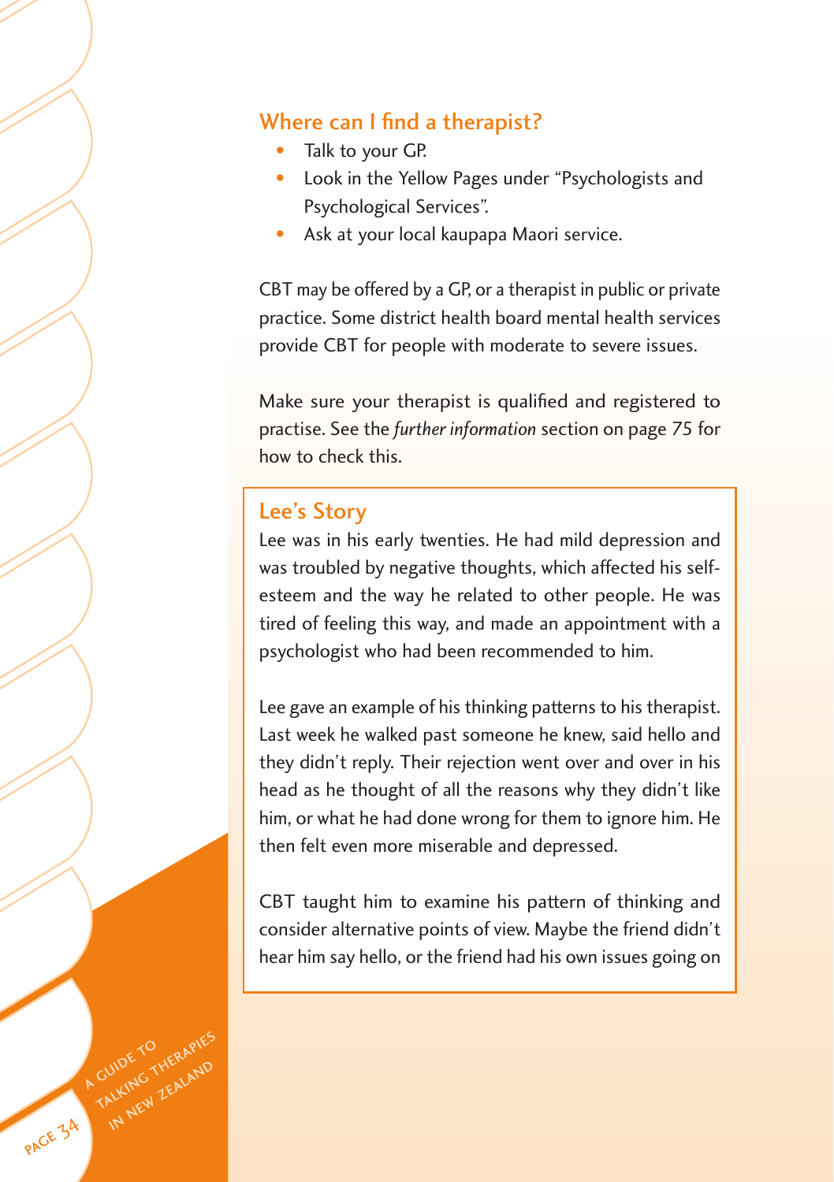## Where can I find a therapist?

- Talk to your GP.
- Look in the Yellow Pages under "Psychologists and Psychological Services".
- Ask at your local kaupapa Maori service.

CBT may be offered by a GP, or a therapist in public or private practice. Some district health board mental health services provide CBT for people with moderate to severe issues.

Make sure your therapist is qualified and registered to practise. See the *further information* section on page 75 for how to check this.

### Lee's Story

Lee was in his early twenties. He had mild depression and was troubled by negative thoughts, which affected his self-esteem and the way he related to other people. He was tired of feeling this way, and made an appointment with a psychologist who had been recommended to him.

Lee gave an example of his thinking patterns to his therapist. Last week he walked past someone he knew, said hello and they didn't reply. Their rejection went over and over in his head as he thought of all the reasons why they didn't like him, or what he had done wrong for them to ignore him. He then felt even more miserable and depressed.

CBT taught him to examine his pattern of thinking and consider alternative points of view. Maybe the friend didn't hear him say hello, or the friend had his own issues going on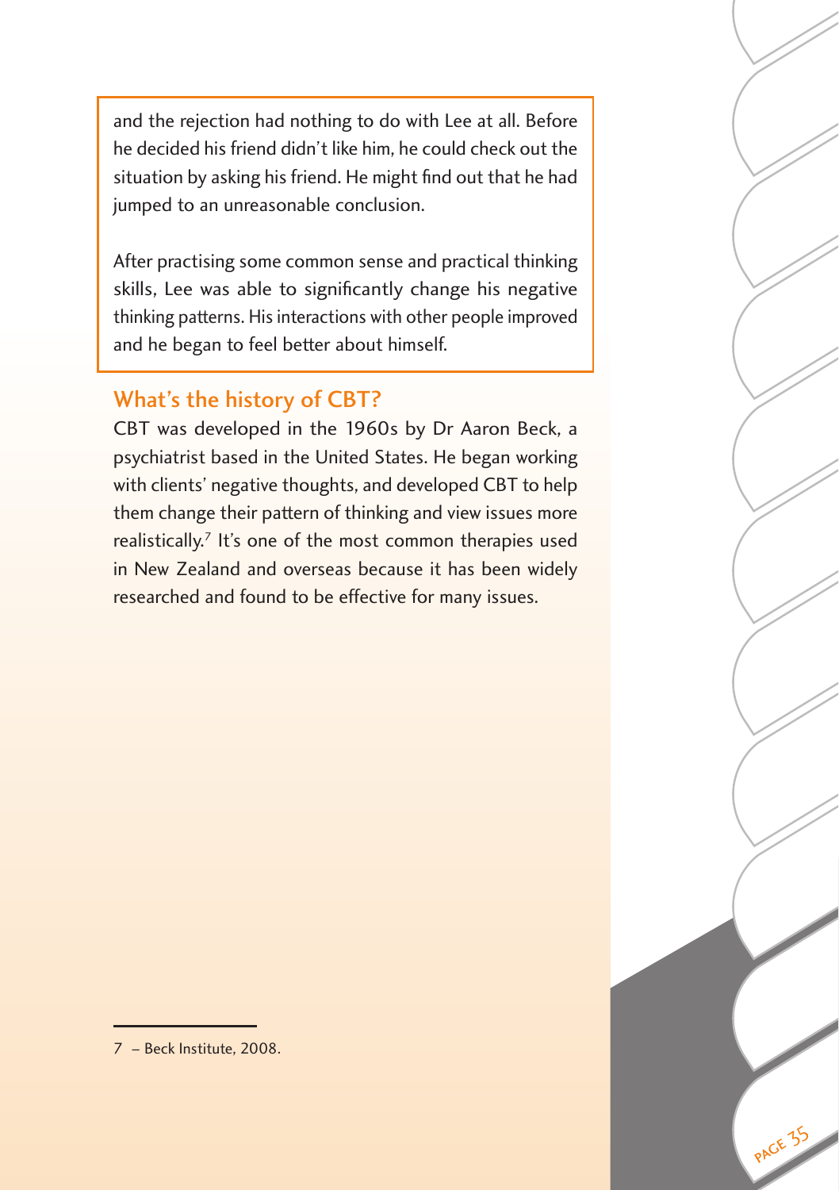and the rejection had nothing to do with Lee at all. Before he decided his friend didn't like him, he could check out the situation by asking his friend. He might find out that he had jumped to an unreasonable conclusion.

After practising some common sense and practical thinking skills, Lee was able to significantly change his negative thinking patterns. His interactions with other people improved and he began to feel better about himself.

## What's the history of CBT?

CBT was developed in the 1960s by Dr Aaron Beck, a psychiatrist based in the United States. He began working with clients' negative thoughts, and developed CBT to help them change their pattern of thinking and view issues more realistically.[7] It's one of the most common therapies used in New Zealand and overseas because it has been widely researched and found to be effective for many issues.

---

7 – Beck Institute, 2008.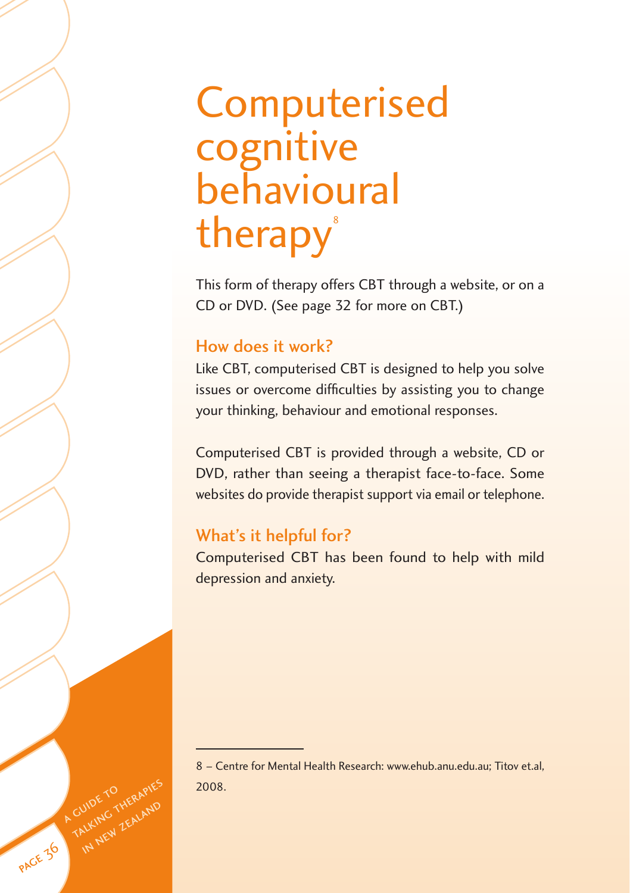# Computerised cognitive behavioural therapy[8]

This form of therapy offers CBT through a website, or on a CD or DVD. (See page 32 for more on CBT.)

## How does it work?

Like CBT, computerised CBT is designed to help you solve issues or overcome difficulties by assisting you to change your thinking, behaviour and emotional responses.

Computerised CBT is provided through a website, CD or DVD, rather than seeing a therapist face-to-face. Some websites do provide therapist support via email or telephone.

## What's it helpful for?

Computerised CBT has been found to help with mild depression and anxiety.

---

8 – Centre for Mental Health Research: www.ehub.anu.edu.au; Titov et.al, 2008.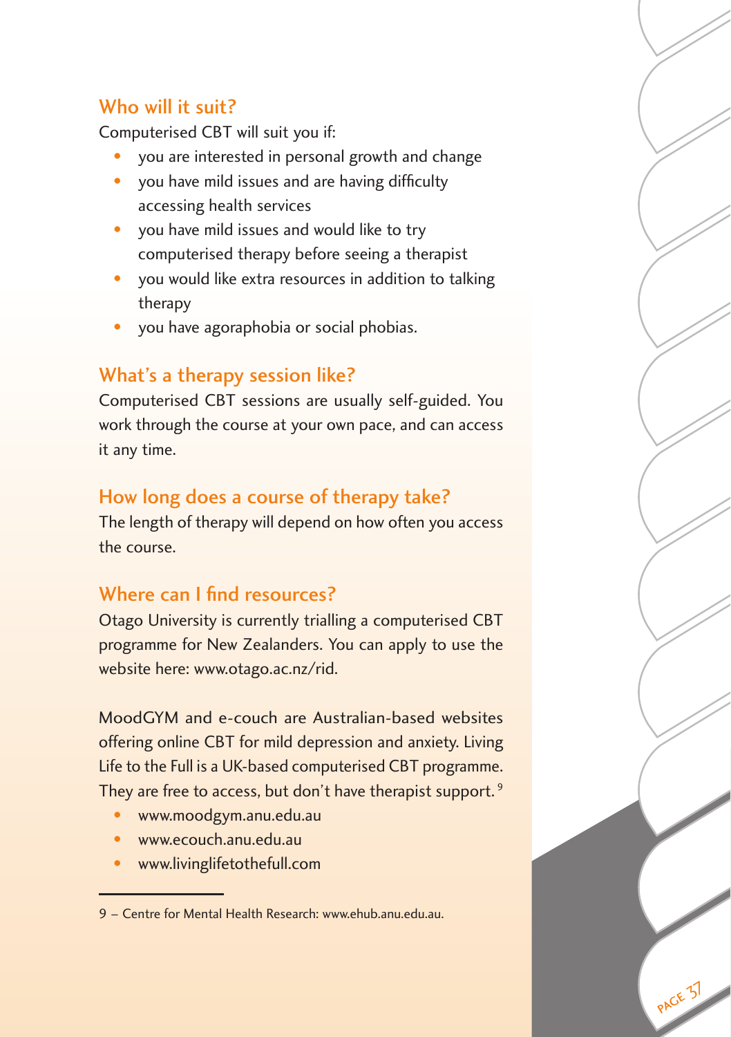## Who will it suit?

Computerised CBT will suit you if:

- you are interested in personal growth and change
- you have mild issues and are having difficulty accessing health services
- you have mild issues and would like to try computerised therapy before seeing a therapist
- you would like extra resources in addition to talking therapy
- you have agoraphobia or social phobias.

## What's a therapy session like?

Computerised CBT sessions are usually self-guided. You work through the course at your own pace, and can access it any time.

## How long does a course of therapy take?

The length of therapy will depend on how often you access the course.

## Where can I find resources?

Otago University is currently trialling a computerised CBT programme for New Zealanders. You can apply to use the website here: www.otago.ac.nz/rid.

MoodGYM and e-couch are Australian-based websites offering online CBT for mild depression and anxiety. Living Life to the Full is a UK-based computerised CBT programme. They are free to access, but don't have therapist support. [9]

- www.moodgym.anu.edu.au
- www.ecouch.anu.edu.au
- www.livinglifetothefull.com

---

9 – Centre for Mental Health Research: www.ehub.anu.edu.au.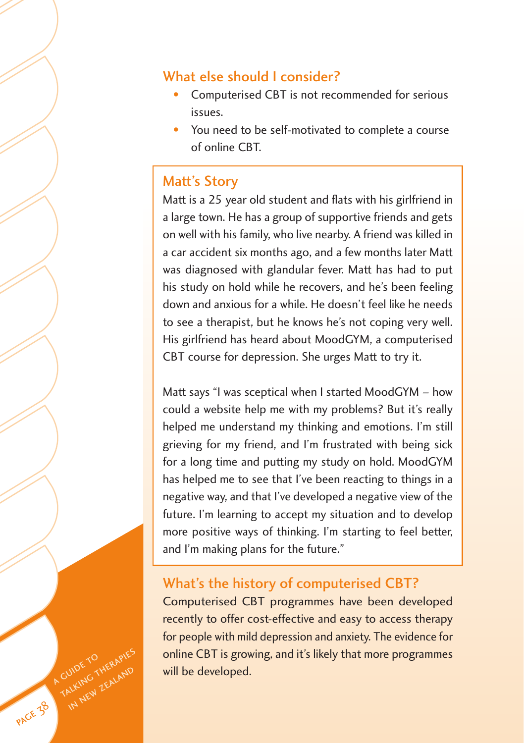## What else should I consider?

- Computerised CBT is not recommended for serious issues.
- You need to be self-motivated to complete a course of online CBT.

### Matt's Story

Matt is a 25 year old student and flats with his girlfriend in a large town. He has a group of supportive friends and gets on well with his family, who live nearby. A friend was killed in a car accident six months ago, and a few months later Matt was diagnosed with glandular fever. Matt has had to put his study on hold while he recovers, and he's been feeling down and anxious for a while. He doesn't feel like he needs to see a therapist, but he knows he's not coping very well. His girlfriend has heard about MoodGYM, a computerised CBT course for depression. She urges Matt to try it.

Matt says "I was sceptical when I started MoodGYM – how could a website help me with my problems? But it's really helped me understand my thinking and emotions. I'm still grieving for my friend, and I'm frustrated with being sick for a long time and putting my study on hold. MoodGYM has helped me to see that I've been reacting to things in a negative way, and that I've developed a negative view of the future. I'm learning to accept my situation and to develop more positive ways of thinking. I'm starting to feel better, and I'm making plans for the future."

## What's the history of computerised CBT?

Computerised CBT programmes have been developed recently to offer cost-effective and easy to access therapy for people with mild depression and anxiety. The evidence for online CBT is growing, and it's likely that more programmes will be developed.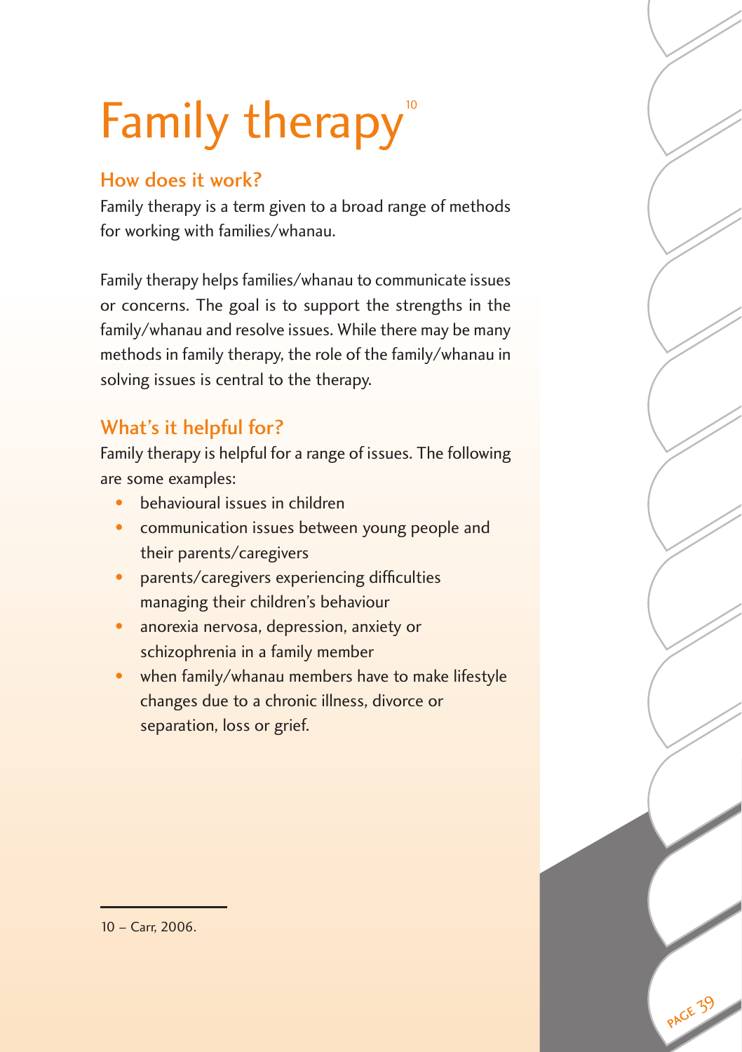# Family therapy[10]

## How does it work?

Family therapy is a term given to a broad range of methods for working with families/whanau.

Family therapy helps families/whanau to communicate issues or concerns. The goal is to support the strengths in the family/whanau and resolve issues. While there may be many methods in family therapy, the role of the family/whanau in solving issues is central to the therapy.

## What's it helpful for?

Family therapy is helpful for a range of issues. The following are some examples:

- behavioural issues in children
- communication issues between young people and their parents/caregivers
- parents/caregivers experiencing difficulties managing their children's behaviour
- anorexia nervosa, depression, anxiety or schizophrenia in a family member
- when family/whanau members have to make lifestyle changes due to a chronic illness, divorce or separation, loss or grief.

---

10 – Carr, 2006.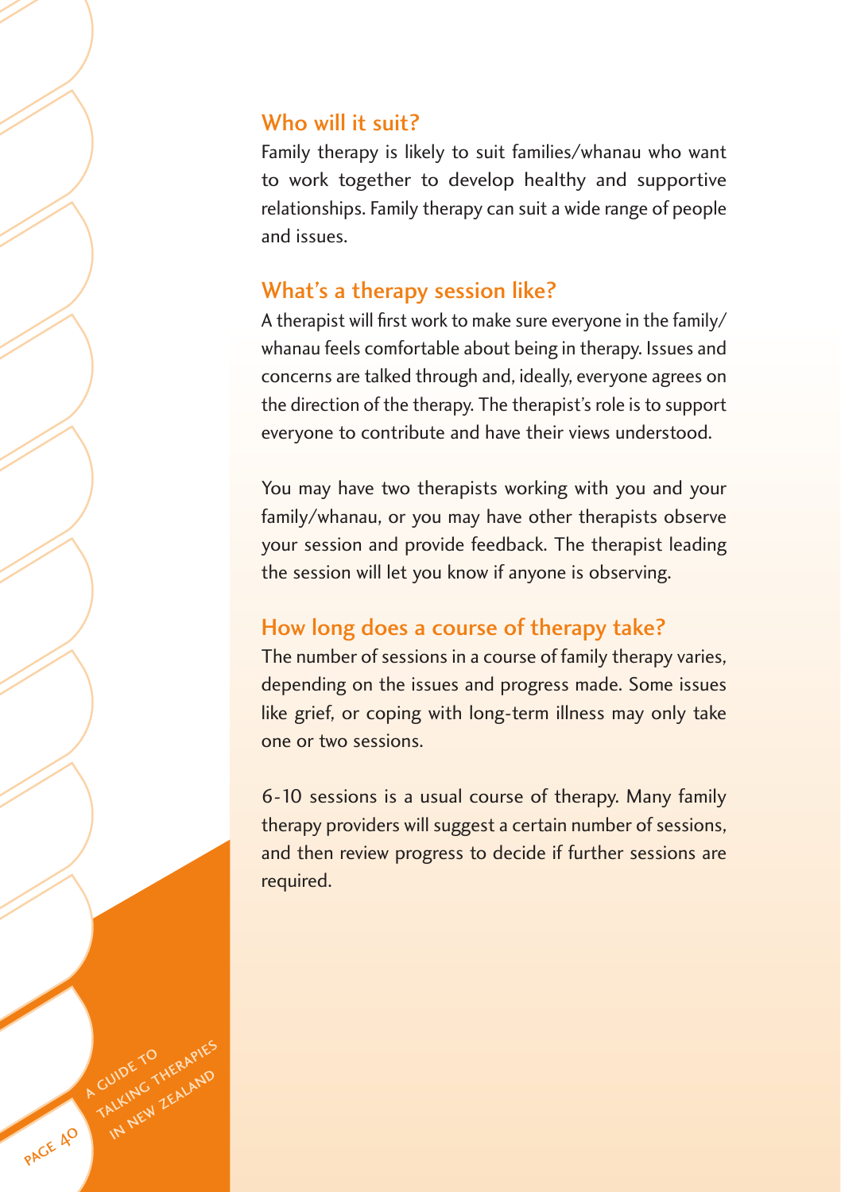## Who will it suit?

Family therapy is likely to suit families/whanau who want to work together to develop healthy and supportive relationships. Family therapy can suit a wide range of people and issues.

## What's a therapy session like?

A therapist will first work to make sure everyone in the family/whanau feels comfortable about being in therapy. Issues and concerns are talked through and, ideally, everyone agrees on the direction of the therapy. The therapist's role is to support everyone to contribute and have their views understood.

You may have two therapists working with you and your family/whanau, or you may have other therapists observe your session and provide feedback. The therapist leading the session will let you know if anyone is observing.

## How long does a course of therapy take?

The number of sessions in a course of family therapy varies, depending on the issues and progress made. Some issues like grief, or coping with long-term illness may only take one or two sessions.

6-10 sessions is a usual course of therapy. Many family therapy providers will suggest a certain number of sessions, and then review progress to decide if further sessions are required.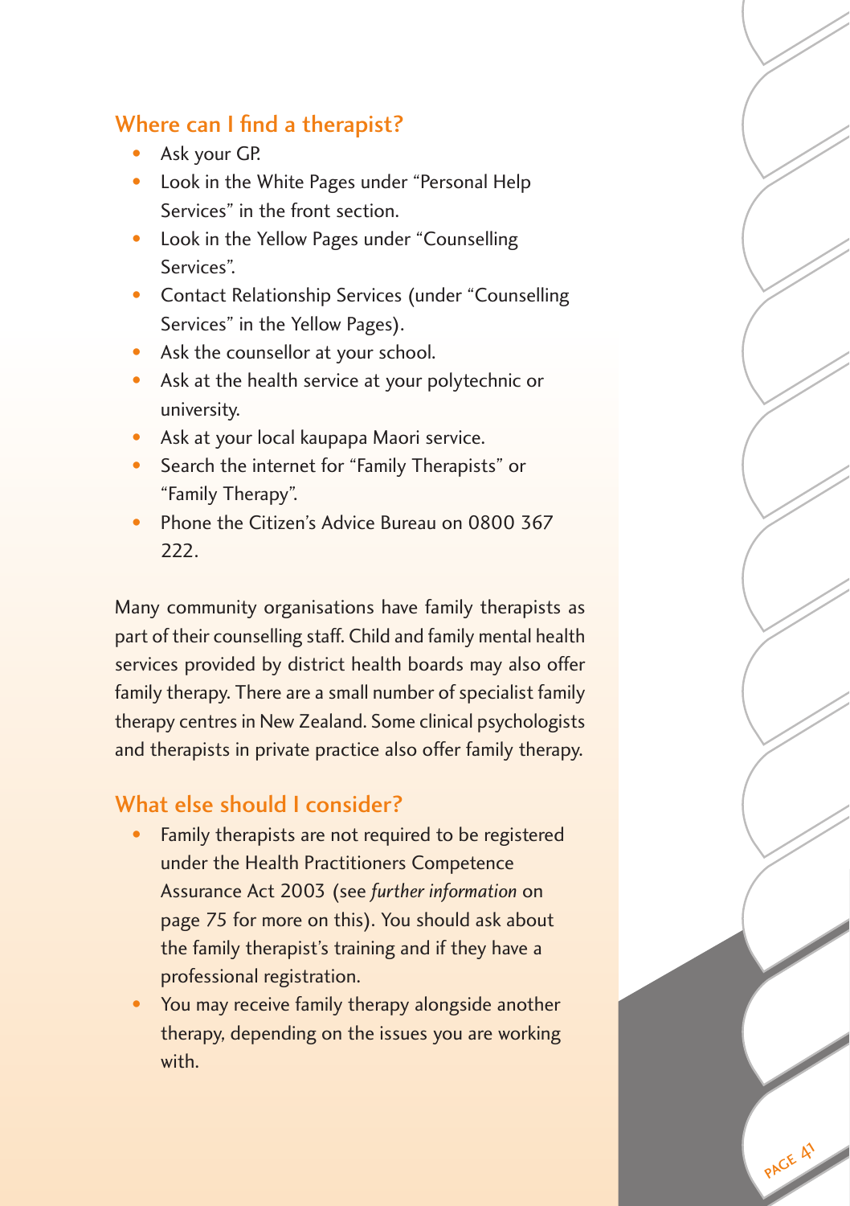## Where can I find a therapist?

- Ask your GP.
- Look in the White Pages under "Personal Help Services" in the front section.
- Look in the Yellow Pages under "Counselling Services".
- Contact Relationship Services (under "Counselling Services" in the Yellow Pages).
- Ask the counsellor at your school.
- Ask at the health service at your polytechnic or university.
- Ask at your local kaupapa Maori service.
- Search the internet for "Family Therapists" or "Family Therapy".
- Phone the Citizen's Advice Bureau on 0800 367 222.

Many community organisations have family therapists as part of their counselling staff. Child and family mental health services provided by district health boards may also offer family therapy. There are a small number of specialist family therapy centres in New Zealand. Some clinical psychologists and therapists in private practice also offer family therapy.

## What else should I consider?

- Family therapists are not required to be registered under the Health Practitioners Competence Assurance Act 2003 (see *further information* on page 75 for more on this). You should ask about the family therapist's training and if they have a professional registration.
- You may receive family therapy alongside another therapy, depending on the issues you are working with.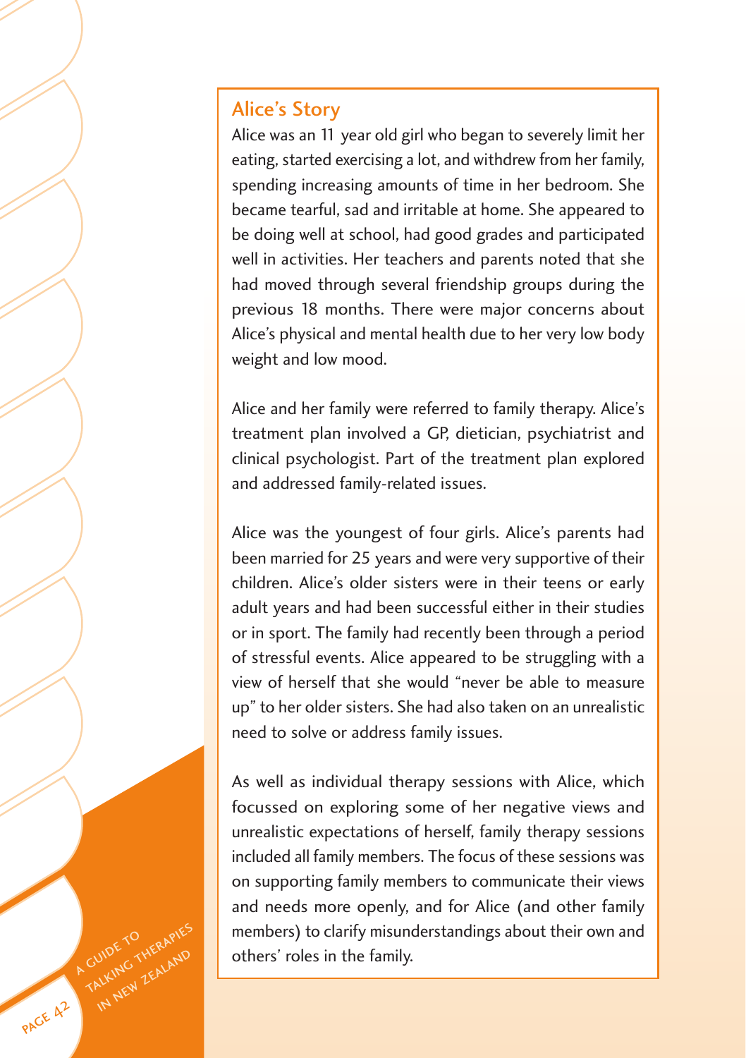## Alice's Story

Alice was an 11 year old girl who began to severely limit her eating, started exercising a lot, and withdrew from her family, spending increasing amounts of time in her bedroom. She became tearful, sad and irritable at home. She appeared to be doing well at school, had good grades and participated well in activities. Her teachers and parents noted that she had moved through several friendship groups during the previous 18 months. There were major concerns about Alice's physical and mental health due to her very low body weight and low mood.

Alice and her family were referred to family therapy. Alice's treatment plan involved a GP, dietician, psychiatrist and clinical psychologist. Part of the treatment plan explored and addressed family-related issues.

Alice was the youngest of four girls. Alice's parents had been married for 25 years and were very supportive of their children. Alice's older sisters were in their teens or early adult years and had been successful either in their studies or in sport. The family had recently been through a period of stressful events. Alice appeared to be struggling with a view of herself that she would "never be able to measure up" to her older sisters. She had also taken on an unrealistic need to solve or address family issues.

As well as individual therapy sessions with Alice, which focussed on exploring some of her negative views and unrealistic expectations of herself, family therapy sessions included all family members. The focus of these sessions was on supporting family members to communicate their views and needs more openly, and for Alice (and other family members) to clarify misunderstandings about their own and others' roles in the family.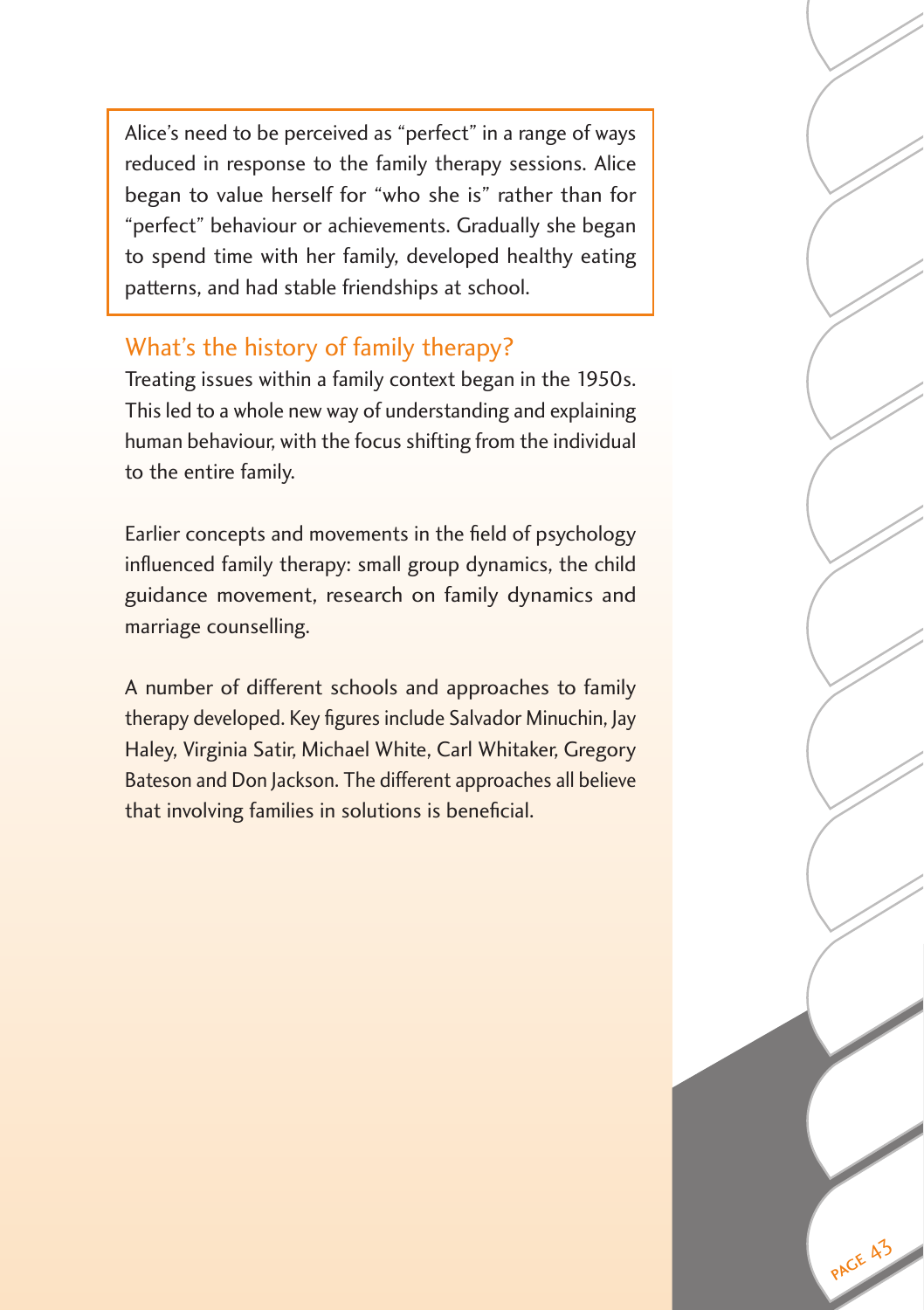Alice's need to be perceived as "perfect" in a range of ways reduced in response to the family therapy sessions. Alice began to value herself for "who she is" rather than for "perfect" behaviour or achievements. Gradually she began to spend time with her family, developed healthy eating patterns, and had stable friendships at school.

## What's the history of family therapy?

Treating issues within a family context began in the 1950s. This led to a whole new way of understanding and explaining human behaviour, with the focus shifting from the individual to the entire family.

Earlier concepts and movements in the field of psychology influenced family therapy: small group dynamics, the child guidance movement, research on family dynamics and marriage counselling.

A number of different schools and approaches to family therapy developed. Key figures include Salvador Minuchin, Jay Haley, Virginia Satir, Michael White, Carl Whitaker, Gregory Bateson and Don Jackson. The different approaches all believe that involving families in solutions is beneficial.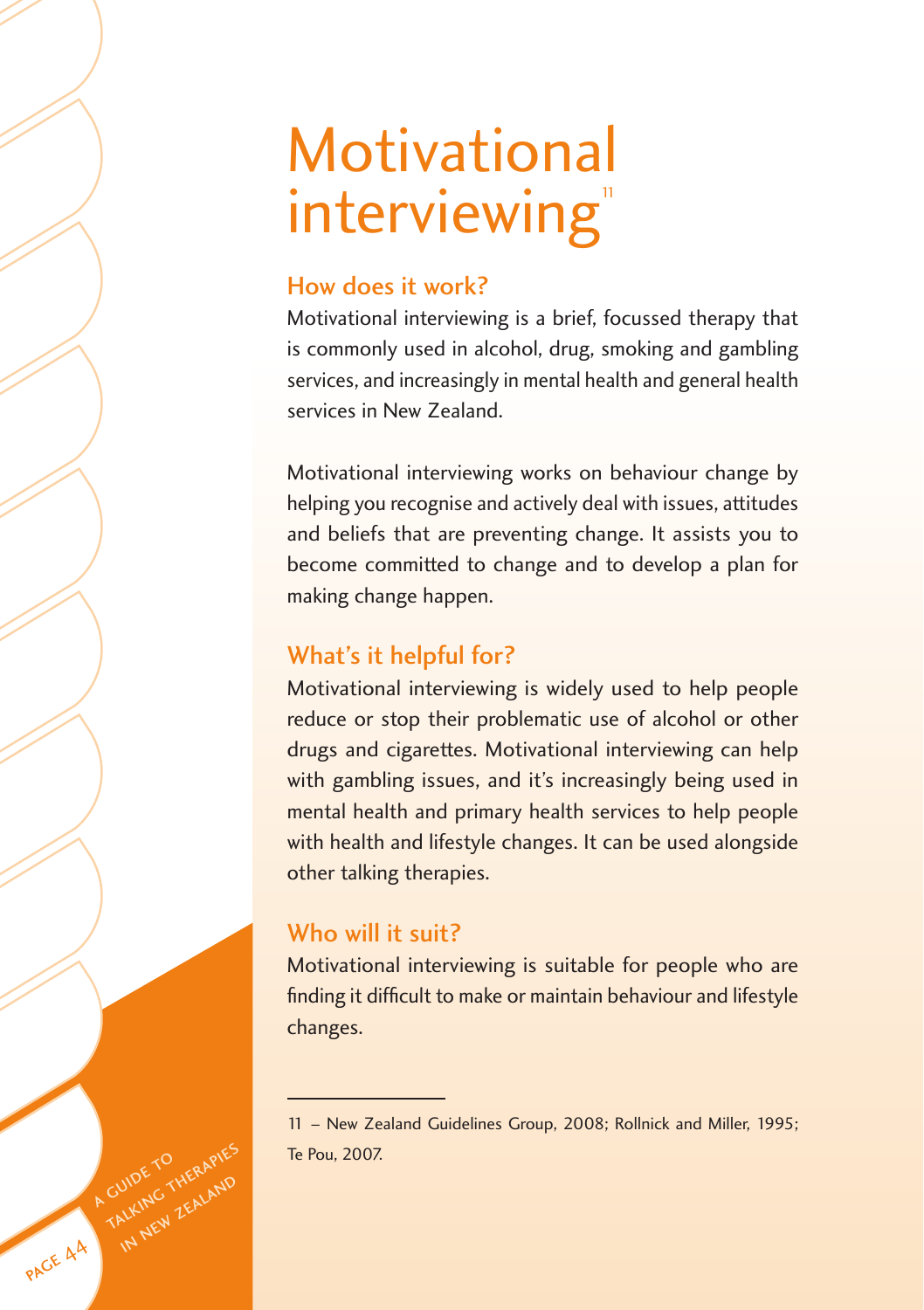# Motivational interviewing[11]

## How does it work?

Motivational interviewing is a brief, focussed therapy that is commonly used in alcohol, drug, smoking and gambling services, and increasingly in mental health and general health services in New Zealand.

Motivational interviewing works on behaviour change by helping you recognise and actively deal with issues, attitudes and beliefs that are preventing change. It assists you to become committed to change and to develop a plan for making change happen.

## What's it helpful for?

Motivational interviewing is widely used to help people reduce or stop their problematic use of alcohol or other drugs and cigarettes. Motivational interviewing can help with gambling issues, and it's increasingly being used in mental health and primary health services to help people with health and lifestyle changes. It can be used alongside other talking therapies.

## Who will it suit?

Motivational interviewing is suitable for people who are finding it difficult to make or maintain behaviour and lifestyle changes.

---

11 – New Zealand Guidelines Group, 2008; Rollnick and Miller, 1995; Te Pou, 2007.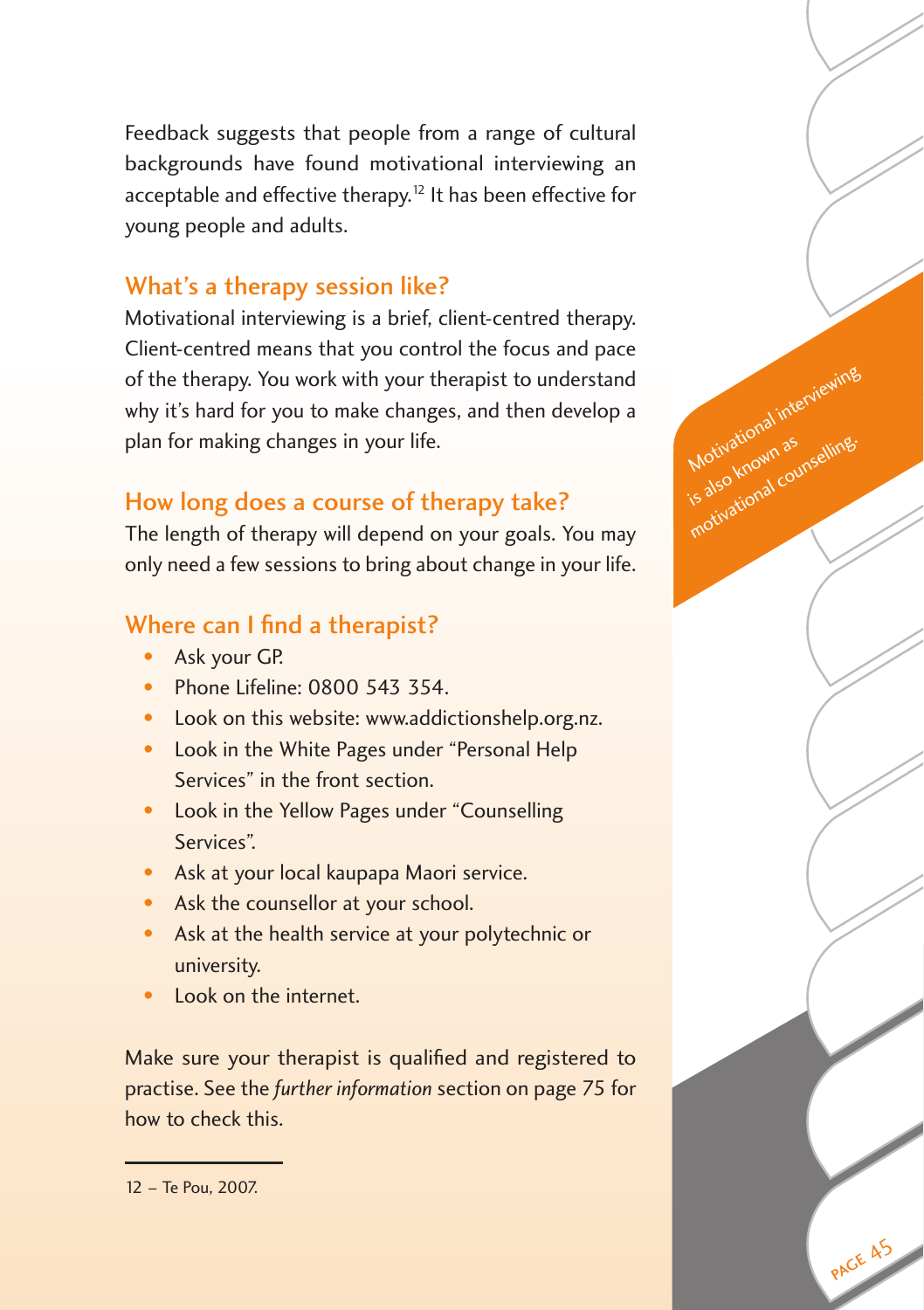Feedback suggests that people from a range of cultural backgrounds have found motivational interviewing an acceptable and effective therapy.[12] It has been effective for young people and adults.

## What's a therapy session like?

Motivational interviewing is a brief, client-centred therapy. Client-centred means that you control the focus and pace of the therapy. You work with your therapist to understand why it's hard for you to make changes, and then develop a plan for making changes in your life.

Motivational interviewing is also known as motivational counselling.

## How long does a course of therapy take?

The length of therapy will depend on your goals. You may only need a few sessions to bring about change in your life.

## Where can I find a therapist?

- Ask your GP.
- Phone Lifeline: 0800 543 354.
- Look on this website: www.addictionshelp.org.nz.
- Look in the White Pages under "Personal Help Services" in the front section.
- Look in the Yellow Pages under "Counselling Services".
- Ask at your local kaupapa Maori service.
- Ask the counsellor at your school.
- Ask at the health service at your polytechnic or university.
- Look on the internet.

Make sure your therapist is qualified and registered to practise. See the *further information* section on page 75 for how to check this.

---

12 – Te Pou, 2007.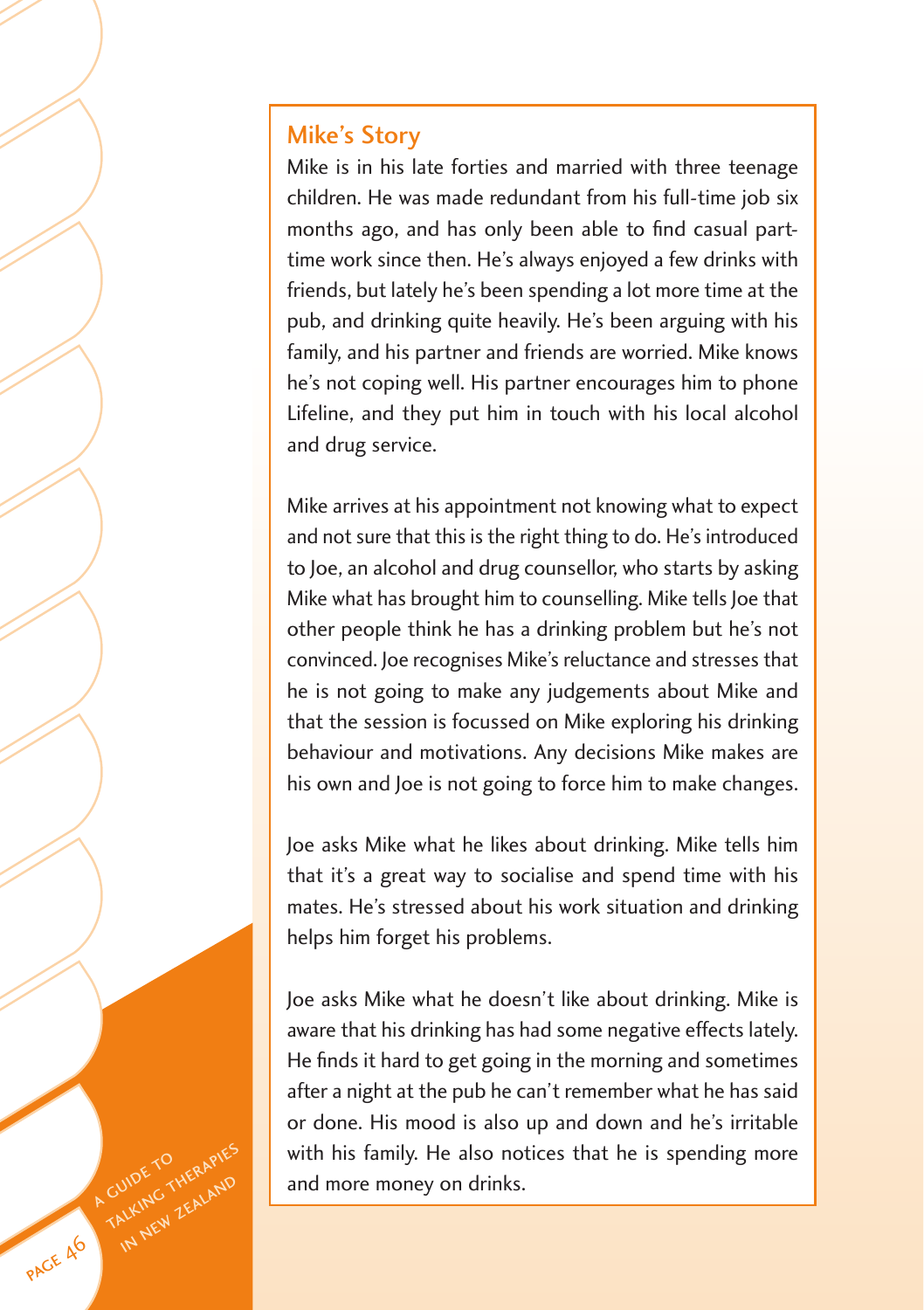## Mike's Story

Mike is in his late forties and married with three teenage children. He was made redundant from his full-time job six months ago, and has only been able to find casual part-time work since then. He's always enjoyed a few drinks with friends, but lately he's been spending a lot more time at the pub, and drinking quite heavily. He's been arguing with his family, and his partner and friends are worried. Mike knows he's not coping well. His partner encourages him to phone Lifeline, and they put him in touch with his local alcohol and drug service.

Mike arrives at his appointment not knowing what to expect and not sure that this is the right thing to do. He's introduced to Joe, an alcohol and drug counsellor, who starts by asking Mike what has brought him to counselling. Mike tells Joe that other people think he has a drinking problem but he's not convinced. Joe recognises Mike's reluctance and stresses that he is not going to make any judgements about Mike and that the session is focussed on Mike exploring his drinking behaviour and motivations. Any decisions Mike makes are his own and Joe is not going to force him to make changes.

Joe asks Mike what he likes about drinking. Mike tells him that it's a great way to socialise and spend time with his mates. He's stressed about his work situation and drinking helps him forget his problems.

Joe asks Mike what he doesn't like about drinking. Mike is aware that his drinking has had some negative effects lately. He finds it hard to get going in the morning and sometimes after a night at the pub he can't remember what he has said or done. His mood is also up and down and he's irritable with his family. He also notices that he is spending more and more money on drinks.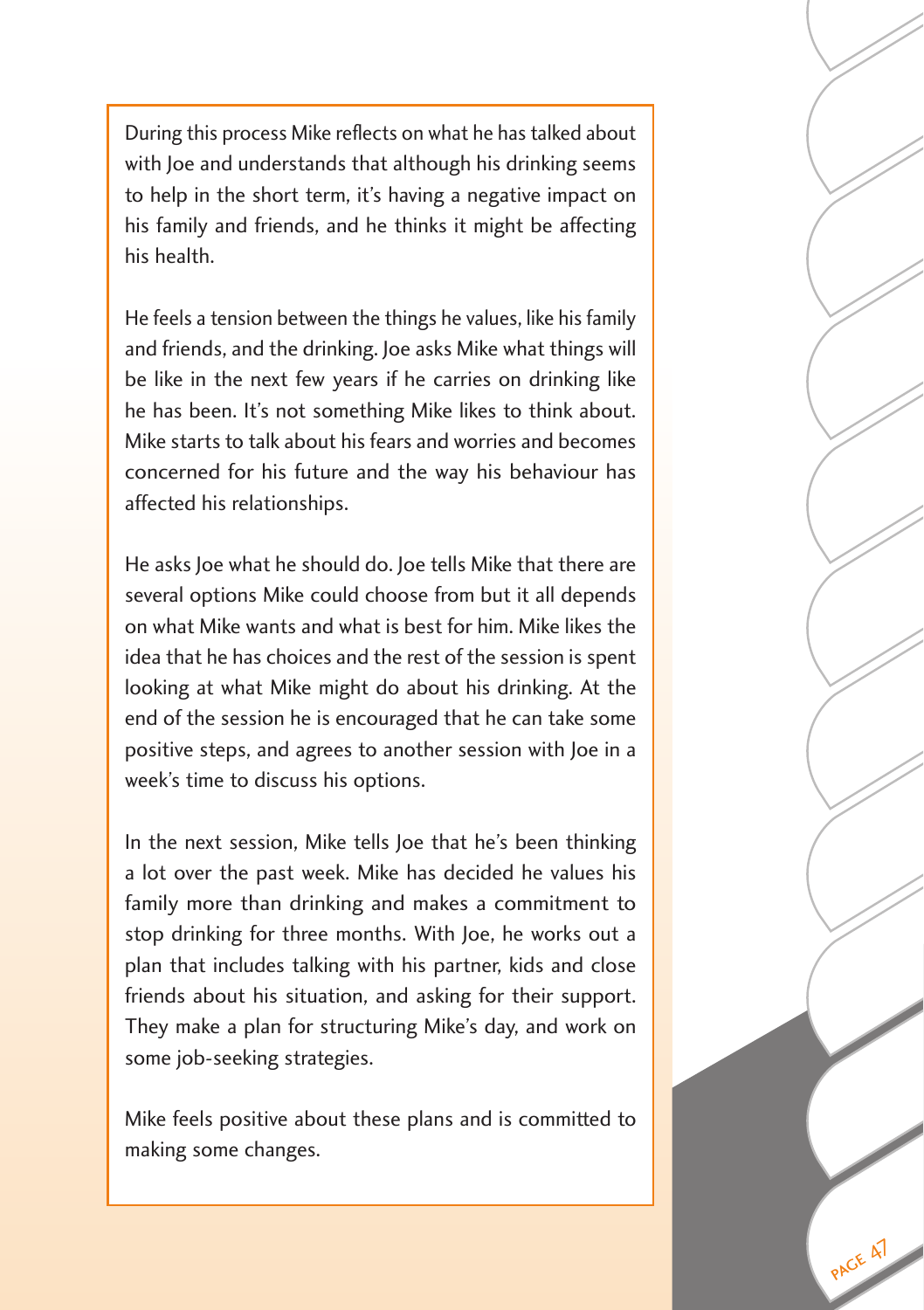During this process Mike reflects on what he has talked about with Joe and understands that although his drinking seems to help in the short term, it's having a negative impact on his family and friends, and he thinks it might be affecting his health.

He feels a tension between the things he values, like his family and friends, and the drinking. Joe asks Mike what things will be like in the next few years if he carries on drinking like he has been. It's not something Mike likes to think about. Mike starts to talk about his fears and worries and becomes concerned for his future and the way his behaviour has affected his relationships.

He asks Joe what he should do. Joe tells Mike that there are several options Mike could choose from but it all depends on what Mike wants and what is best for him. Mike likes the idea that he has choices and the rest of the session is spent looking at what Mike might do about his drinking. At the end of the session he is encouraged that he can take some positive steps, and agrees to another session with Joe in a week's time to discuss his options.

In the next session, Mike tells Joe that he's been thinking a lot over the past week. Mike has decided he values his family more than drinking and makes a commitment to stop drinking for three months. With Joe, he works out a plan that includes talking with his partner, kids and close friends about his situation, and asking for their support. They make a plan for structuring Mike's day, and work on some job-seeking strategies.

Mike feels positive about these plans and is committed to making some changes.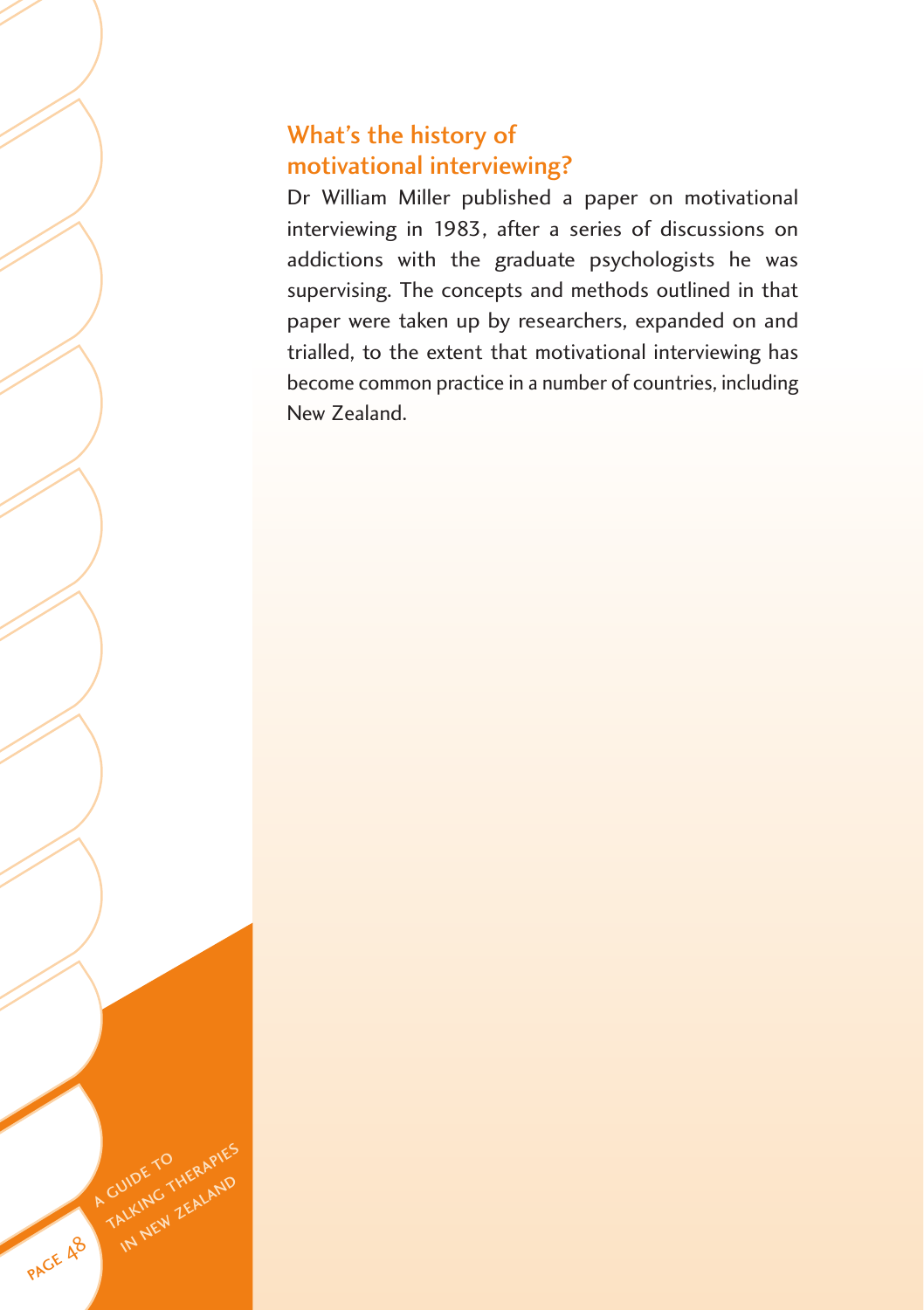## What's the history of motivational interviewing?

Dr William Miller published a paper on motivational interviewing in 1983, after a series of discussions on addictions with the graduate psychologists he was supervising. The concepts and methods outlined in that paper were taken up by researchers, expanded on and trialled, to the extent that motivational interviewing has become common practice in a number of countries, including New Zealand.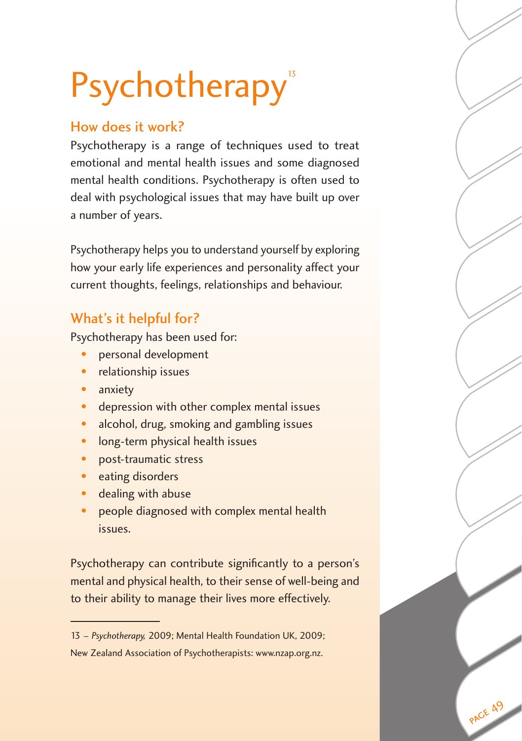# Psychotherapy[13]

## How does it work?

Psychotherapy is a range of techniques used to treat emotional and mental health issues and some diagnosed mental health conditions. Psychotherapy is often used to deal with psychological issues that may have built up over a number of years.

Psychotherapy helps you to understand yourself by exploring how your early life experiences and personality affect your current thoughts, feelings, relationships and behaviour.

## What's it helpful for?

Psychotherapy has been used for:

- personal development
- relationship issues
- anxiety
- depression with other complex mental issues
- alcohol, drug, smoking and gambling issues
- long-term physical health issues
- post-traumatic stress
- eating disorders
- dealing with abuse
- people diagnosed with complex mental health issues.

Psychotherapy can contribute significantly to a person's mental and physical health, to their sense of well-being and to their ability to manage their lives more effectively.

---

13 – *Psychotherapy,* 2009; Mental Health Foundation UK, 2009; New Zealand Association of Psychotherapists: www.nzap.org.nz.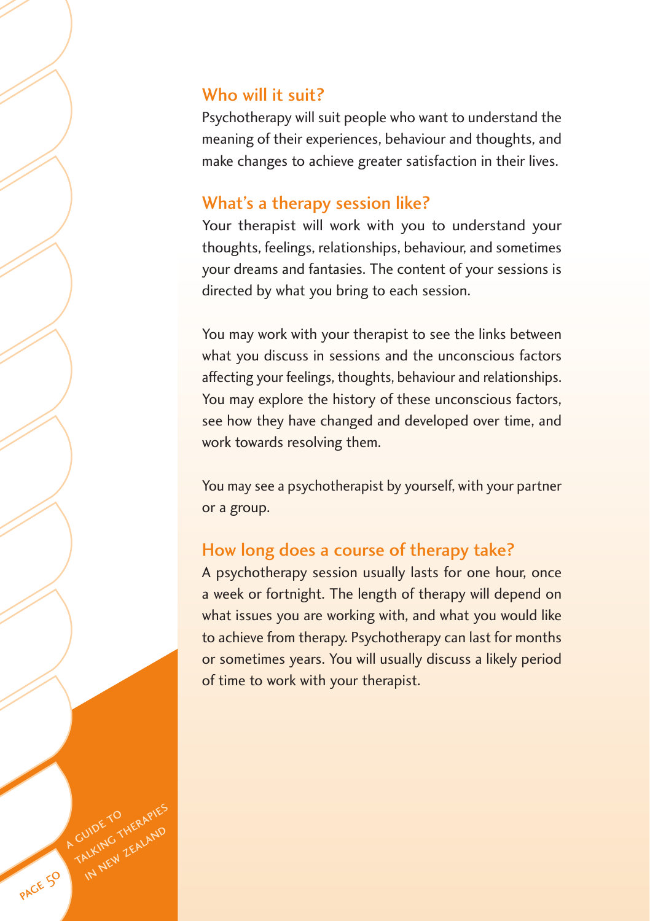### Who will it suit?

Psychotherapy will suit people who want to understand the meaning of their experiences, behaviour and thoughts, and make changes to achieve greater satisfaction in their lives.

### What's a therapy session like?

Your therapist will work with you to understand your thoughts, feelings, relationships, behaviour, and sometimes your dreams and fantasies. The content of your sessions is directed by what you bring to each session.

You may work with your therapist to see the links between what you discuss in sessions and the unconscious factors affecting your feelings, thoughts, behaviour and relationships. You may explore the history of these unconscious factors, see how they have changed and developed over time, and work towards resolving them.

You may see a psychotherapist by yourself, with your partner or a group.

### How long does a course of therapy take?

A psychotherapy session usually lasts for one hour, once a week or fortnight. The length of therapy will depend on what issues you are working with, and what you would like to achieve from therapy. Psychotherapy can last for months or sometimes years. You will usually discuss a likely period of time to work with your therapist.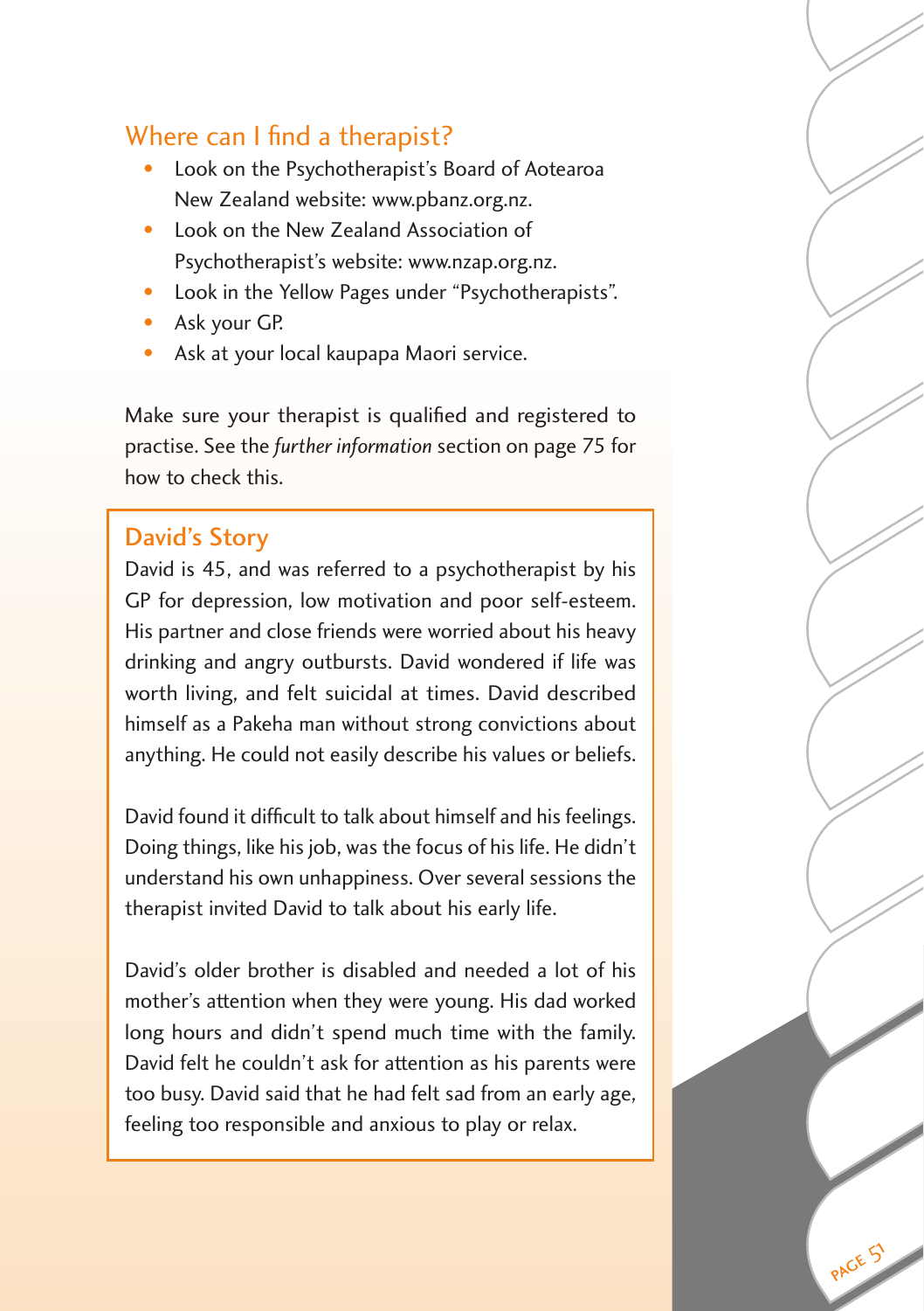## Where can I find a therapist?

- Look on the Psychotherapist's Board of Aotearoa New Zealand website: www.pbanz.org.nz.
- Look on the New Zealand Association of Psychotherapist's website: www.nzap.org.nz.
- Look in the Yellow Pages under "Psychotherapists".
- Ask your GP.
- Ask at your local kaupapa Maori service.

Make sure your therapist is qualified and registered to practise. See the *further information* section on page 75 for how to check this.

### David's Story

David is 45, and was referred to a psychotherapist by his GP for depression, low motivation and poor self-esteem. His partner and close friends were worried about his heavy drinking and angry outbursts. David wondered if life was worth living, and felt suicidal at times. David described himself as a Pakeha man without strong convictions about anything. He could not easily describe his values or beliefs.

David found it difficult to talk about himself and his feelings. Doing things, like his job, was the focus of his life. He didn't understand his own unhappiness. Over several sessions the therapist invited David to talk about his early life.

David's older brother is disabled and needed a lot of his mother's attention when they were young. His dad worked long hours and didn't spend much time with the family. David felt he couldn't ask for attention as his parents were too busy. David said that he had felt sad from an early age, feeling too responsible and anxious to play or relax.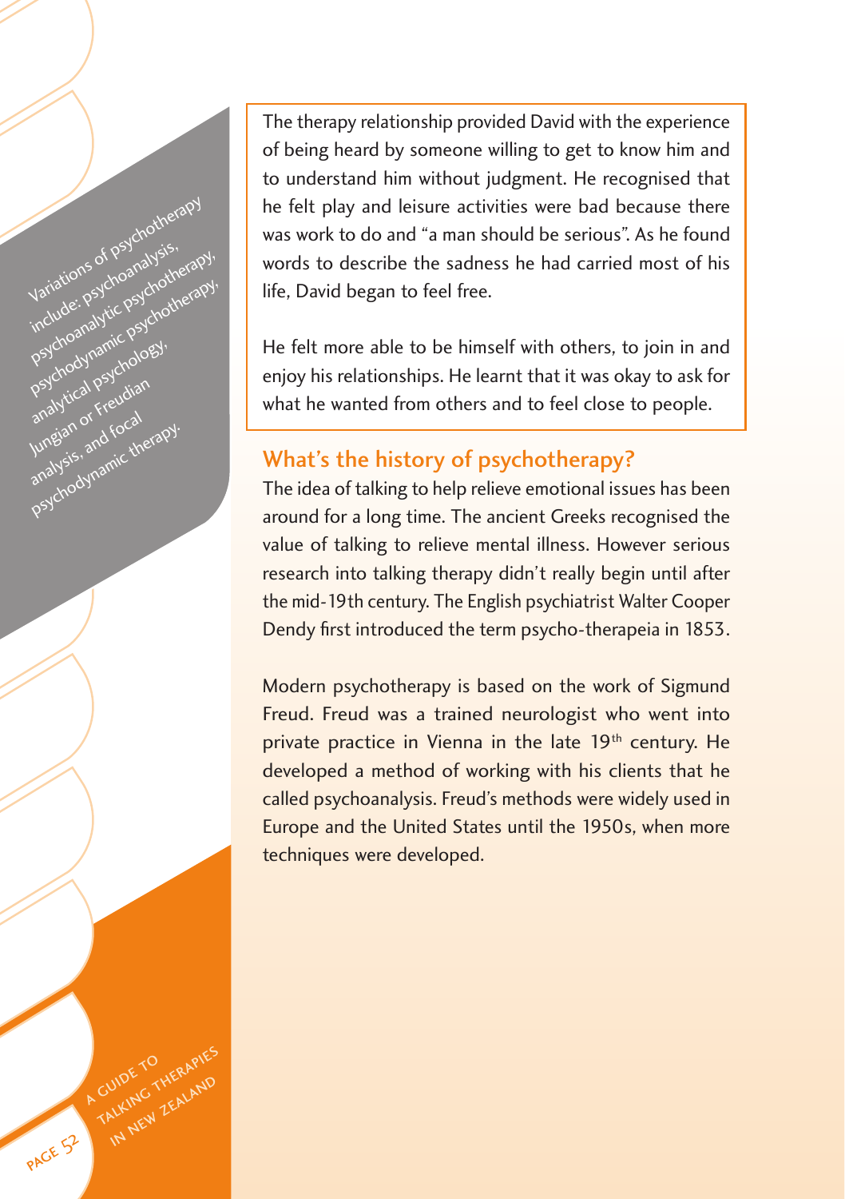Variations of psychotherapy include: psychoanalysis, psychoanalytic psychotherapy, psychodynamic psychotherapy, analytical psychology, Jungian or Freudian analysis, and focal psychodynamic therapy.

The therapy relationship provided David with the experience of being heard by someone willing to get to know him and to understand him without judgment. He recognised that he felt play and leisure activities were bad because there was work to do and "a man should be serious". As he found words to describe the sadness he had carried most of his life, David began to feel free.

He felt more able to be himself with others, to join in and enjoy his relationships. He learnt that it was okay to ask for what he wanted from others and to feel close to people.

## What's the history of psychotherapy?

The idea of talking to help relieve emotional issues has been around for a long time. The ancient Greeks recognised the value of talking to relieve mental illness. However serious research into talking therapy didn't really begin until after the mid-19th century. The English psychiatrist Walter Cooper Dendy first introduced the term psycho-therapeia in 1853.

Modern psychotherapy is based on the work of Sigmund Freud. Freud was a trained neurologist who went into private practice in Vienna in the late 19th century. He developed a method of working with his clients that he called psychoanalysis. Freud's methods were widely used in Europe and the United States until the 1950s, when more techniques were developed.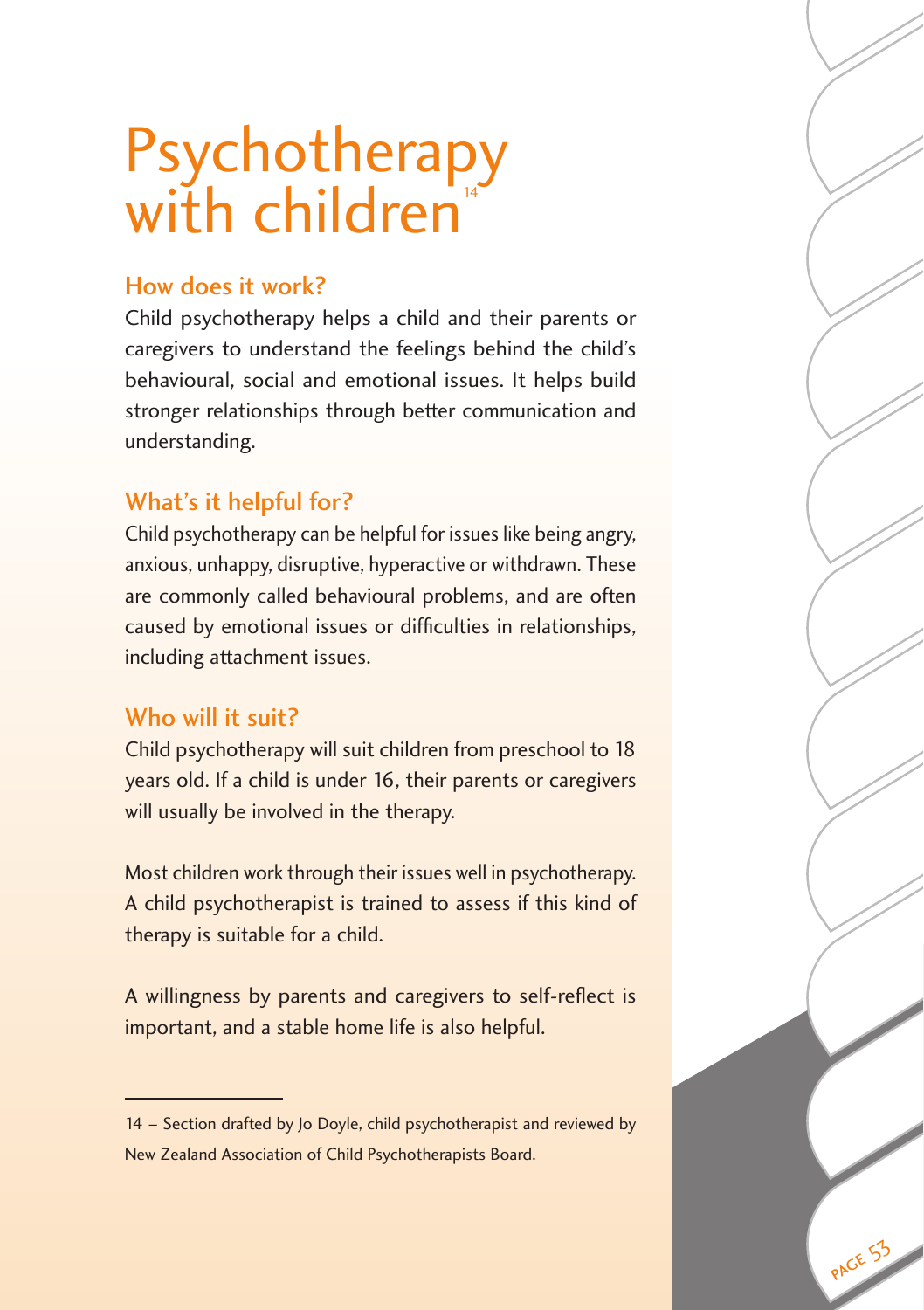# Psychotherapy with children[14]

## How does it work?

Child psychotherapy helps a child and their parents or caregivers to understand the feelings behind the child's behavioural, social and emotional issues. It helps build stronger relationships through better communication and understanding.

## What's it helpful for?

Child psychotherapy can be helpful for issues like being angry, anxious, unhappy, disruptive, hyperactive or withdrawn. These are commonly called behavioural problems, and are often caused by emotional issues or difficulties in relationships, including attachment issues.

## Who will it suit?

Child psychotherapy will suit children from preschool to 18 years old. If a child is under 16, their parents or caregivers will usually be involved in the therapy.

Most children work through their issues well in psychotherapy. A child psychotherapist is trained to assess if this kind of therapy is suitable for a child.

A willingness by parents and caregivers to self-reflect is important, and a stable home life is also helpful.

---

14 – Section drafted by Jo Doyle, child psychotherapist and reviewed by New Zealand Association of Child Psychotherapists Board.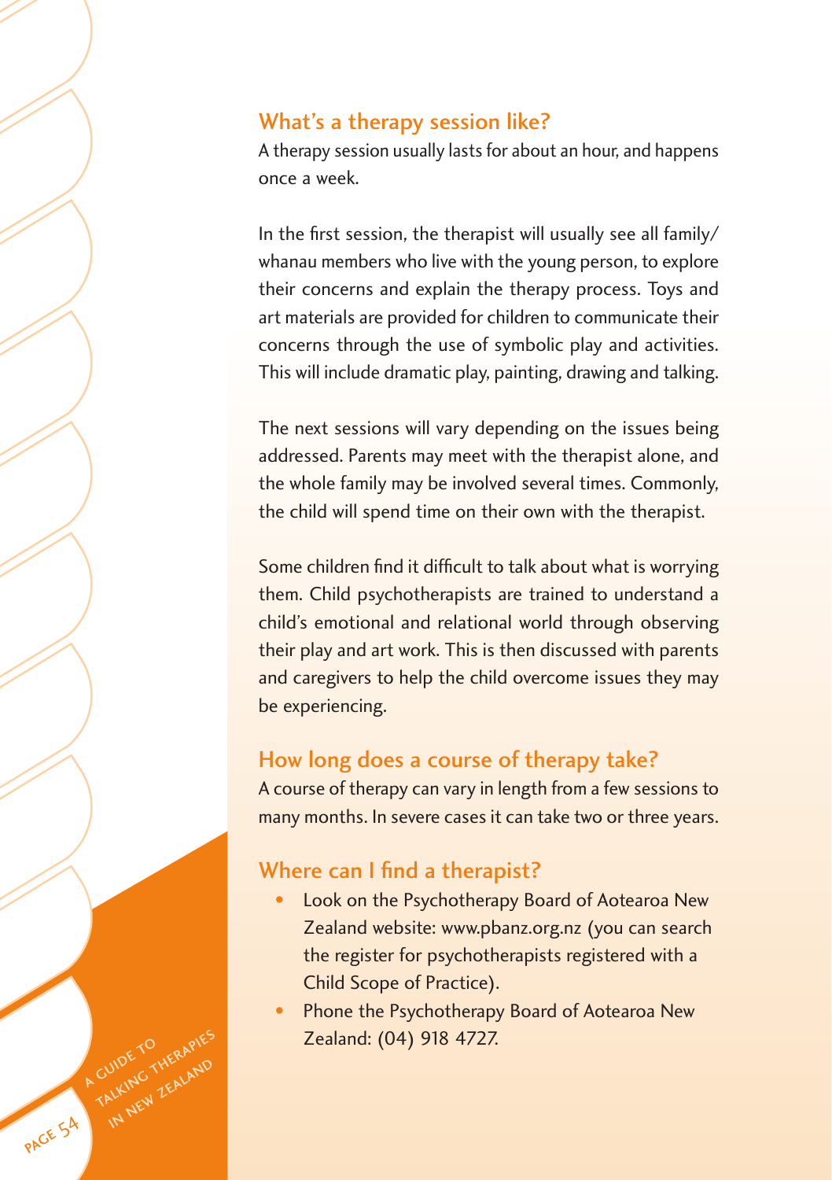## What's a therapy session like?

A therapy session usually lasts for about an hour, and happens once a week.

In the first session, the therapist will usually see all family/ whanau members who live with the young person, to explore their concerns and explain the therapy process. Toys and art materials are provided for children to communicate their concerns through the use of symbolic play and activities. This will include dramatic play, painting, drawing and talking.

The next sessions will vary depending on the issues being addressed. Parents may meet with the therapist alone, and the whole family may be involved several times. Commonly, the child will spend time on their own with the therapist.

Some children find it difficult to talk about what is worrying them. Child psychotherapists are trained to understand a child's emotional and relational world through observing their play and art work. This is then discussed with parents and caregivers to help the child overcome issues they may be experiencing.

## How long does a course of therapy take?

A course of therapy can vary in length from a few sessions to many months. In severe cases it can take two or three years.

## Where can I find a therapist?

- Look on the Psychotherapy Board of Aotearoa New Zealand website: www.pbanz.org.nz (you can search the register for psychotherapists registered with a Child Scope of Practice).
- Phone the Psychotherapy Board of Aotearoa New Zealand: (04) 918 4727.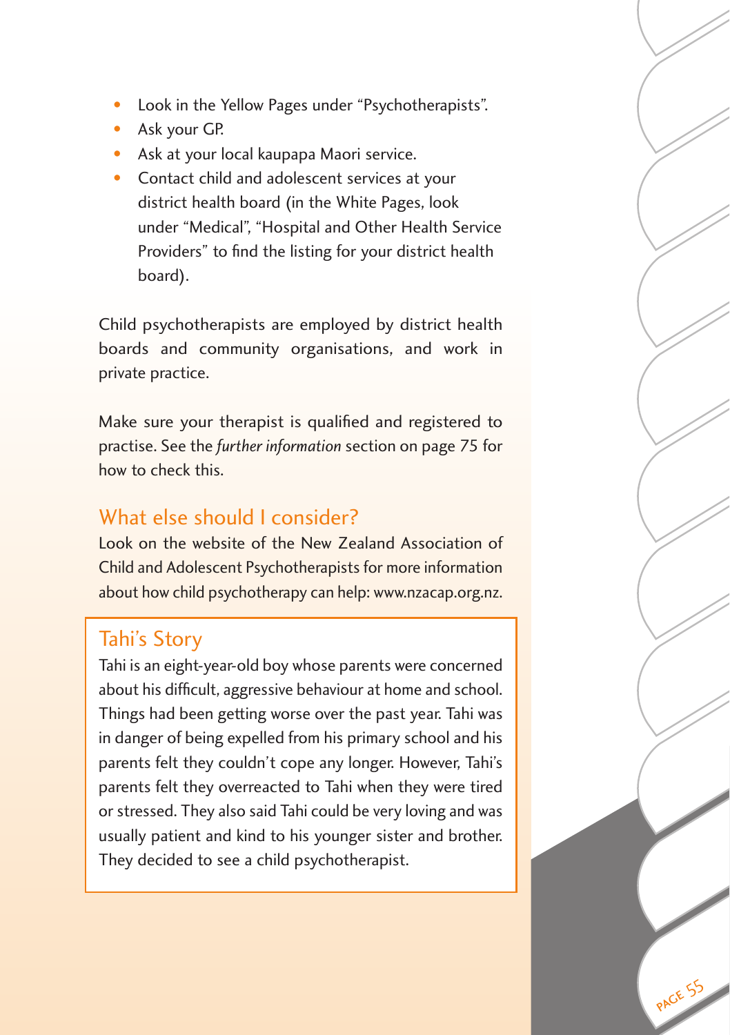- Look in the Yellow Pages under "Psychotherapists".
- Ask your GP.
- Ask at your local kaupapa Maori service.
- Contact child and adolescent services at your district health board (in the White Pages, look under "Medical", "Hospital and Other Health Service Providers" to find the listing for your district health board).

Child psychotherapists are employed by district health boards and community organisations, and work in private practice.

Make sure your therapist is qualified and registered to practise. See the *further information* section on page 75 for how to check this.

## What else should I consider?

Look on the website of the New Zealand Association of Child and Adolescent Psychotherapists for more information about how child psychotherapy can help: www.nzacap.org.nz.

## Tahi's Story

Tahi is an eight-year-old boy whose parents were concerned about his difficult, aggressive behaviour at home and school. Things had been getting worse over the past year. Tahi was in danger of being expelled from his primary school and his parents felt they couldn't cope any longer. However, Tahi's parents felt they overreacted to Tahi when they were tired or stressed. They also said Tahi could be very loving and was usually patient and kind to his younger sister and brother. They decided to see a child psychotherapist.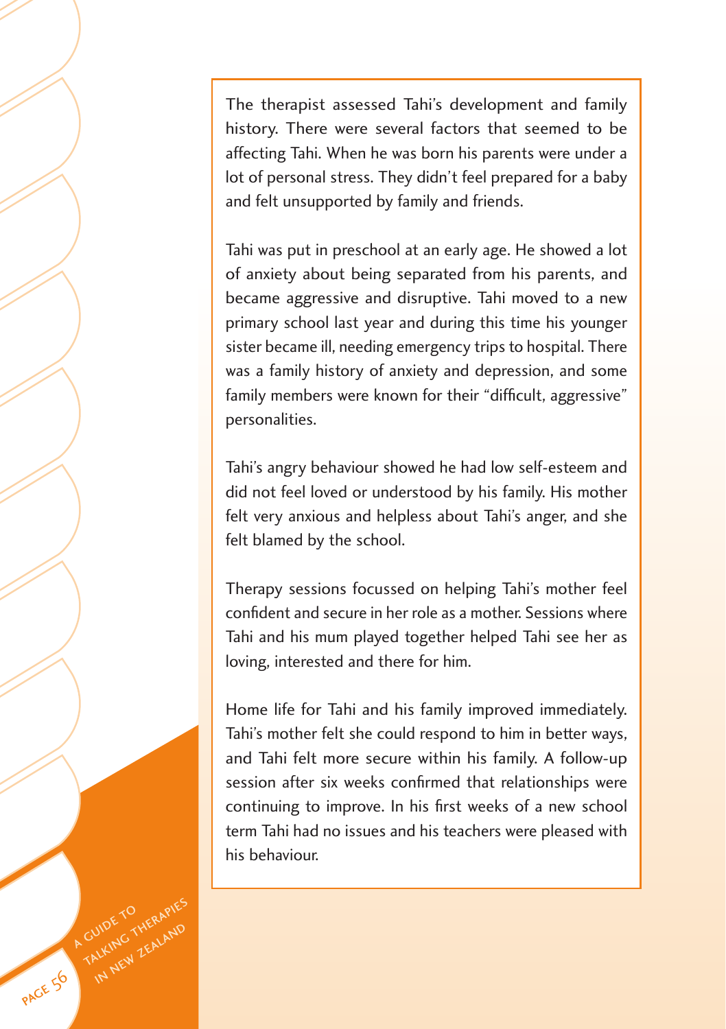The therapist assessed Tahi's development and family history. There were several factors that seemed to be affecting Tahi. When he was born his parents were under a lot of personal stress. They didn't feel prepared for a baby and felt unsupported by family and friends.

Tahi was put in preschool at an early age. He showed a lot of anxiety about being separated from his parents, and became aggressive and disruptive. Tahi moved to a new primary school last year and during this time his younger sister became ill, needing emergency trips to hospital. There was a family history of anxiety and depression, and some family members were known for their "difficult, aggressive" personalities.

Tahi's angry behaviour showed he had low self-esteem and did not feel loved or understood by his family. His mother felt very anxious and helpless about Tahi's anger, and she felt blamed by the school.

Therapy sessions focussed on helping Tahi's mother feel confident and secure in her role as a mother. Sessions where Tahi and his mum played together helped Tahi see her as loving, interested and there for him.

Home life for Tahi and his family improved immediately. Tahi's mother felt she could respond to him in better ways, and Tahi felt more secure within his family. A follow-up session after six weeks confirmed that relationships were continuing to improve. In his first weeks of a new school term Tahi had no issues and his teachers were pleased with his behaviour.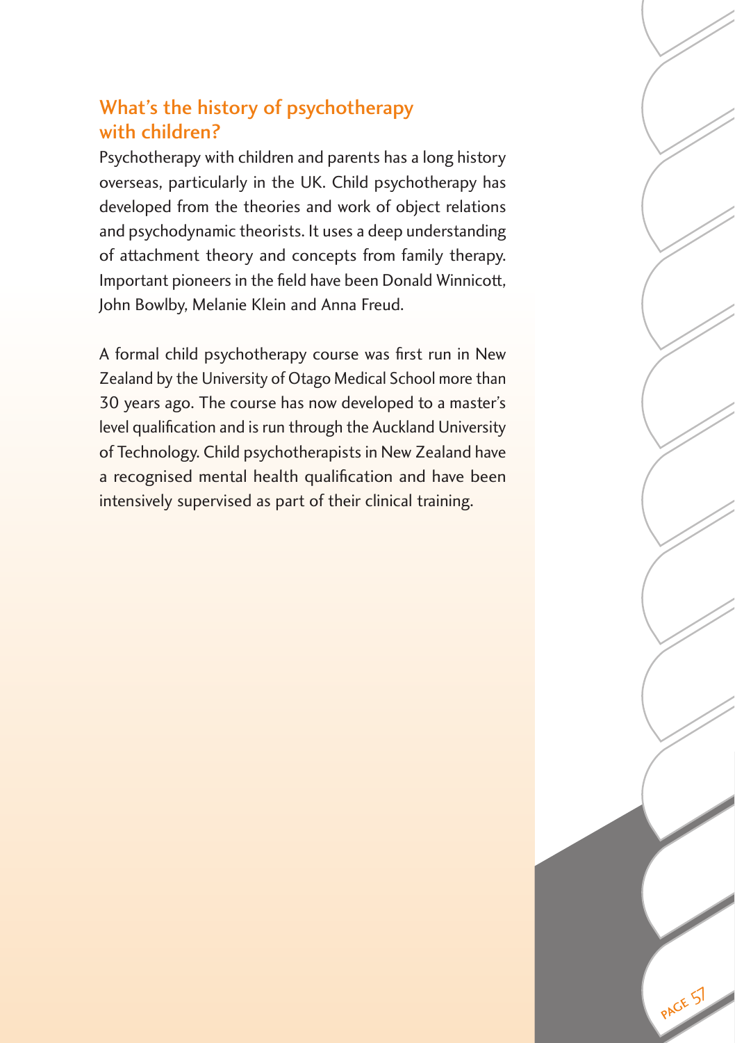## What's the history of psychotherapy with children?

Psychotherapy with children and parents has a long history overseas, particularly in the UK. Child psychotherapy has developed from the theories and work of object relations and psychodynamic theorists. It uses a deep understanding of attachment theory and concepts from family therapy. Important pioneers in the field have been Donald Winnicott, John Bowlby, Melanie Klein and Anna Freud.

A formal child psychotherapy course was first run in New Zealand by the University of Otago Medical School more than 30 years ago. The course has now developed to a master's level qualification and is run through the Auckland University of Technology. Child psychotherapists in New Zealand have a recognised mental health qualification and have been intensively supervised as part of their clinical training.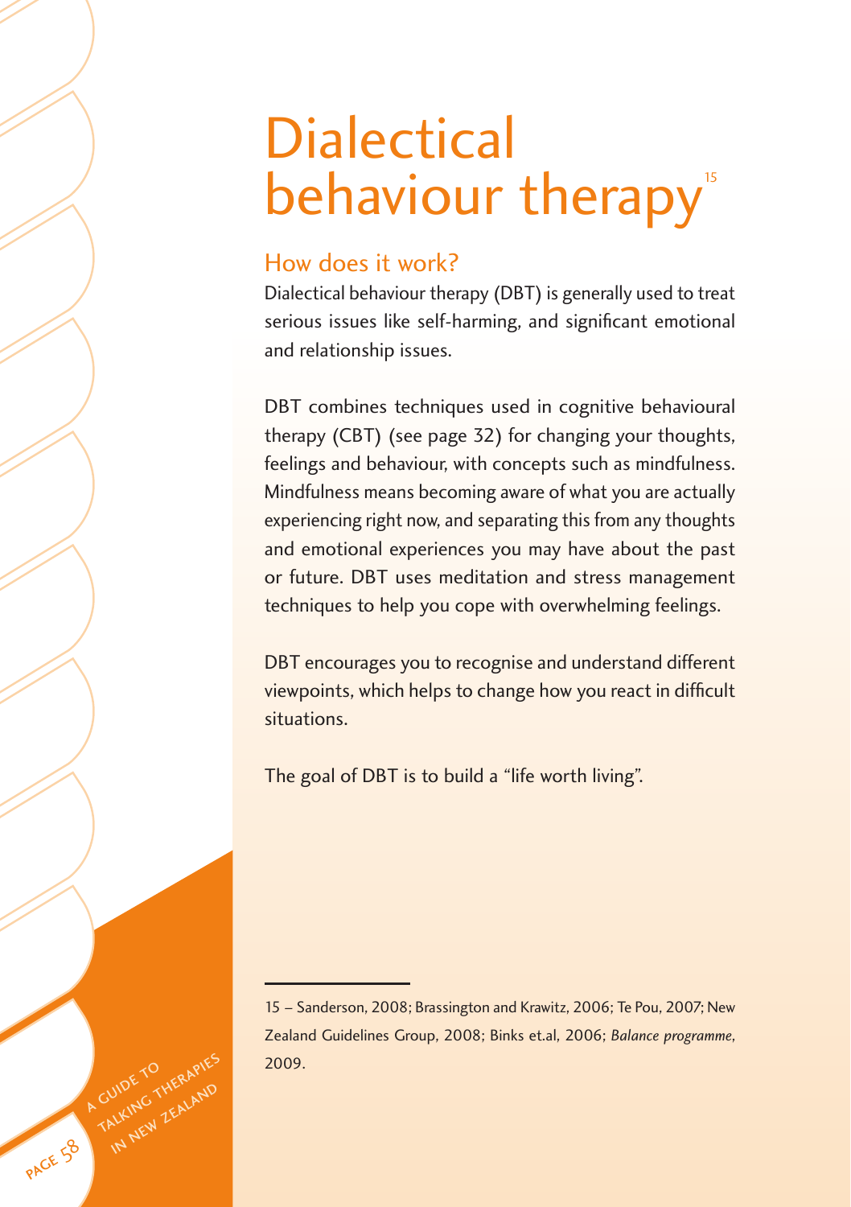# Dialectical behaviour therapy[15]

## How does it work?

Dialectical behaviour therapy (DBT) is generally used to treat serious issues like self-harming, and significant emotional and relationship issues.

DBT combines techniques used in cognitive behavioural therapy (CBT) (see page 32) for changing your thoughts, feelings and behaviour, with concepts such as mindfulness. Mindfulness means becoming aware of what you are actually experiencing right now, and separating this from any thoughts and emotional experiences you may have about the past or future. DBT uses meditation and stress management techniques to help you cope with overwhelming feelings.

DBT encourages you to recognise and understand different viewpoints, which helps to change how you react in difficult situations.

The goal of DBT is to build a "life worth living".

---

15 – Sanderson, 2008; Brassington and Krawitz, 2006; Te Pou, 2007; New Zealand Guidelines Group, 2008; Binks et.al, 2006; *Balance programme*, 2009.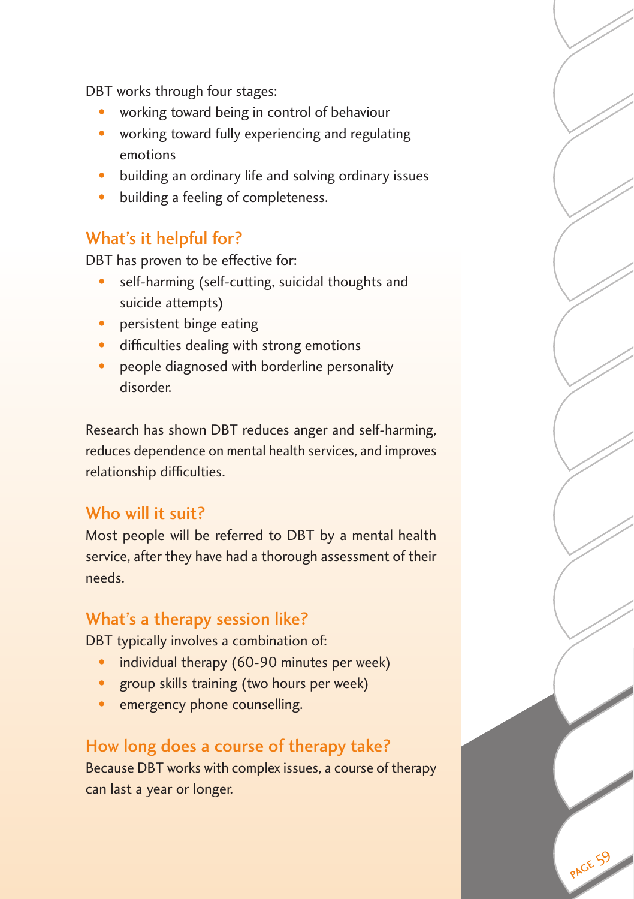DBT works through four stages:

- working toward being in control of behaviour
- working toward fully experiencing and regulating emotions
- building an ordinary life and solving ordinary issues
- building a feeling of completeness.

## What's it helpful for?

DBT has proven to be effective for:

- self-harming (self-cutting, suicidal thoughts and suicide attempts)
- persistent binge eating
- difficulties dealing with strong emotions
- people diagnosed with borderline personality disorder.

Research has shown DBT reduces anger and self-harming, reduces dependence on mental health services, and improves relationship difficulties.

## Who will it suit?

Most people will be referred to DBT by a mental health service, after they have had a thorough assessment of their needs.

## What's a therapy session like?

DBT typically involves a combination of:

- individual therapy (60-90 minutes per week)
- group skills training (two hours per week)
- emergency phone counselling.

## How long does a course of therapy take?

Because DBT works with complex issues, a course of therapy can last a year or longer.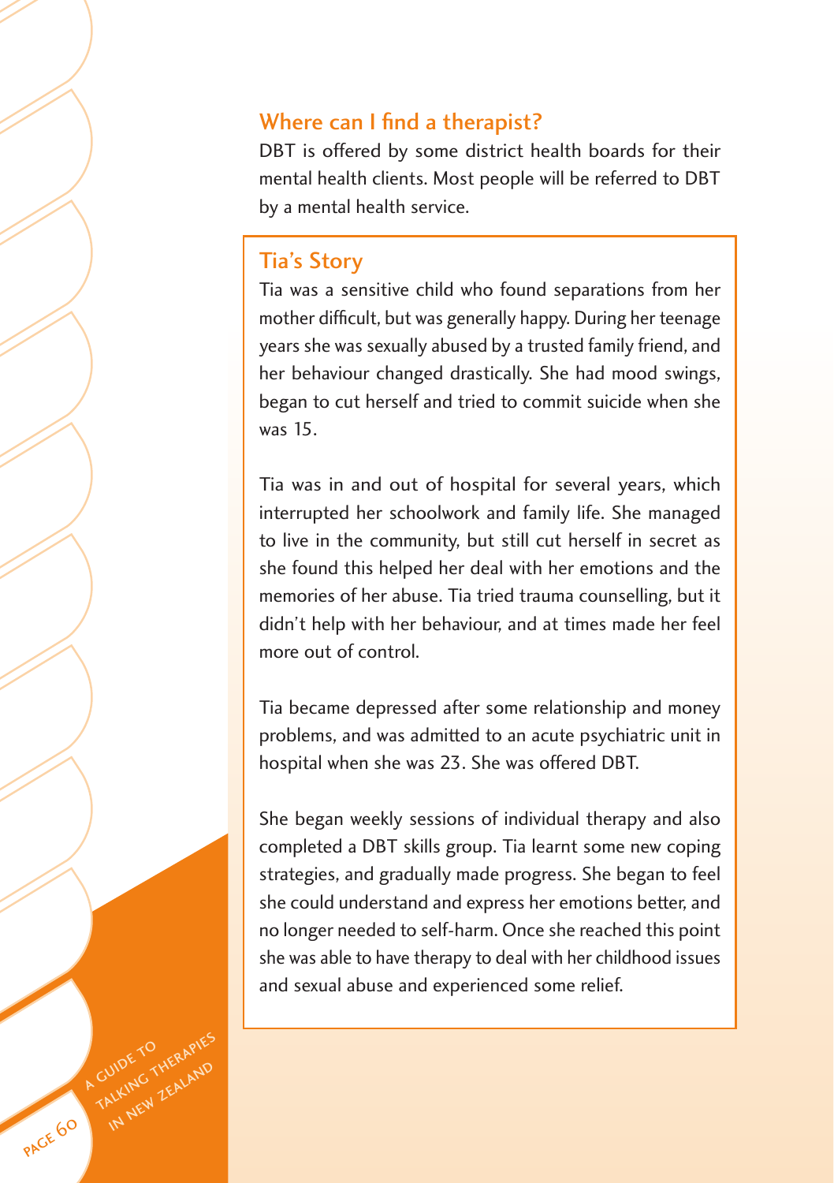## Where can I find a therapist?

DBT is offered by some district health boards for their mental health clients. Most people will be referred to DBT by a mental health service.

### Tia's Story

Tia was a sensitive child who found separations from her mother difficult, but was generally happy. During her teenage years she was sexually abused by a trusted family friend, and her behaviour changed drastically. She had mood swings, began to cut herself and tried to commit suicide when she was 15.

Tia was in and out of hospital for several years, which interrupted her schoolwork and family life. She managed to live in the community, but still cut herself in secret as she found this helped her deal with her emotions and the memories of her abuse. Tia tried trauma counselling, but it didn't help with her behaviour, and at times made her feel more out of control.

Tia became depressed after some relationship and money problems, and was admitted to an acute psychiatric unit in hospital when she was 23. She was offered DBT.

She began weekly sessions of individual therapy and also completed a DBT skills group. Tia learnt some new coping strategies, and gradually made progress. She began to feel she could understand and express her emotions better, and no longer needed to self-harm. Once she reached this point she was able to have therapy to deal with her childhood issues and sexual abuse and experienced some relief.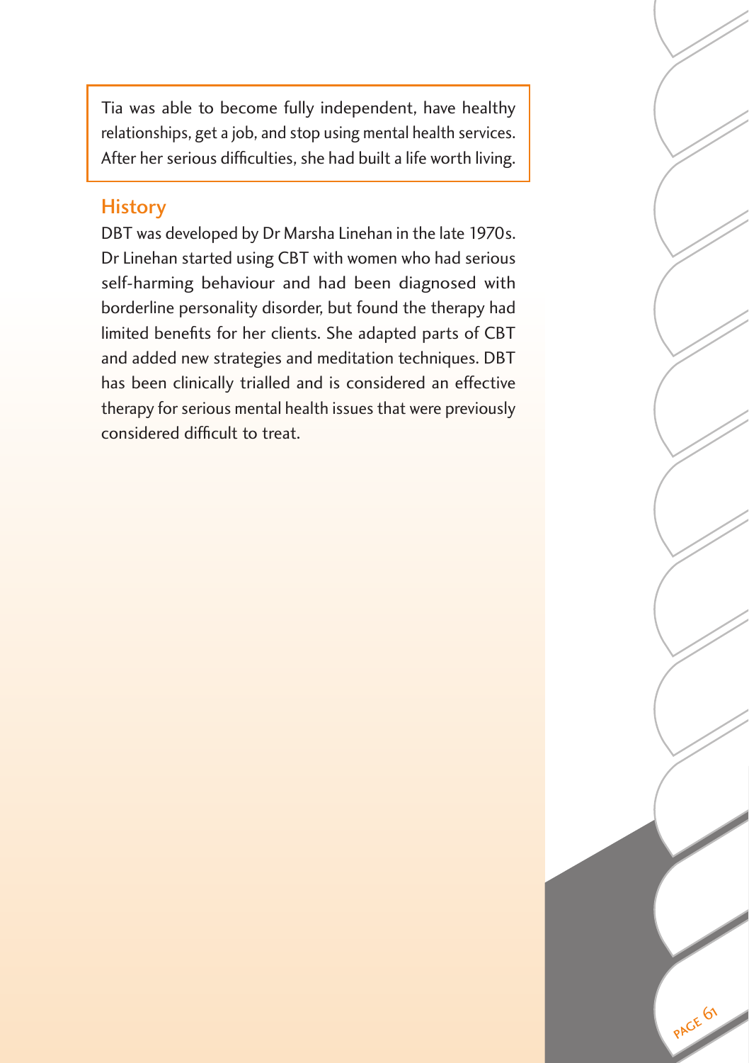Tia was able to become fully independent, have healthy relationships, get a job, and stop using mental health services. After her serious difficulties, she had built a life worth living.

## History

DBT was developed by Dr Marsha Linehan in the late 1970s. Dr Linehan started using CBT with women who had serious self-harming behaviour and had been diagnosed with borderline personality disorder, but found the therapy had limited benefits for her clients. She adapted parts of CBT and added new strategies and meditation techniques. DBT has been clinically trialled and is considered an effective therapy for serious mental health issues that were previously considered difficult to treat.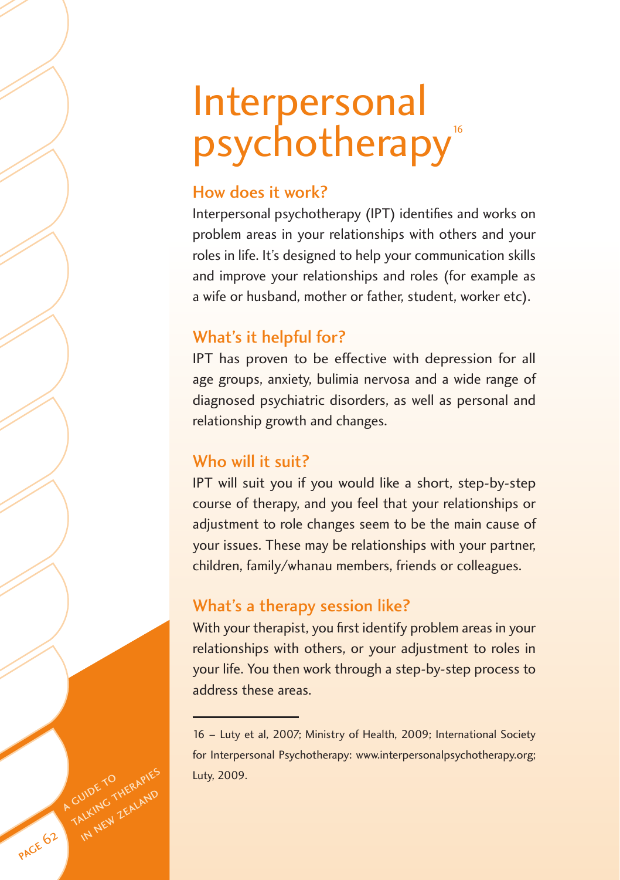# Interpersonal psychotherapy[16]

## How does it work?

Interpersonal psychotherapy (IPT) identifies and works on problem areas in your relationships with others and your roles in life. It's designed to help your communication skills and improve your relationships and roles (for example as a wife or husband, mother or father, student, worker etc).

## What's it helpful for?

IPT has proven to be effective with depression for all age groups, anxiety, bulimia nervosa and a wide range of diagnosed psychiatric disorders, as well as personal and relationship growth and changes.

## Who will it suit?

IPT will suit you if you would like a short, step-by-step course of therapy, and you feel that your relationships or adjustment to role changes seem to be the main cause of your issues. These may be relationships with your partner, children, family/whanau members, friends or colleagues.

## What's a therapy session like?

With your therapist, you first identify problem areas in your relationships with others, or your adjustment to roles in your life. You then work through a step-by-step process to address these areas.

---

16 – Luty et al, 2007; Ministry of Health, 2009; International Society for Interpersonal Psychotherapy: www.interpersonalpsychotherapy.org; Luty, 2009.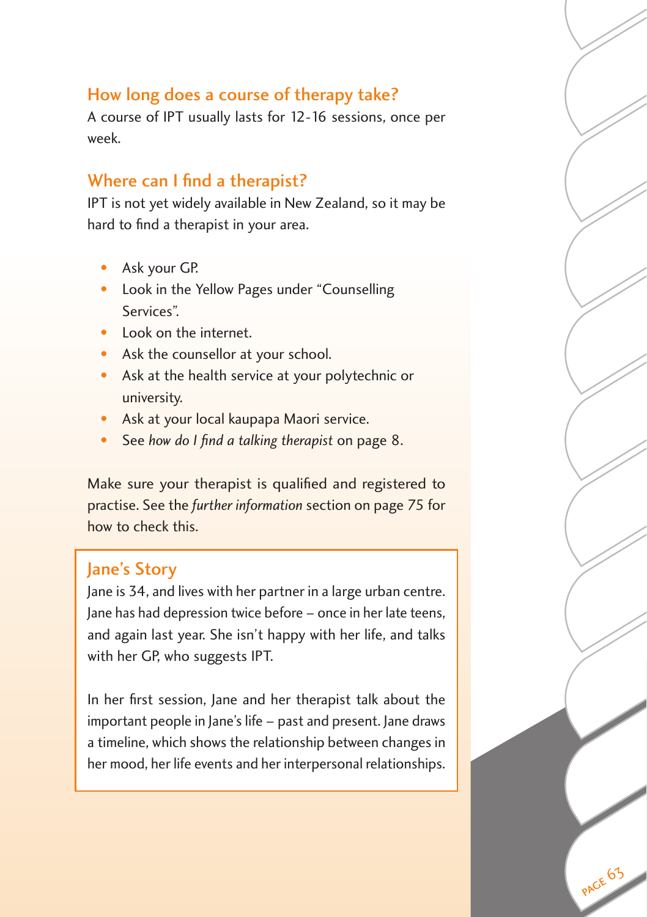## How long does a course of therapy take?

A course of IPT usually lasts for 12-16 sessions, once per week.

## Where can I find a therapist?

IPT is not yet widely available in New Zealand, so it may be hard to find a therapist in your area.

- Ask your GP.
- Look in the Yellow Pages under "Counselling Services".
- Look on the internet.
- Ask the counsellor at your school.
- Ask at the health service at your polytechnic or university.
- Ask at your local kaupapa Maori service.
- See *how do I find a talking therapist* on page 8.

Make sure your therapist is qualified and registered to practise. See the *further information* section on page 75 for how to check this.

### Jane's Story

Jane is 34, and lives with her partner in a large urban centre. Jane has had depression twice before – once in her late teens, and again last year. She isn't happy with her life, and talks with her GP, who suggests IPT.

In her first session, Jane and her therapist talk about the important people in Jane's life – past and present. Jane draws a timeline, which shows the relationship between changes in her mood, her life events and her interpersonal relationships.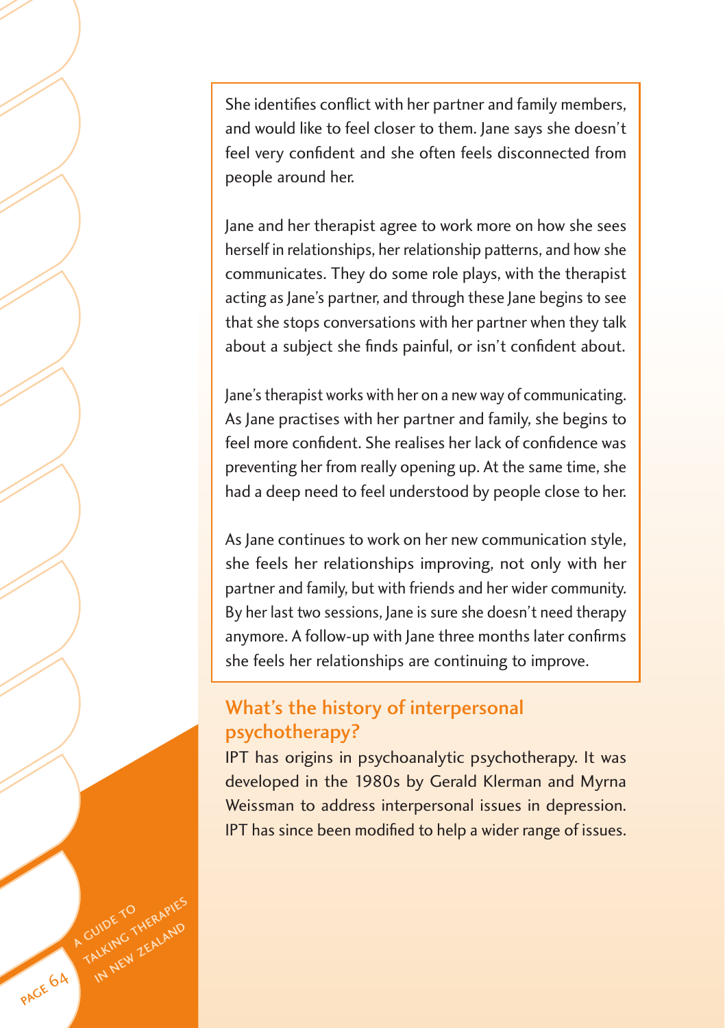She identifies conflict with her partner and family members, and would like to feel closer to them. Jane says she doesn't feel very confident and she often feels disconnected from people around her.

Jane and her therapist agree to work more on how she sees herself in relationships, her relationship patterns, and how she communicates. They do some role plays, with the therapist acting as Jane's partner, and through these Jane begins to see that she stops conversations with her partner when they talk about a subject she finds painful, or isn't confident about.

Jane's therapist works with her on a new way of communicating. As Jane practises with her partner and family, she begins to feel more confident. She realises her lack of confidence was preventing her from really opening up. At the same time, she had a deep need to feel understood by people close to her.

As Jane continues to work on her new communication style, she feels her relationships improving, not only with her partner and family, but with friends and her wider community. By her last two sessions, Jane is sure she doesn't need therapy anymore. A follow-up with Jane three months later confirms she feels her relationships are continuing to improve.

## What's the history of interpersonal psychotherapy?

IPT has origins in psychoanalytic psychotherapy. It was developed in the 1980s by Gerald Klerman and Myrna Weissman to address interpersonal issues in depression. IPT has since been modified to help a wider range of issues.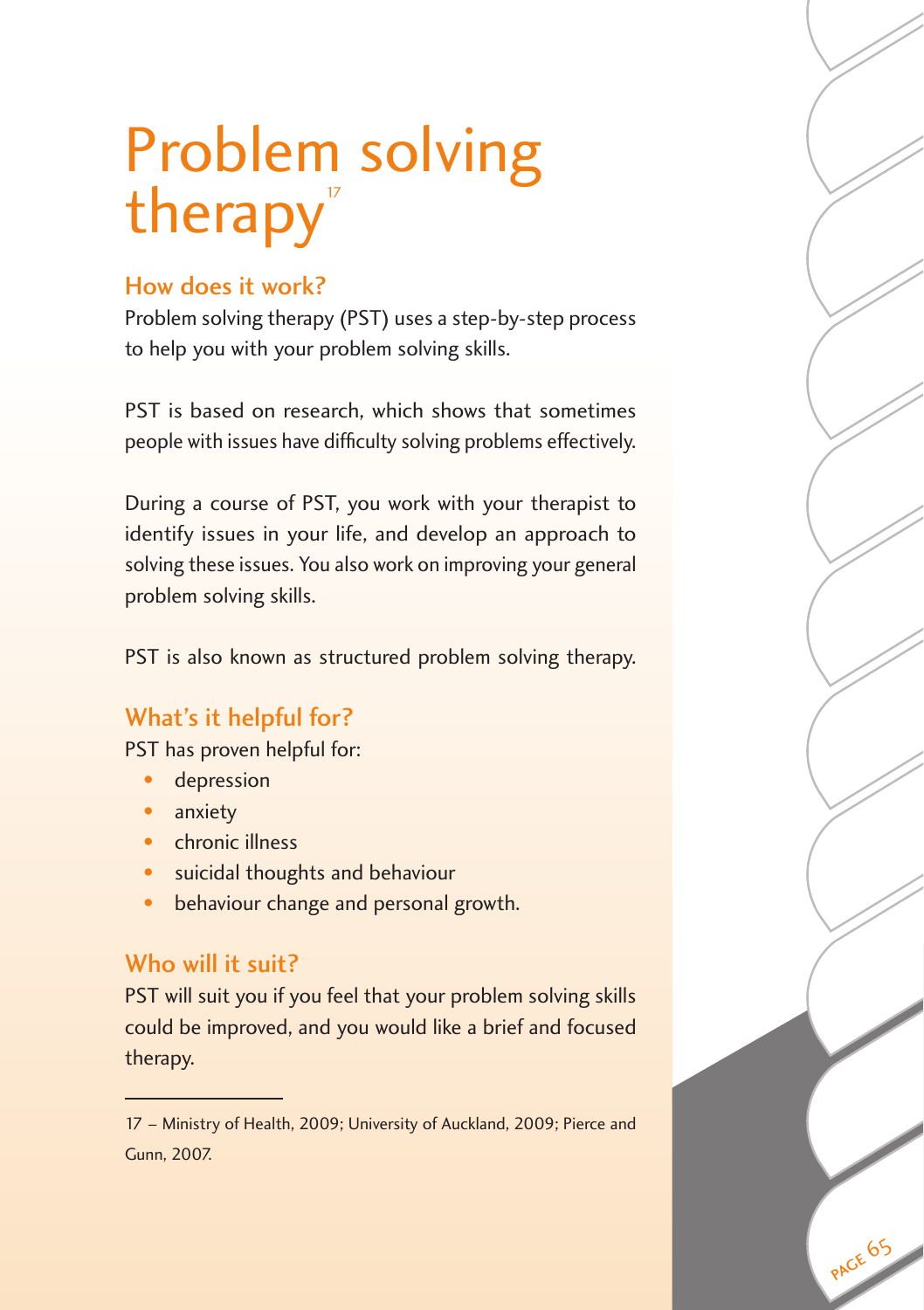# Problem solving therapy[17]

## How does it work?

Problem solving therapy (PST) uses a step-by-step process to help you with your problem solving skills.

PST is based on research, which shows that sometimes people with issues have difficulty solving problems effectively.

During a course of PST, you work with your therapist to identify issues in your life, and develop an approach to solving these issues. You also work on improving your general problem solving skills.

PST is also known as structured problem solving therapy.

## What's it helpful for?

PST has proven helpful for:

- depression
- anxiety
- chronic illness
- suicidal thoughts and behaviour
- behaviour change and personal growth.

## Who will it suit?

PST will suit you if you feel that your problem solving skills could be improved, and you would like a brief and focused therapy.

---

17 – Ministry of Health, 2009; University of Auckland, 2009; Pierce and Gunn, 2007.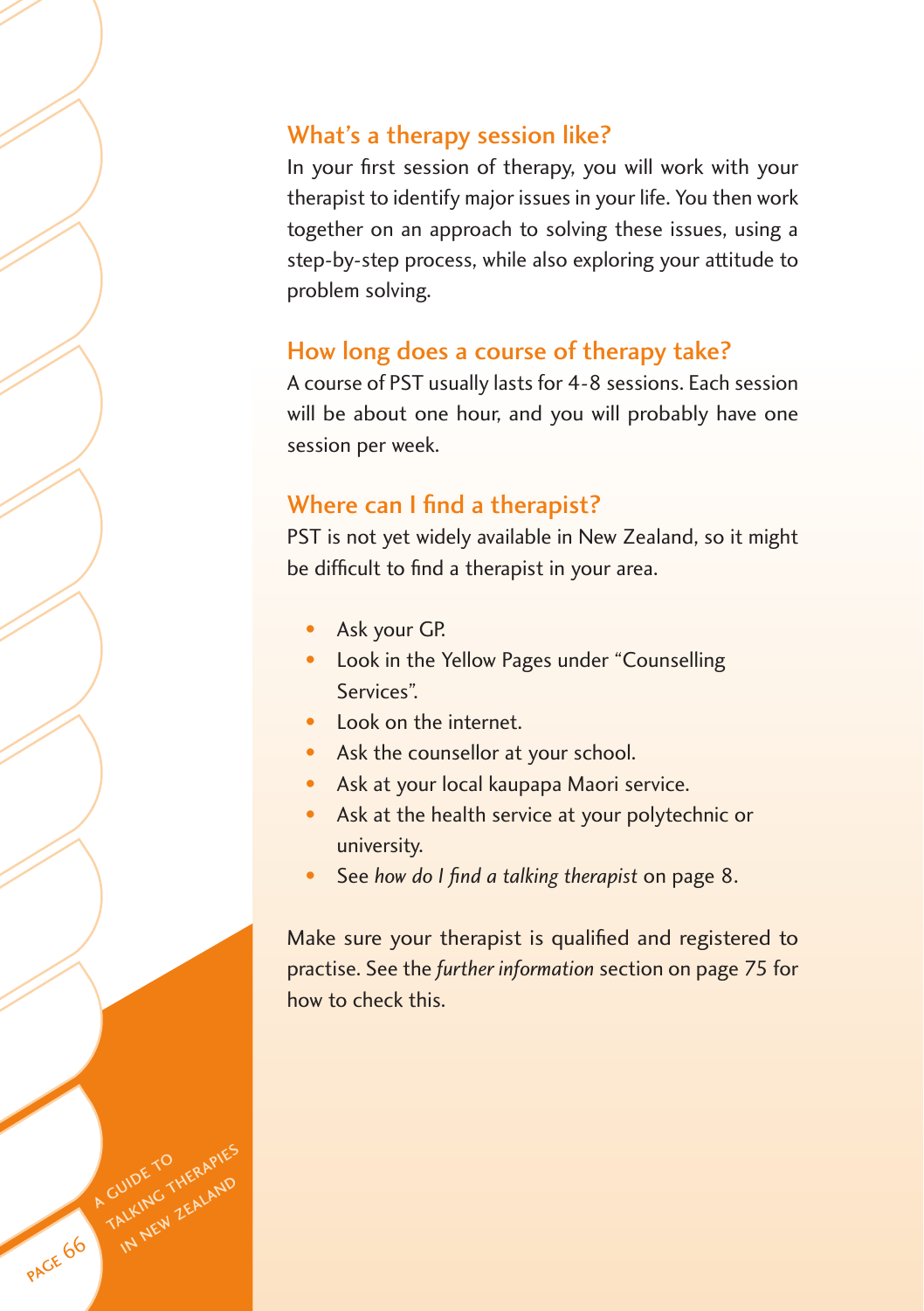## What's a therapy session like?

In your first session of therapy, you will work with your therapist to identify major issues in your life. You then work together on an approach to solving these issues, using a step-by-step process, while also exploring your attitude to problem solving.

## How long does a course of therapy take?

A course of PST usually lasts for 4-8 sessions. Each session will be about one hour, and you will probably have one session per week.

## Where can I find a therapist?

PST is not yet widely available in New Zealand, so it might be difficult to find a therapist in your area.

- Ask your GP.
- Look in the Yellow Pages under "Counselling Services".
- Look on the internet.
- Ask the counsellor at your school.
- Ask at your local kaupapa Maori service.
- Ask at the health service at your polytechnic or university.
- See *how do I find a talking therapist* on page 8.

Make sure your therapist is qualified and registered to practise. See the *further information* section on page 75 for how to check this.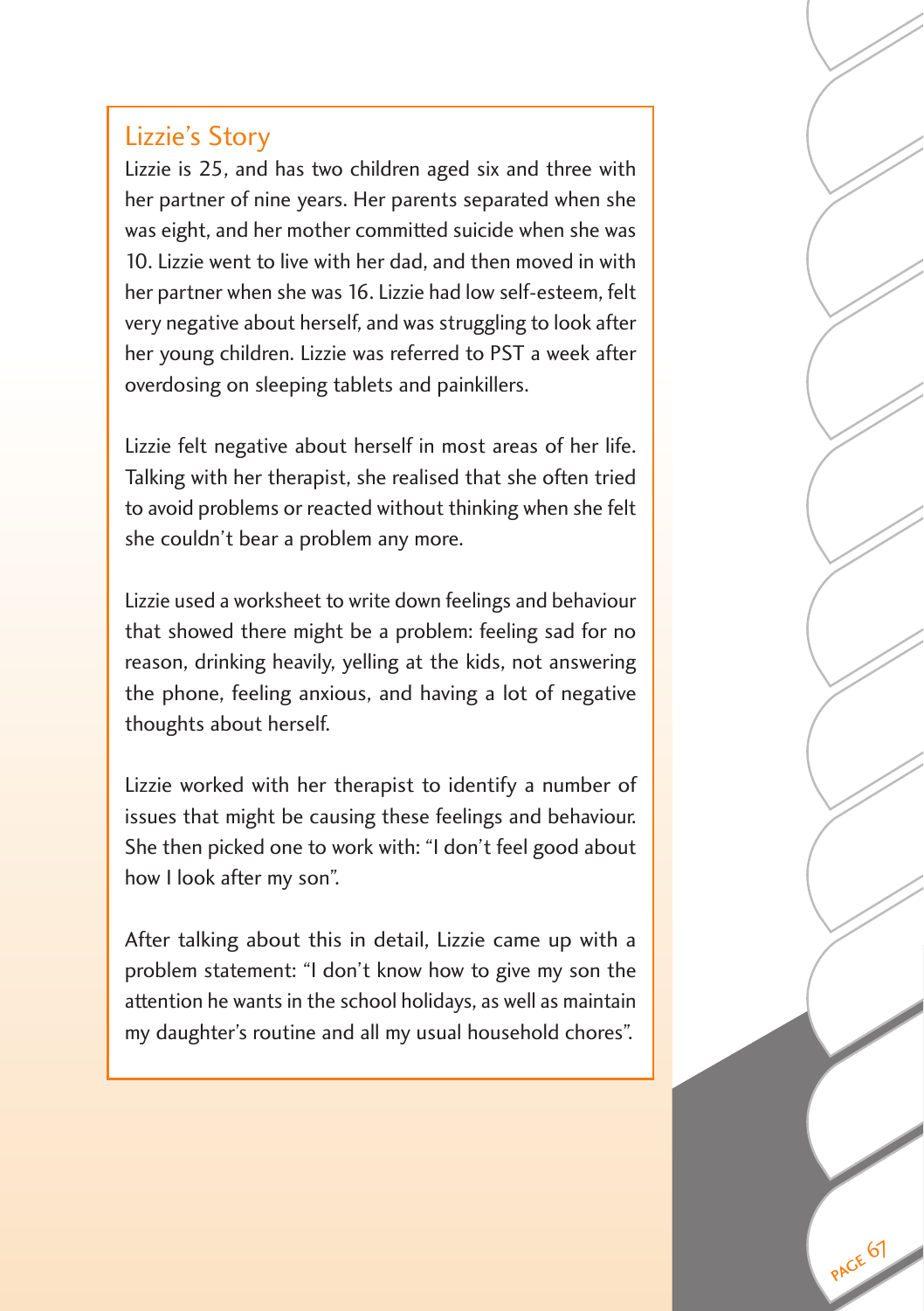## Lizzie's Story

Lizzie is 25, and has two children aged six and three with her partner of nine years. Her parents separated when she was eight, and her mother committed suicide when she was 10. Lizzie went to live with her dad, and then moved in with her partner when she was 16. Lizzie had low self-esteem, felt very negative about herself, and was struggling to look after her young children. Lizzie was referred to PST a week after overdosing on sleeping tablets and painkillers.

Lizzie felt negative about herself in most areas of her life. Talking with her therapist, she realised that she often tried to avoid problems or reacted without thinking when she felt she couldn't bear a problem any more.

Lizzie used a worksheet to write down feelings and behaviour that showed there might be a problem: feeling sad for no reason, drinking heavily, yelling at the kids, not answering the phone, feeling anxious, and having a lot of negative thoughts about herself.

Lizzie worked with her therapist to identify a number of issues that might be causing these feelings and behaviour. She then picked one to work with: "I don't feel good about how I look after my son".

After talking about this in detail, Lizzie came up with a problem statement: "I don't know how to give my son the attention he wants in the school holidays, as well as maintain my daughter's routine and all my usual household chores".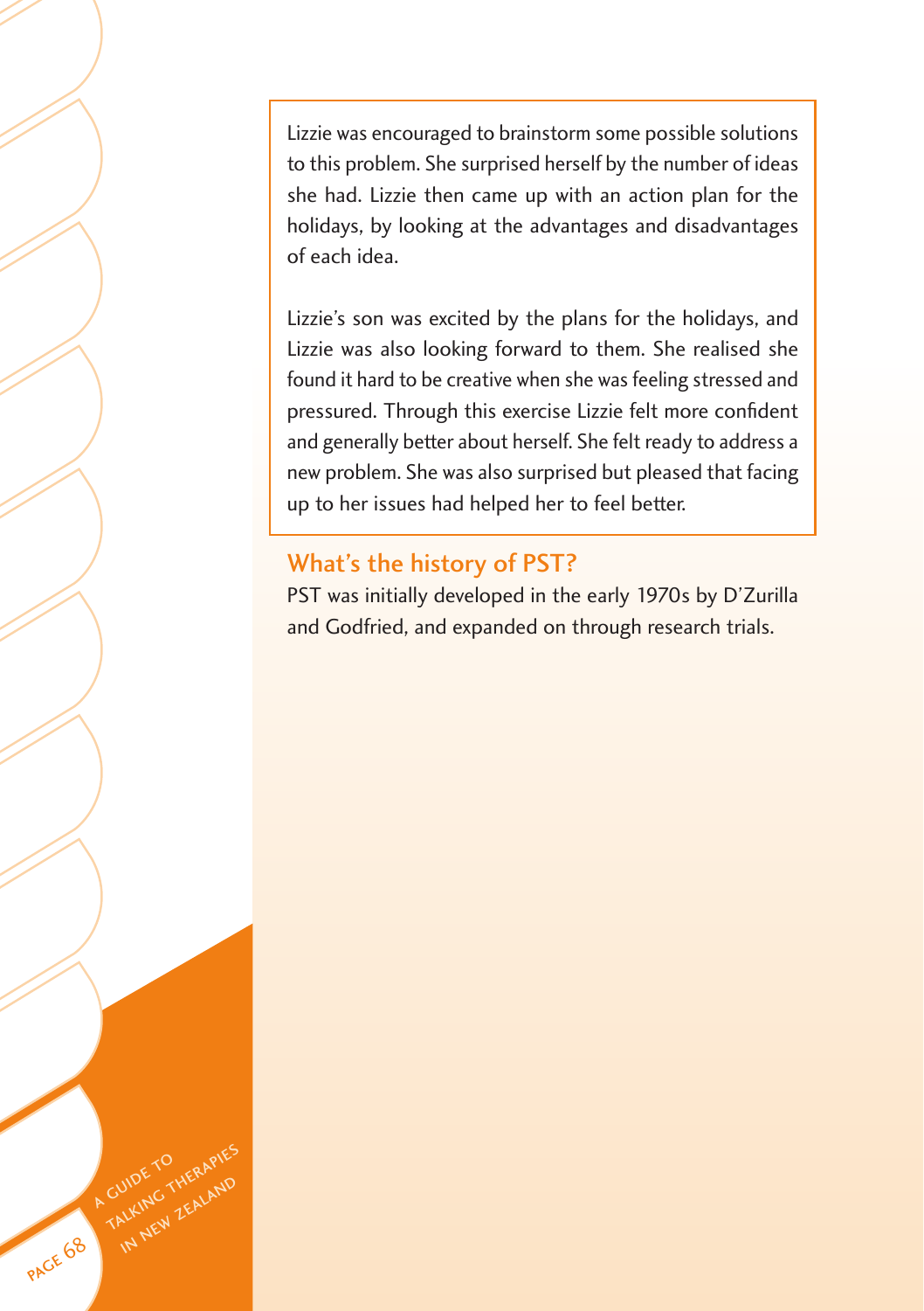Lizzie was encouraged to brainstorm some possible solutions to this problem. She surprised herself by the number of ideas she had. Lizzie then came up with an action plan for the holidays, by looking at the advantages and disadvantages of each idea.

Lizzie's son was excited by the plans for the holidays, and Lizzie was also looking forward to them. She realised she found it hard to be creative when she was feeling stressed and pressured. Through this exercise Lizzie felt more confident and generally better about herself. She felt ready to address a new problem. She was also surprised but pleased that facing up to her issues had helped her to feel better.

## What's the history of PST?

PST was initially developed in the early 1970s by D'Zurilla and Godfried, and expanded on through research trials.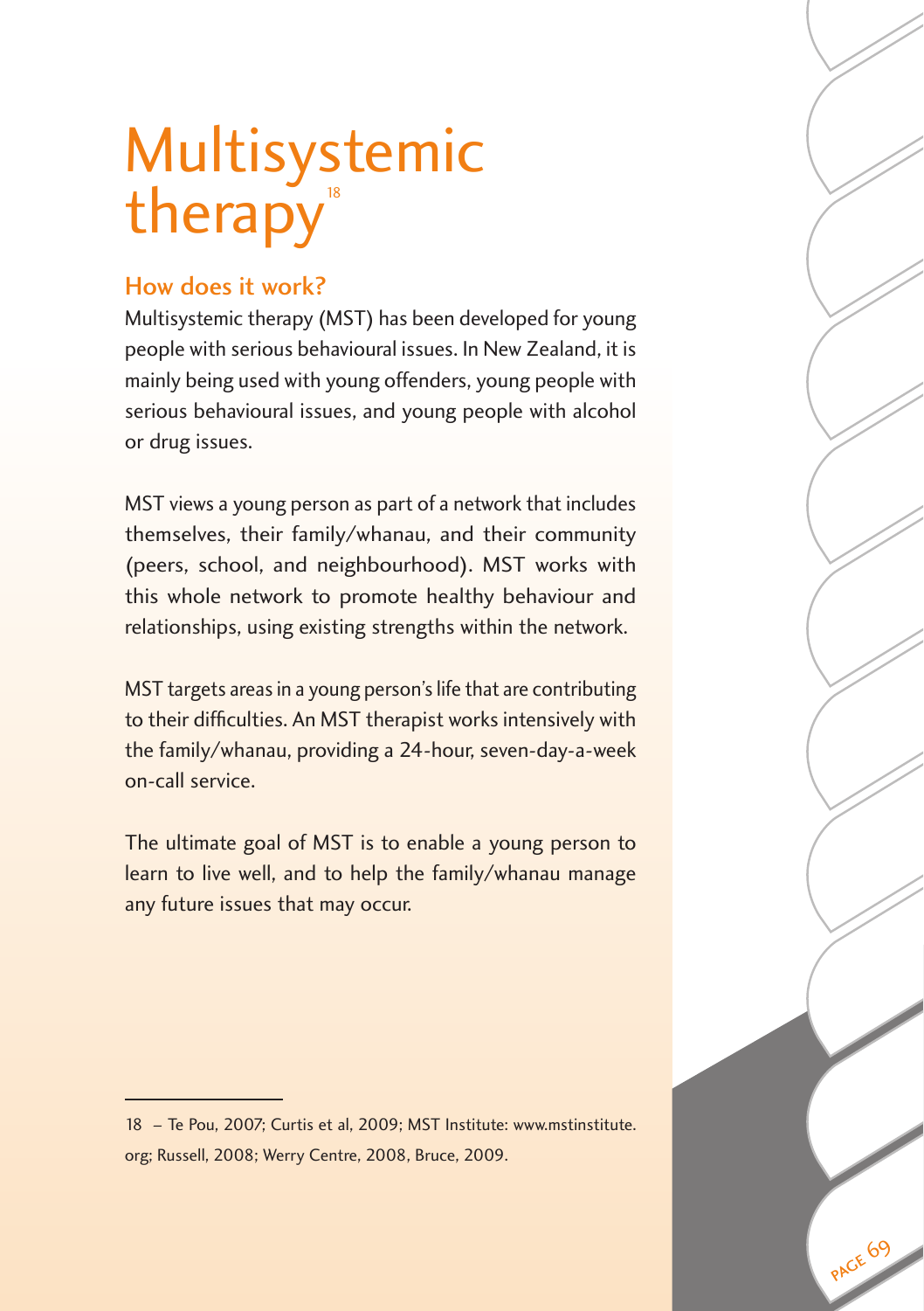# Multisystemic therapy[18]

## How does it work?

Multisystemic therapy (MST) has been developed for young people with serious behavioural issues. In New Zealand, it is mainly being used with young offenders, young people with serious behavioural issues, and young people with alcohol or drug issues.

MST views a young person as part of a network that includes themselves, their family/whanau, and their community (peers, school, and neighbourhood). MST works with this whole network to promote healthy behaviour and relationships, using existing strengths within the network.

MST targets areas in a young person's life that are contributing to their difficulties. An MST therapist works intensively with the family/whanau, providing a 24-hour, seven-day-a-week on-call service.

The ultimate goal of MST is to enable a young person to learn to live well, and to help the family/whanau manage any future issues that may occur.

---

18 – Te Pou, 2007; Curtis et al, 2009; MST Institute: www.mstinstitute.org; Russell, 2008; Werry Centre, 2008, Bruce, 2009.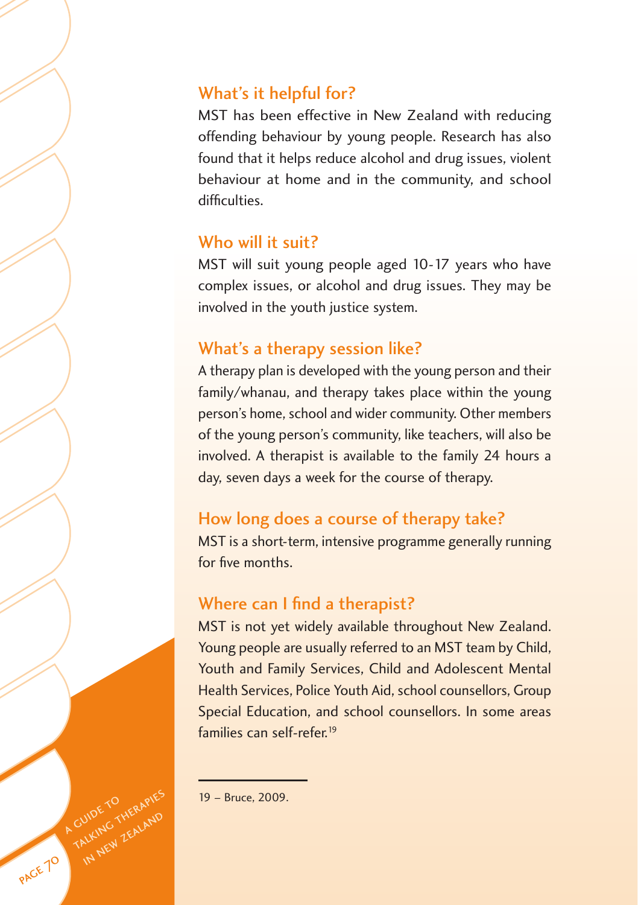### What's it helpful for?

MST has been effective in New Zealand with reducing offending behaviour by young people. Research has also found that it helps reduce alcohol and drug issues, violent behaviour at home and in the community, and school difficulties.

### Who will it suit?

MST will suit young people aged 10-17 years who have complex issues, or alcohol and drug issues. They may be involved in the youth justice system.

### What's a therapy session like?

A therapy plan is developed with the young person and their family/whanau, and therapy takes place within the young person's home, school and wider community. Other members of the young person's community, like teachers, will also be involved. A therapist is available to the family 24 hours a day, seven days a week for the course of therapy.

### How long does a course of therapy take?

MST is a short-term, intensive programme generally running for five months.

### Where can I find a therapist?

MST is not yet widely available throughout New Zealand. Young people are usually referred to an MST team by Child, Youth and Family Services, Child and Adolescent Mental Health Services, Police Youth Aid, school counsellors, Group Special Education, and school counsellors. In some areas families can self-refer.[19]

---

19 – Bruce, 2009.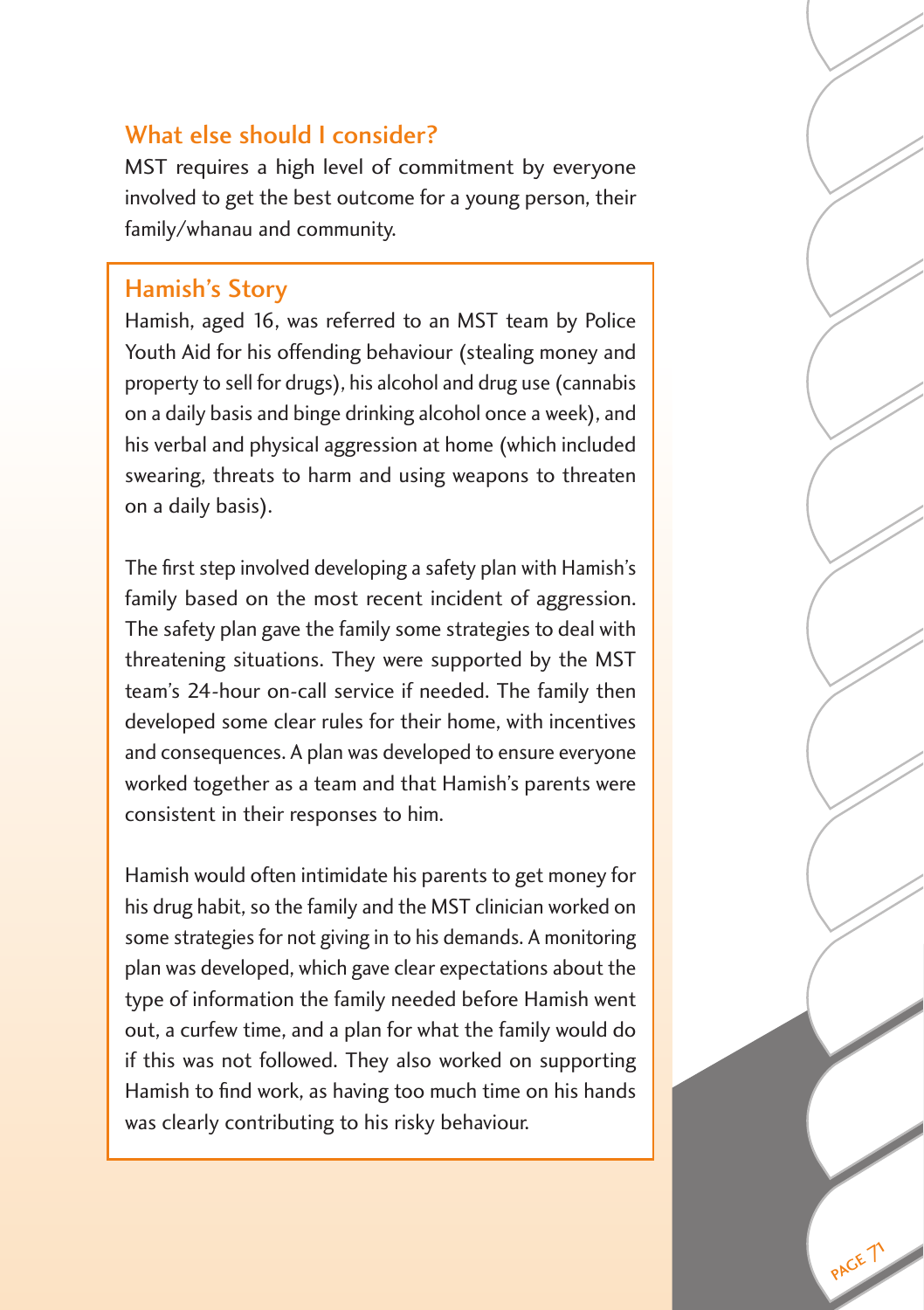## What else should I consider?

MST requires a high level of commitment by everyone involved to get the best outcome for a young person, their family/whanau and community.

### Hamish's Story

Hamish, aged 16, was referred to an MST team by Police Youth Aid for his offending behaviour (stealing money and property to sell for drugs), his alcohol and drug use (cannabis on a daily basis and binge drinking alcohol once a week), and his verbal and physical aggression at home (which included swearing, threats to harm and using weapons to threaten on a daily basis).

The first step involved developing a safety plan with Hamish's family based on the most recent incident of aggression. The safety plan gave the family some strategies to deal with threatening situations. They were supported by the MST team's 24-hour on-call service if needed. The family then developed some clear rules for their home, with incentives and consequences. A plan was developed to ensure everyone worked together as a team and that Hamish's parents were consistent in their responses to him.

Hamish would often intimidate his parents to get money for his drug habit, so the family and the MST clinician worked on some strategies for not giving in to his demands. A monitoring plan was developed, which gave clear expectations about the type of information the family needed before Hamish went out, a curfew time, and a plan for what the family would do if this was not followed. They also worked on supporting Hamish to find work, as having too much time on his hands was clearly contributing to his risky behaviour.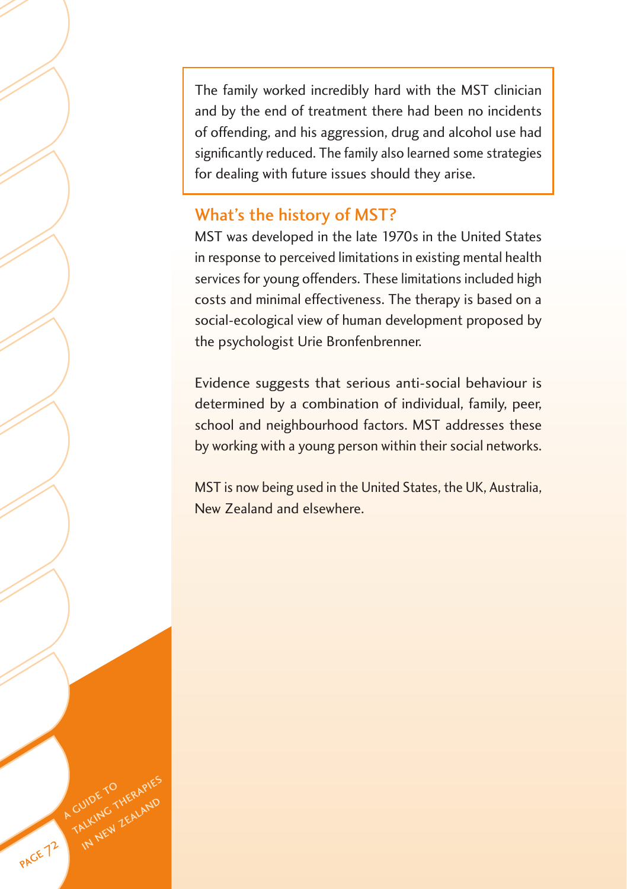The family worked incredibly hard with the MST clinician and by the end of treatment there had been no incidents of offending, and his aggression, drug and alcohol use had significantly reduced. The family also learned some strategies for dealing with future issues should they arise.

## What's the history of MST?

MST was developed in the late 1970s in the United States in response to perceived limitations in existing mental health services for young offenders. These limitations included high costs and minimal effectiveness. The therapy is based on a social-ecological view of human development proposed by the psychologist Urie Bronfenbrenner.

Evidence suggests that serious anti-social behaviour is determined by a combination of individual, family, peer, school and neighbourhood factors. MST addresses these by working with a young person within their social networks.

MST is now being used in the United States, the UK, Australia, New Zealand and elsewhere.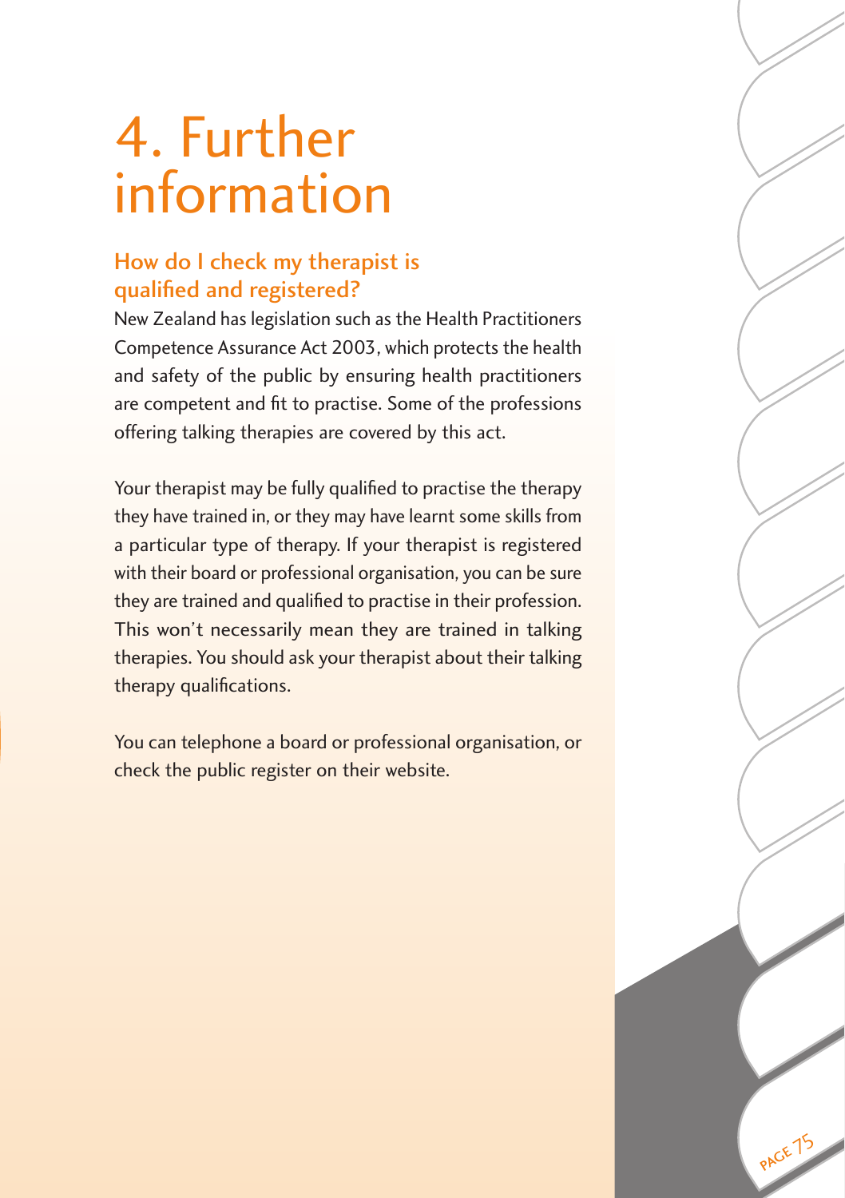# 4. Further information

## How do I check my therapist is qualified and registered?

New Zealand has legislation such as the Health Practitioners Competence Assurance Act 2003, which protects the health and safety of the public by ensuring health practitioners are competent and fit to practise. Some of the professions offering talking therapies are covered by this act.

Your therapist may be fully qualified to practise the therapy they have trained in, or they may have learnt some skills from a particular type of therapy. If your therapist is registered with their board or professional organisation, you can be sure they are trained and qualified to practise in their profession. This won't necessarily mean they are trained in talking therapies. You should ask your therapist about their talking therapy qualifications.

You can telephone a board or professional organisation, or check the public register on their website.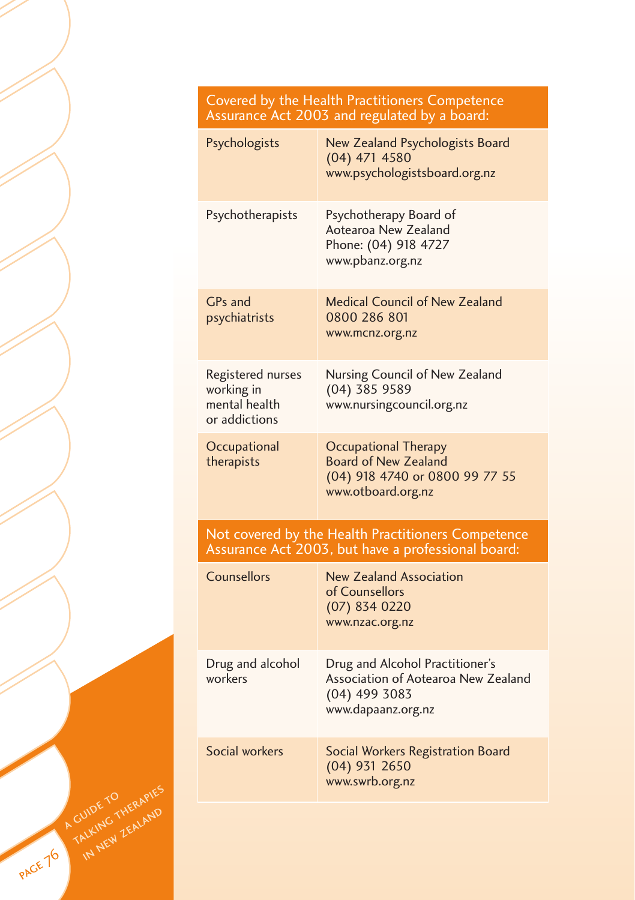| Covered by the Health Practitioners Competence Assurance Act 2003 and regulated by a board: | |
|---|---|
| Psychologists | New Zealand Psychologists Board<br>(04) 471 4580<br>www.psychologistsboard.org.nz |
| Psychotherapists | Psychotherapy Board of Aotearoa New Zealand<br>Phone: (04) 918 4727<br>www.pbanz.org.nz |
| GPs and psychiatrists | Medical Council of New Zealand<br>0800 286 801<br>www.mcnz.org.nz |
| Registered nurses working in mental health or addictions | Nursing Council of New Zealand<br>(04) 385 9589<br>www.nursingcouncil.org.nz |
| Occupational therapists | Occupational Therapy Board of New Zealand<br>(04) 918 4740 or 0800 99 77 55<br>www.otboard.org.nz |

| Not covered by the Health Practitioners Competence Assurance Act 2003, but have a professional board: | |
|---|---|
| Counsellors | New Zealand Association of Counsellors<br>(07) 834 0220<br>www.nzac.org.nz |
| Drug and alcohol workers | Drug and Alcohol Practitioner's Association of Aotearoa New Zealand<br>(04) 499 3083<br>www.dapaanz.org.nz |
| Social workers | Social Workers Registration Board<br>(04) 931 2650<br>www.swrb.org.nz |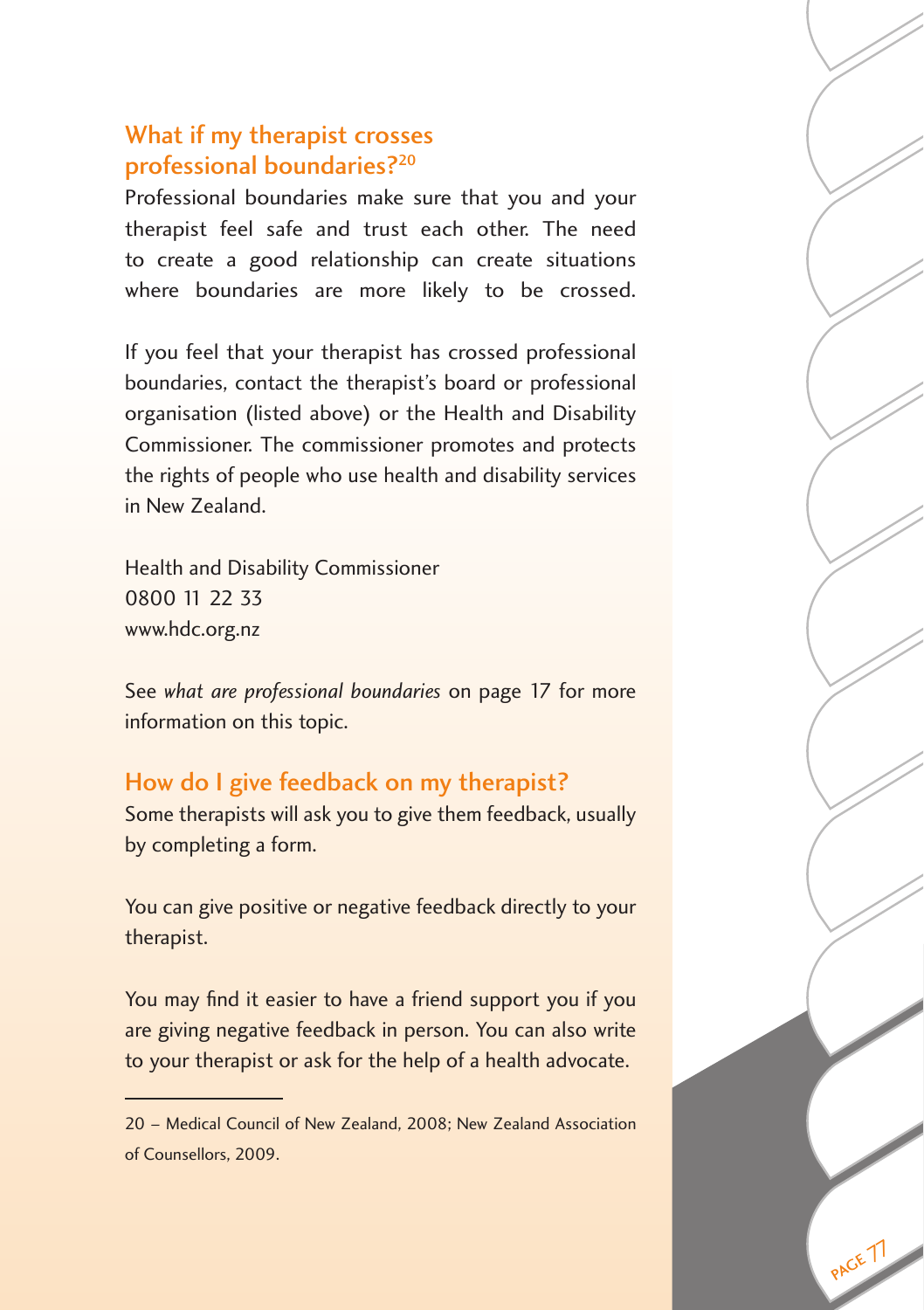## What if my therapist crosses professional boundaries?[20]

Professional boundaries make sure that you and your therapist feel safe and trust each other. The need to create a good relationship can create situations where boundaries are more likely to be crossed.

If you feel that your therapist has crossed professional boundaries, contact the therapist's board or professional organisation (listed above) or the Health and Disability Commissioner. The commissioner promotes and protects the rights of people who use health and disability services in New Zealand.

Health and Disability Commissioner
0800 11 22 33
www.hdc.org.nz

See *what are professional boundaries* on page 17 for more information on this topic.

## How do I give feedback on my therapist?

Some therapists will ask you to give them feedback, usually by completing a form.

You can give positive or negative feedback directly to your therapist.

You may find it easier to have a friend support you if you are giving negative feedback in person. You can also write to your therapist or ask for the help of a health advocate.

---

20 – Medical Council of New Zealand, 2008; New Zealand Association of Counsellors, 2009.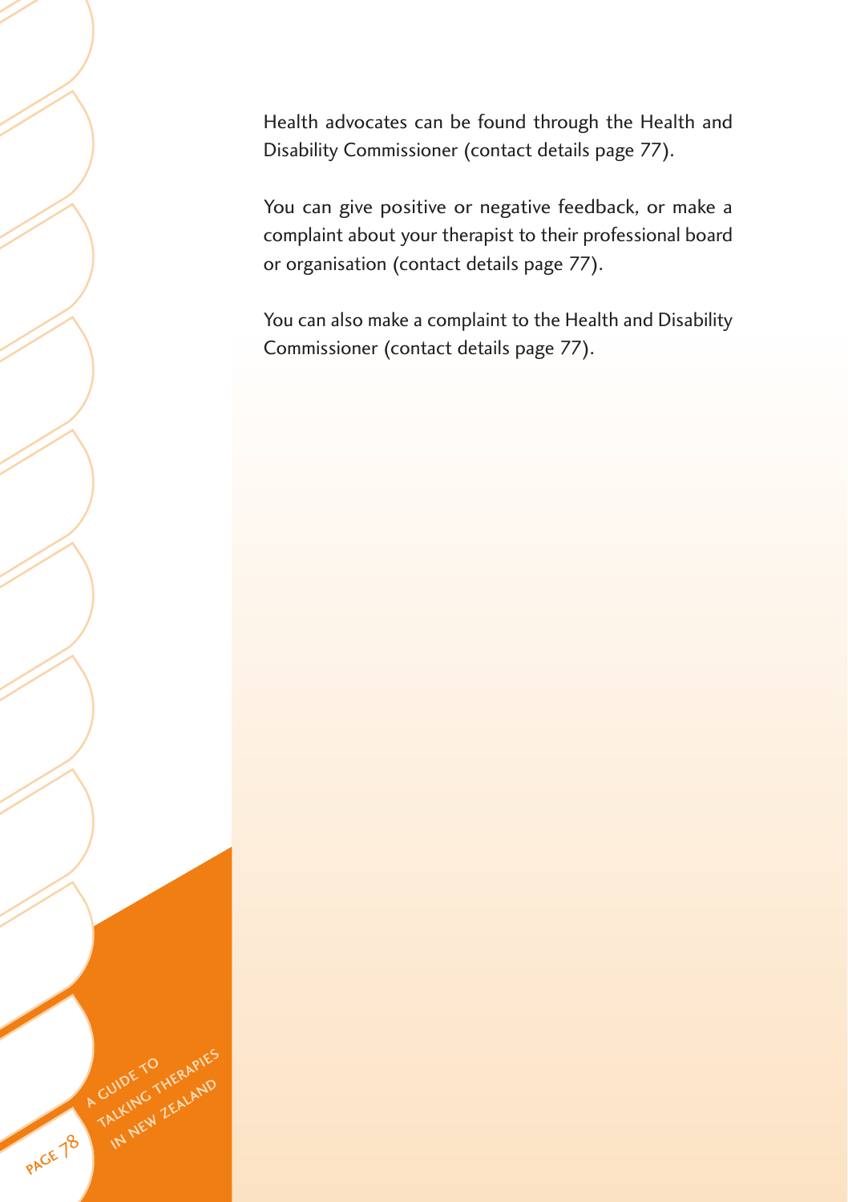Health advocates can be found through the Health and Disability Commissioner (contact details page 77).

You can give positive or negative feedback, or make a complaint about your therapist to their professional board or organisation (contact details page 77).

You can also make a complaint to the Health and Disability Commissioner (contact details page 77).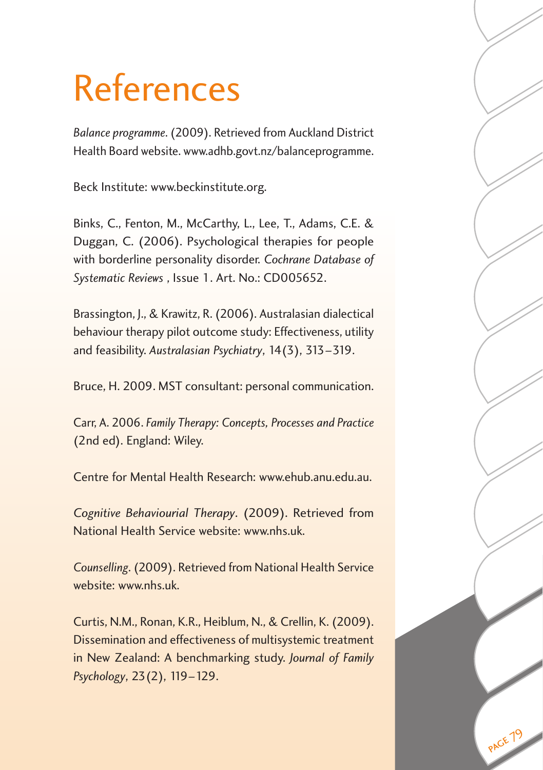# References

*Balance programme*. (2009). Retrieved from Auckland District Health Board website. www.adhb.govt.nz/balanceprogramme.

Beck Institute: www.beckinstitute.org.

Binks, C., Fenton, M., McCarthy, L., Lee, T., Adams, C.E. & Duggan, C. (2006). Psychological therapies for people with borderline personality disorder. *Cochrane Database of Systematic Reviews* , Issue 1. Art. No.: CD005652.

Brassington, J., & Krawitz, R. (2006). Australasian dialectical behaviour therapy pilot outcome study: Effectiveness, utility and feasibility. *Australasian Psychiatry*, 14(3), 313–319.

Bruce, H. 2009. MST consultant: personal communication.

Carr, A. 2006. *Family Therapy: Concepts, Processes and Practice* (2nd ed). England: Wiley.

Centre for Mental Health Research: www.ehub.anu.edu.au.

*Cognitive Behaviourial Therapy*. (2009). Retrieved from National Health Service website: www.nhs.uk.

*Counselling*. (2009). Retrieved from National Health Service website: www.nhs.uk.

Curtis, N.M., Ronan, K.R., Heiblum, N., & Crellin, K. (2009). Dissemination and effectiveness of multisystemic treatment in New Zealand: A benchmarking study. *Journal of Family Psychology*, 23(2), 119–129.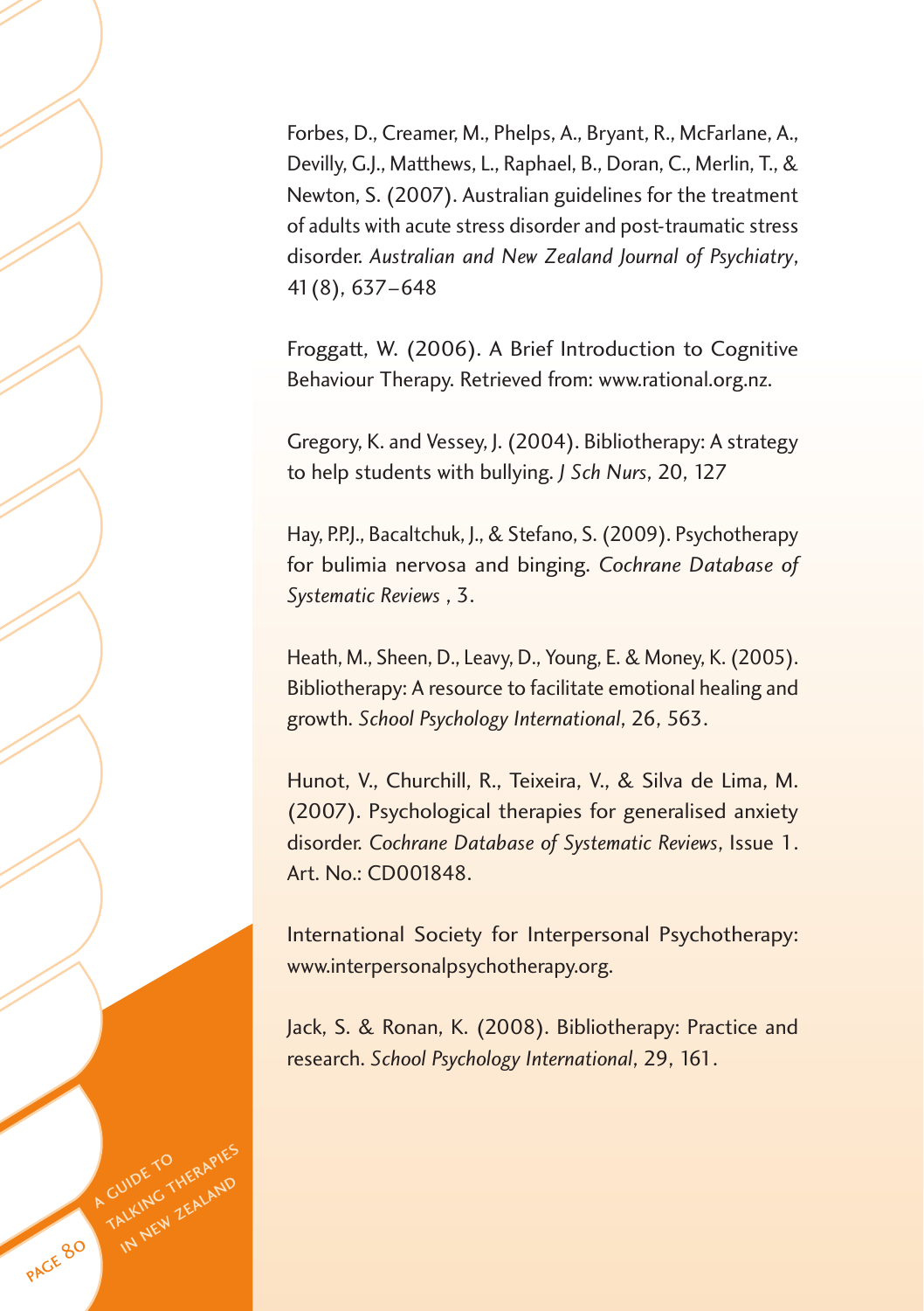Forbes, D., Creamer, M., Phelps, A., Bryant, R., McFarlane, A., Devilly, G.J., Matthews, L., Raphael, B., Doran, C., Merlin, T., & Newton, S. (2007). Australian guidelines for the treatment of adults with acute stress disorder and post-traumatic stress disorder. *Australian and New Zealand Journal of Psychiatry*, 41 (8), 637–648

Froggatt, W. (2006). A Brief Introduction to Cognitive Behaviour Therapy. Retrieved from: www.rational.org.nz.

Gregory, K. and Vessey, J. (2004). Bibliotherapy: A strategy to help students with bullying. *J Sch Nurs*, 20, 127

Hay, P.P.J., Bacaltchuk, J., & Stefano, S. (2009). Psychotherapy for bulimia nervosa and binging. *Cochrane Database of Systematic Reviews* , 3.

Heath, M., Sheen, D., Leavy, D., Young, E. & Money, K. (2005). Bibliotherapy: A resource to facilitate emotional healing and growth. *School Psychology International*, 26, 563.

Hunot, V., Churchill, R., Teixeira, V., & Silva de Lima, M. (2007). Psychological therapies for generalised anxiety disorder. *Cochrane Database of Systematic Reviews*, Issue 1. Art. No.: CD001848.

International Society for Interpersonal Psychotherapy: www.interpersonalpsychotherapy.org.

Jack, S. & Ronan, K. (2008). Bibliotherapy: Practice and research. *School Psychology International*, 29, 161.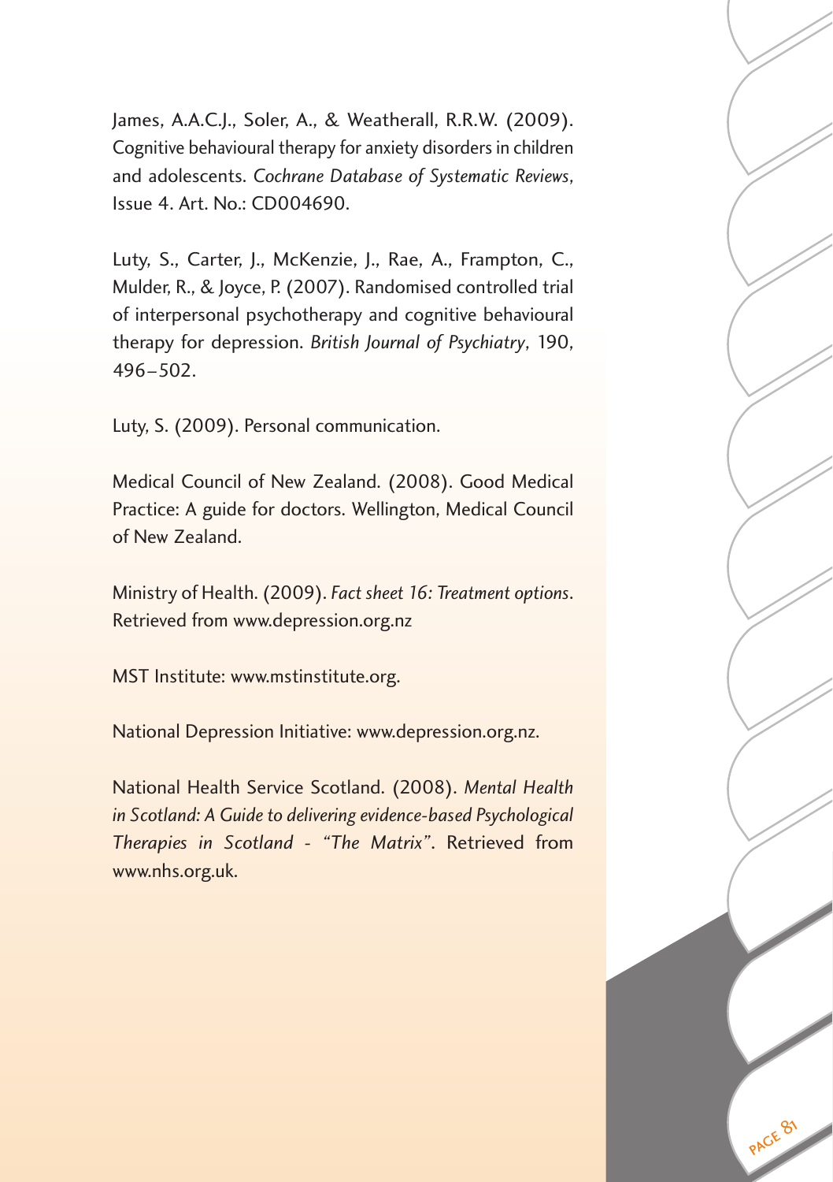James, A.A.C.J., Soler, A., & Weatherall, R.R.W. (2009). Cognitive behavioural therapy for anxiety disorders in children and adolescents. *Cochrane Database of Systematic Reviews*, Issue 4. Art. No.: CD004690.

Luty, S., Carter, J., McKenzie, J., Rae, A., Frampton, C., Mulder, R., & Joyce, P. (2007). Randomised controlled trial of interpersonal psychotherapy and cognitive behavioural therapy for depression. *British Journal of Psychiatry*, 190, 496–502.

Luty, S. (2009). Personal communication.

Medical Council of New Zealand. (2008). Good Medical Practice: A guide for doctors. Wellington, Medical Council of New Zealand.

Ministry of Health. (2009). *Fact sheet 16: Treatment options*. Retrieved from www.depression.org.nz

MST Institute: www.mstinstitute.org.

National Depression Initiative: www.depression.org.nz.

National Health Service Scotland. (2008). *Mental Health in Scotland: A Guide to delivering evidence-based Psychological Therapies in Scotland - "The Matrix"*. Retrieved from www.nhs.org.uk.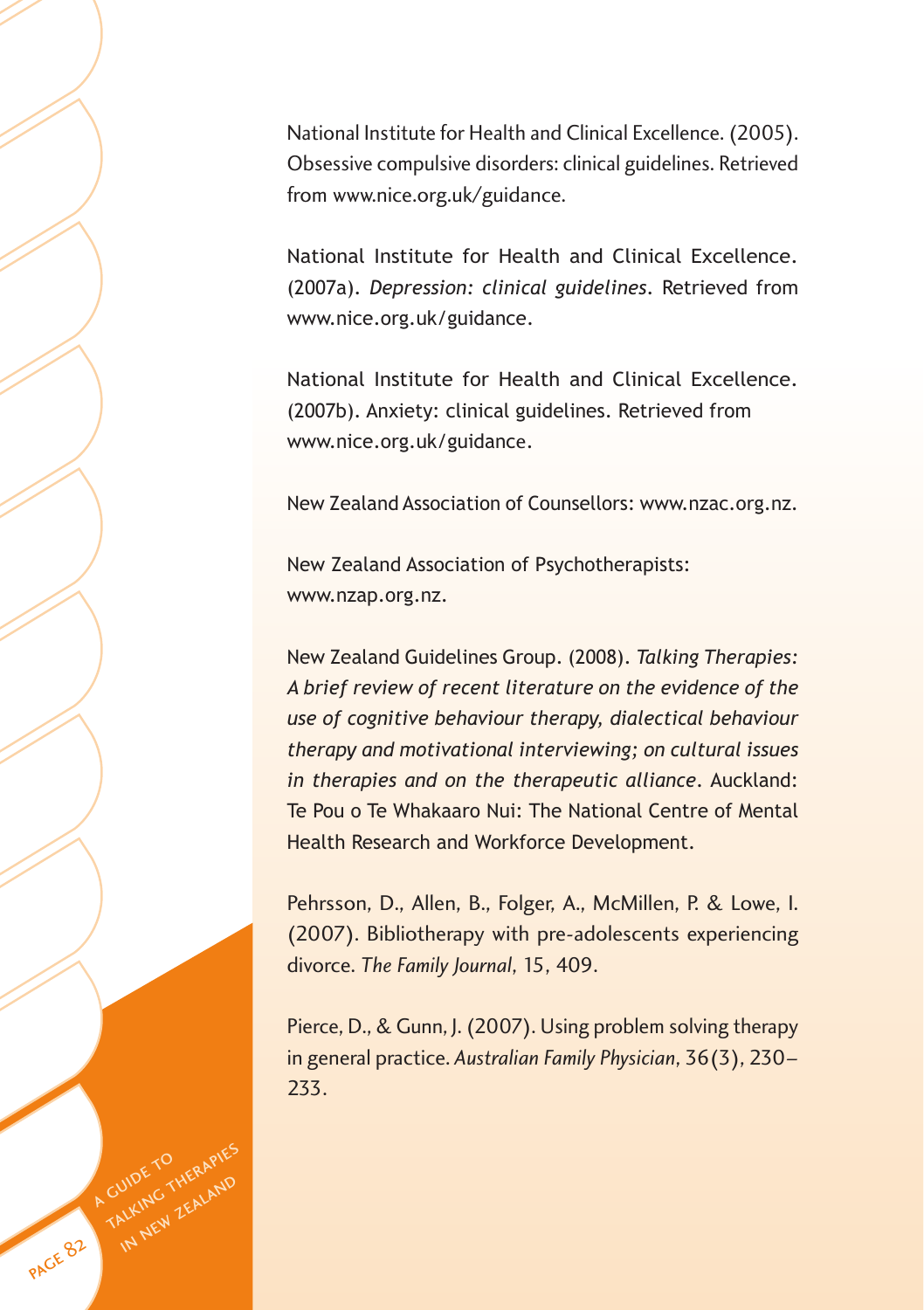National Institute for Health and Clinical Excellence. (2005). Obsessive compulsive disorders: clinical guidelines. Retrieved from www.nice.org.uk/guidance.

National Institute for Health and Clinical Excellence. (2007a). *Depression: clinical guidelines*. Retrieved from www.nice.org.uk/guidance.

National Institute for Health and Clinical Excellence. (2007b). Anxiety: clinical guidelines. Retrieved from www.nice.org.uk/guidance.

New Zealand Association of Counsellors: www.nzac.org.nz.

New Zealand Association of Psychotherapists: www.nzap.org.nz.

New Zealand Guidelines Group. (2008). *Talking Therapies: A brief review of recent literature on the evidence of the use of cognitive behaviour therapy, dialectical behaviour therapy and motivational interviewing; on cultural issues in therapies and on the therapeutic alliance*. Auckland: Te Pou o Te Whakaaro Nui: The National Centre of Mental Health Research and Workforce Development.

Pehrsson, D., Allen, B., Folger, A., McMillen, P. & Lowe, I. (2007). Bibliotherapy with pre-adolescents experiencing divorce. *The Family Journal*, 15, 409.

Pierce, D., & Gunn, J. (2007). Using problem solving therapy in general practice. *Australian Family Physician*, 36(3), 230–233.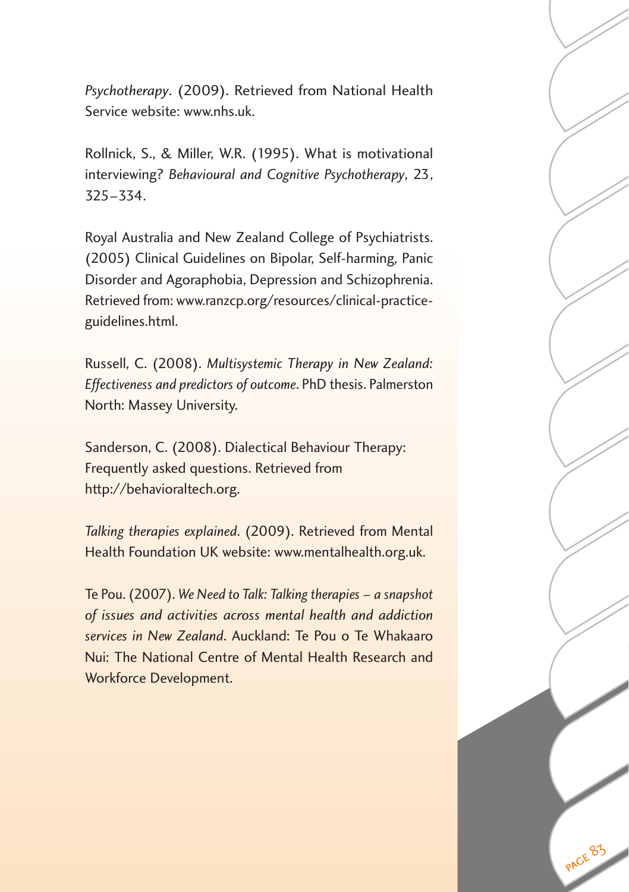*Psychotherapy*. (2009). Retrieved from National Health Service website: www.nhs.uk.

Rollnick, S., & Miller, W.R. (1995). What is motivational interviewing? *Behavioural and Cognitive Psychotherapy*, 23, 325–334.

Royal Australia and New Zealand College of Psychiatrists. (2005) Clinical Guidelines on Bipolar, Self-harming, Panic Disorder and Agoraphobia, Depression and Schizophrenia. Retrieved from: www.ranzcp.org/resources/clinical-practice-guidelines.html.

Russell, C. (2008). *Multisystemic Therapy in New Zealand: Effectiveness and predictors of outcome*. PhD thesis. Palmerston North: Massey University.

Sanderson, C. (2008). Dialectical Behaviour Therapy: Frequently asked questions. Retrieved from http://behavioraltech.org.

*Talking therapies explained*. (2009). Retrieved from Mental Health Foundation UK website: www.mentalhealth.org.uk.

Te Pou. (2007). *We Need to Talk: Talking therapies – a snapshot of issues and activities across mental health and addiction services in New Zealand*. Auckland: Te Pou o Te Whakaaro Nui: The National Centre of Mental Health Research and Workforce Development.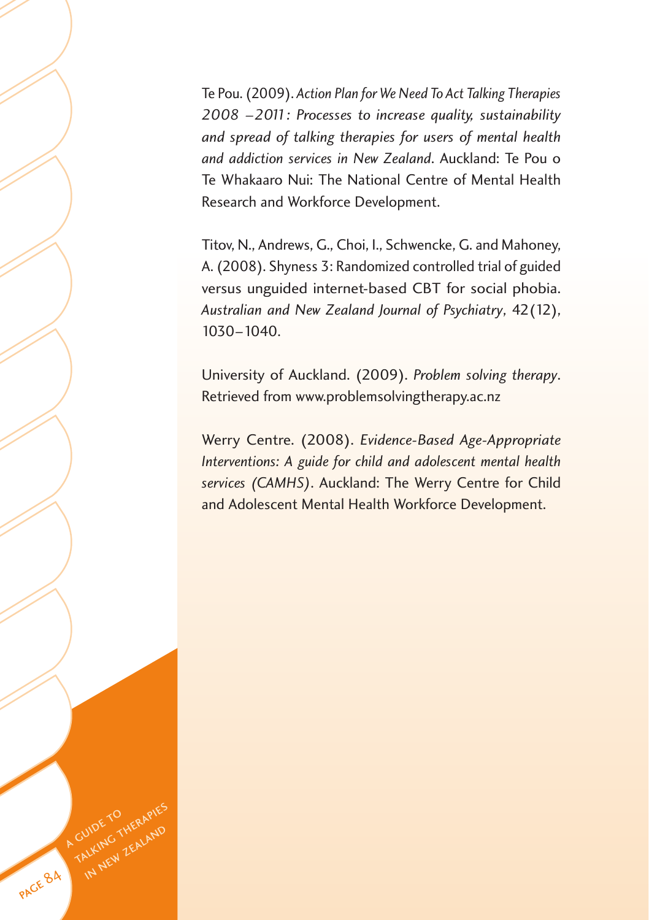Te Pou. (2009). *Action Plan for We Need To Act Talking Therapies 2008 –2011: Processes to increase quality, sustainability and spread of talking therapies for users of mental health and addiction services in New Zealand*. Auckland: Te Pou o Te Whakaaro Nui: The National Centre of Mental Health Research and Workforce Development.

Titov, N., Andrews, G., Choi, I., Schwencke, G. and Mahoney, A. (2008). Shyness 3: Randomized controlled trial of guided versus unguided internet-based CBT for social phobia. *Australian and New Zealand Journal of Psychiatry*, 42(12), 1030–1040.

University of Auckland. (2009). *Problem solving therapy*. Retrieved from www.problemsolvingtherapy.ac.nz

Werry Centre. (2008). *Evidence-Based Age-Appropriate Interventions: A guide for child and adolescent mental health services (CAMHS)*. Auckland: The Werry Centre for Child and Adolescent Mental Health Workforce Development.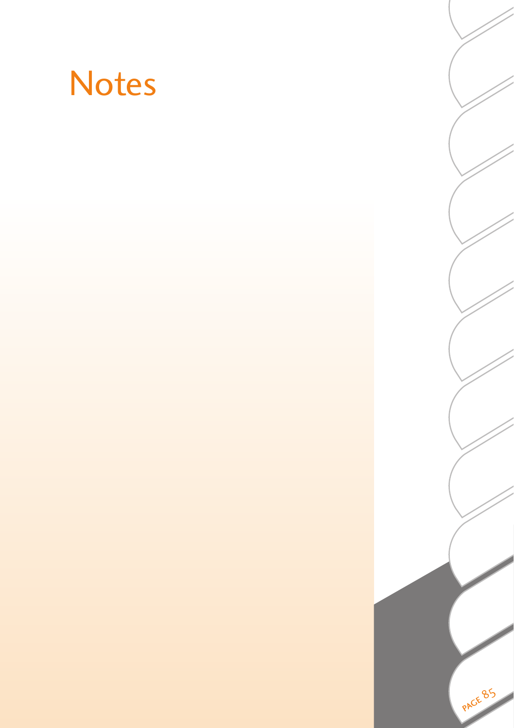# Notes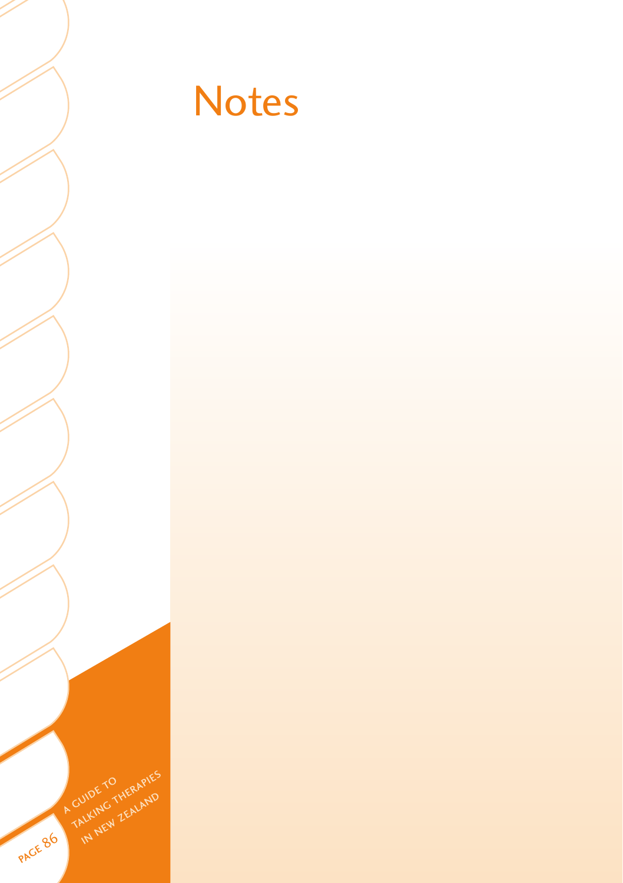# Notes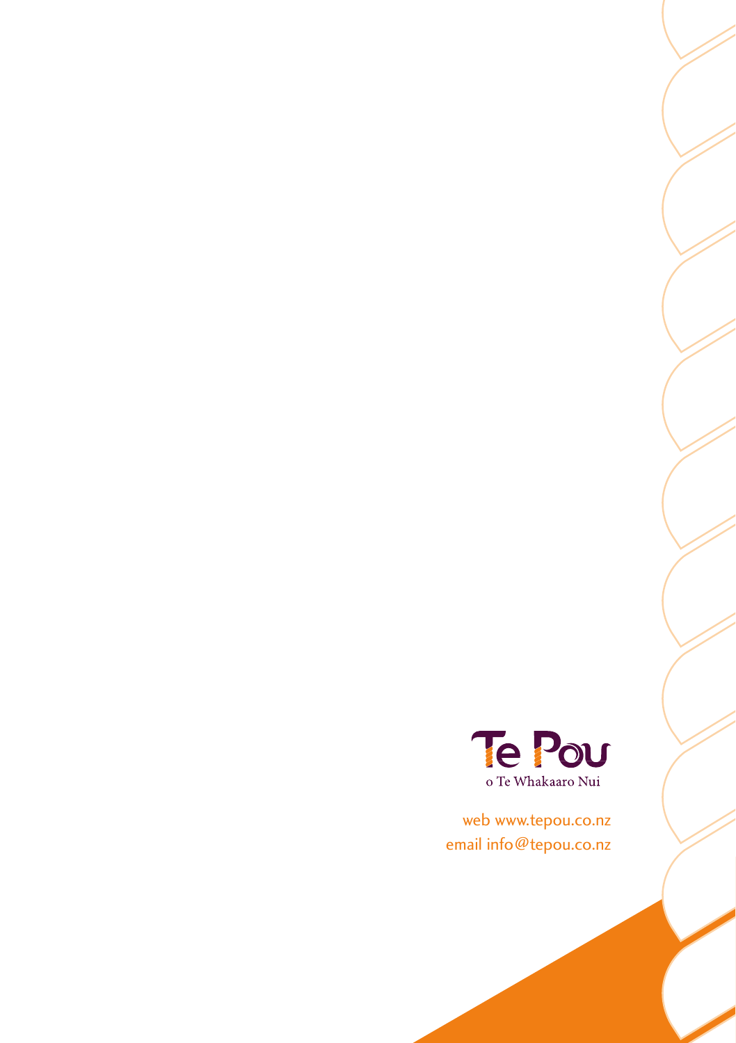Te Pou

o Te Whakaaro Nui

web www.tepou.co.nz

email info@tepou.co.nz